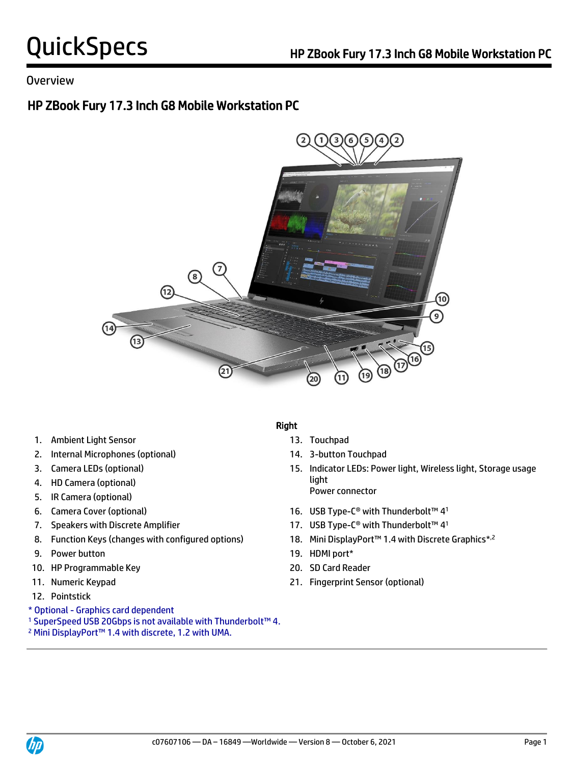# QuickSpecs

## Overview

## HP ZBook Fury 17.3 Inch G8 Mobile Workstation PC

1. Ambient Light Sensor
2. Internal Microphones (optional)
3. Camera LEDs (optional)
4. HD Camera (optional)
5. IR Camera (optional)
6. Camera Cover (optional)
7. Speakers with Discrete Amplifier
8. Function Keys (changes with configured options)
9. Power button
10. HP Programmable Key
11. Numeric Keypad
12. Pointstick

**Right**

13. Touchpad
14. 3-button Touchpad
15. Indicator LEDs: Power light, Wireless light, Storage usage light
    Power connector
16. USB Type-C® with Thunderbolt™ 4[1]
17. USB Type-C® with Thunderbolt™ 4[1]
18. Mini DisplayPort™ 1.4 with Discrete Graphics*,[2]
19. HDMI port*
20. SD Card Reader
21. Fingerprint Sensor (optional)

\* Optional - Graphics card dependent
[1] SuperSpeed USB 20Gbps is not available with Thunderbolt™ 4.
[2] Mini DisplayPort™ 1.4 with discrete, 1.2 with UMA.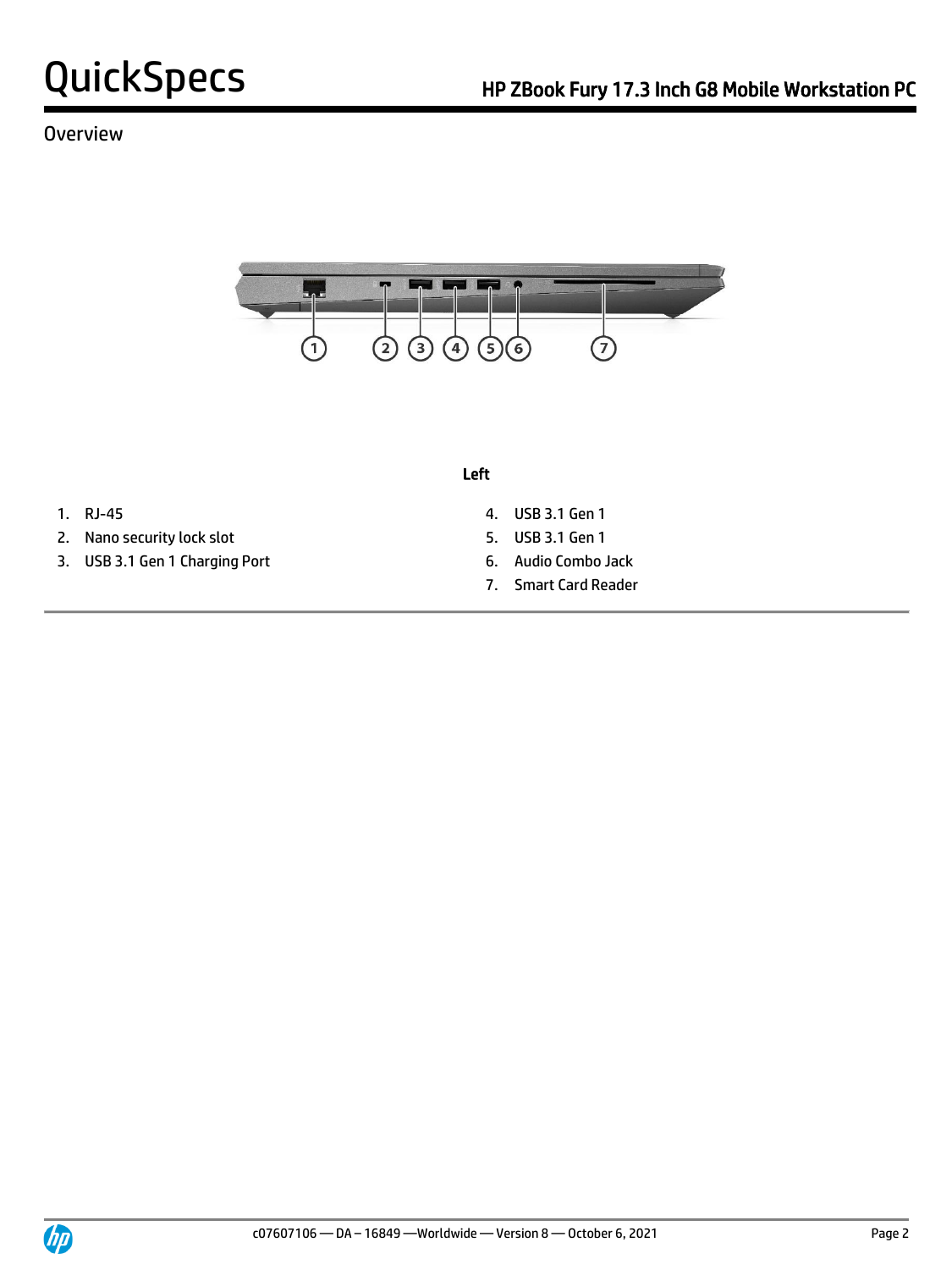## Overview

**Left**

1. RJ-45
2. Nano security lock slot
3. USB 3.1 Gen 1 Charging Port
4. USB 3.1 Gen 1
5. USB 3.1 Gen 1
6. Audio Combo Jack
7. Smart Card Reader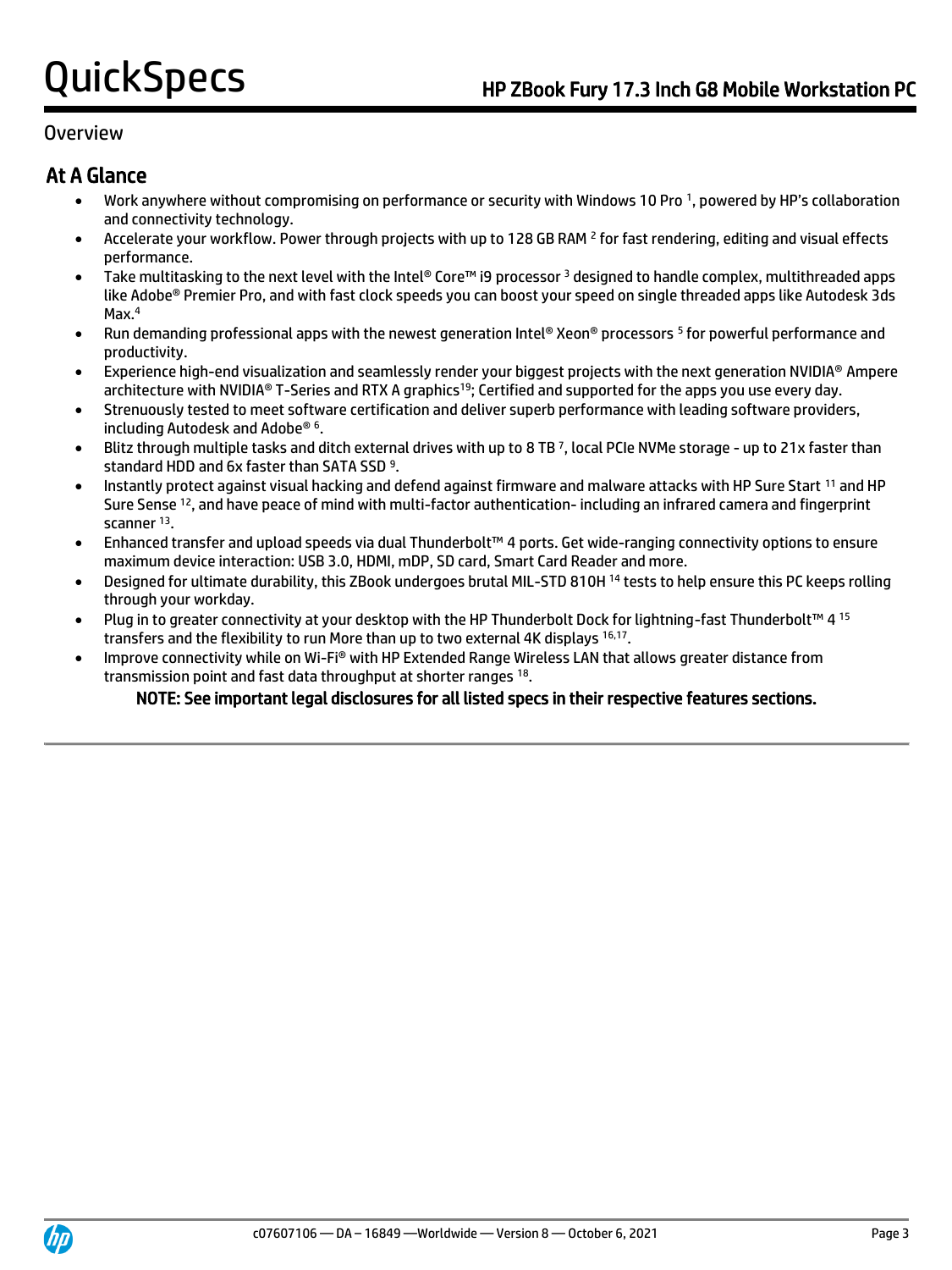## Overview

### At A Glance

- Work anywhere without compromising on performance or security with Windows 10 Pro [1], powered by HP's collaboration and connectivity technology.
- Accelerate your workflow. Power through projects with up to 128 GB RAM [2] for fast rendering, editing and visual effects performance.
- Take multitasking to the next level with the Intel® Core™ i9 processor [3] designed to handle complex, multithreaded apps like Adobe® Premier Pro, and with fast clock speeds you can boost your speed on single threaded apps like Autodesk 3ds Max.[4]
- Run demanding professional apps with the newest generation Intel® Xeon® processors [5] for powerful performance and productivity.
- Experience high-end visualization and seamlessly render your biggest projects with the next generation NVIDIA® Ampere architecture with NVIDIA® T-Series and RTX A graphics[19]; Certified and supported for the apps you use every day.
- Strenuously tested to meet software certification and deliver superb performance with leading software providers, including Autodesk and Adobe® [6].
- Blitz through multiple tasks and ditch external drives with up to 8 TB [7], local PCIe NVMe storage - up to 21x faster than standard HDD and 6x faster than SATA SSD [9].
- Instantly protect against visual hacking and defend against firmware and malware attacks with HP Sure Start [11] and HP Sure Sense [12], and have peace of mind with multi-factor authentication- including an infrared camera and fingerprint scanner [13].
- Enhanced transfer and upload speeds via dual Thunderbolt™ 4 ports. Get wide-ranging connectivity options to ensure maximum device interaction: USB 3.0, HDMI, mDP, SD card, Smart Card Reader and more.
- Designed for ultimate durability, this ZBook undergoes brutal MIL-STD 810H [14] tests to help ensure this PC keeps rolling through your workday.
- Plug in to greater connectivity at your desktop with the HP Thunderbolt Dock for lightning-fast Thunderbolt™ 4 [15] transfers and the flexibility to run More than up to two external 4K displays [16,17].
- Improve connectivity while on Wi-Fi® with HP Extended Range Wireless LAN that allows greater distance from transmission point and fast data throughput at shorter ranges [18].

**NOTE: See important legal disclosures for all listed specs in their respective features sections.**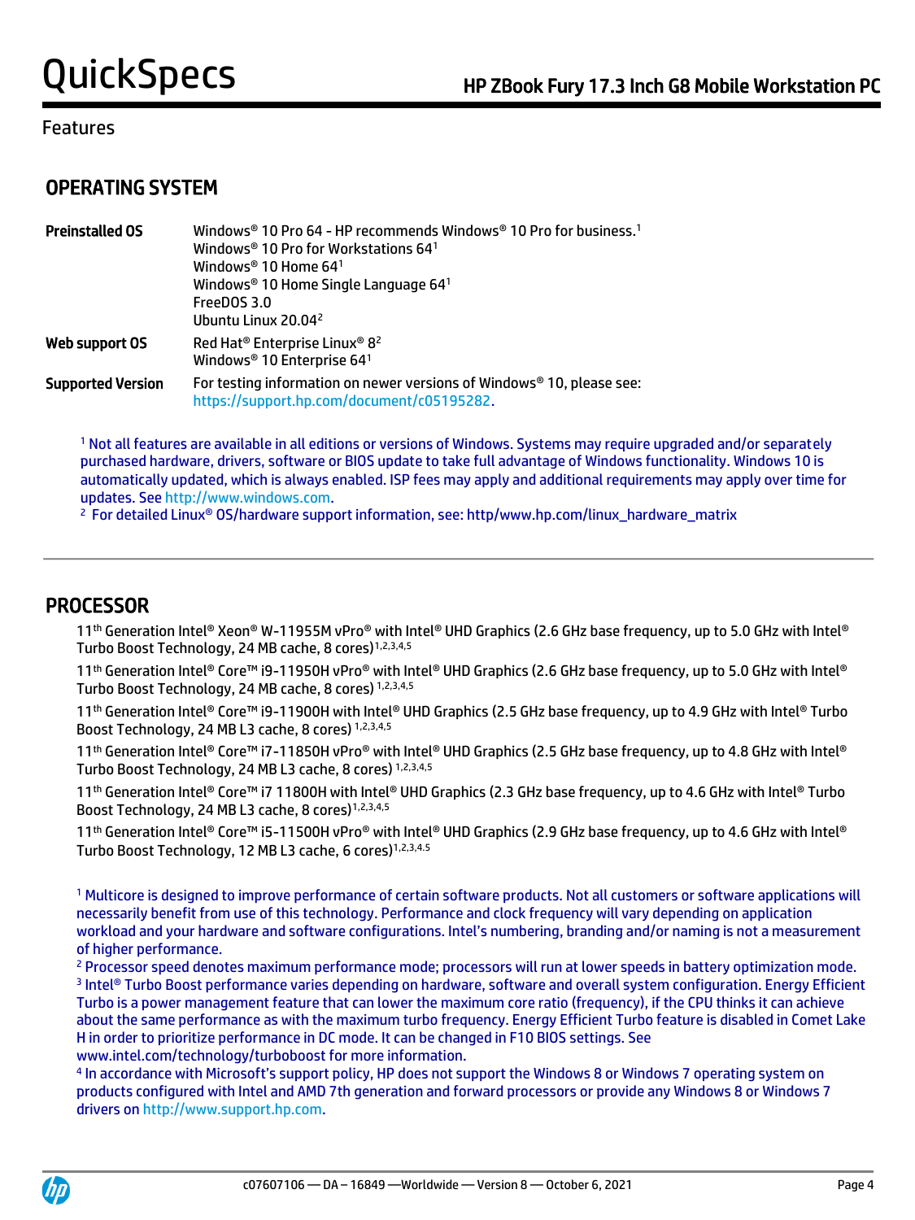## Features

### OPERATING SYSTEM

| | |
|---|---|
| **Preinstalled OS** | Windows® 10 Pro 64 - HP recommends Windows® 10 Pro for business.[1]<br>Windows® 10 Pro for Workstations 64[1]<br>Windows® 10 Home 64[1]<br>Windows® 10 Home Single Language 64[1]<br>FreeDOS 3.0<br>Ubuntu Linux 20.04[2] |
| **Web support OS** | Red Hat® Enterprise Linux® 8[2]<br>Windows® 10 Enterprise 64[1] |
| **Supported Version** | For testing information on newer versions of Windows® 10, please see: https://support.hp.com/document/c05195282. |

[1] Not all features are available in all editions or versions of Windows. Systems may require upgraded and/or separately purchased hardware, drivers, software or BIOS update to take full advantage of Windows functionality. Windows 10 is automatically updated, which is always enabled. ISP fees may apply and additional requirements may apply over time for updates. See http://www.windows.com.

[2] For detailed Linux® OS/hardware support information, see: http/www.hp.com/linux_hardware_matrix

### PROCESSOR

11th Generation Intel® Xeon® W-11955M vPro® with Intel® UHD Graphics (2.6 GHz base frequency, up to 5.0 GHz with Intel® Turbo Boost Technology, 24 MB cache, 8 cores)[1,2,3,4,5]

11th Generation Intel® Core™ i9-11950H vPro® with Intel® UHD Graphics (2.6 GHz base frequency, up to 5.0 GHz with Intel® Turbo Boost Technology, 24 MB cache, 8 cores) [1,2,3,4,5]

11th Generation Intel® Core™ i9-11900H with Intel® UHD Graphics (2.5 GHz base frequency, up to 4.9 GHz with Intel® Turbo Boost Technology, 24 MB L3 cache, 8 cores) [1,2,3,4,5]

11th Generation Intel® Core™ i7-11850H vPro® with Intel® UHD Graphics (2.5 GHz base frequency, up to 4.8 GHz with Intel® Turbo Boost Technology, 24 MB L3 cache, 8 cores) [1,2,3,4,5]

11th Generation Intel® Core™ i7 11800H with Intel® UHD Graphics (2.3 GHz base frequency, up to 4.6 GHz with Intel® Turbo Boost Technology, 24 MB L3 cache, 8 cores)[1,2,3,4,5]

11th Generation Intel® Core™ i5-11500H vPro® with Intel® UHD Graphics (2.9 GHz base frequency, up to 4.6 GHz with Intel® Turbo Boost Technology, 12 MB L3 cache, 6 cores)[1,2,3,4,5]

[1] Multicore is designed to improve performance of certain software products. Not all customers or software applications will necessarily benefit from use of this technology. Performance and clock frequency will vary depending on application workload and your hardware and software configurations. Intel's numbering, branding and/or naming is not a measurement of higher performance.

[2] Processor speed denotes maximum performance mode; processors will run at lower speeds in battery optimization mode.

[3] Intel® Turbo Boost performance varies depending on hardware, software and overall system configuration. Energy Efficient Turbo is a power management feature that can lower the maximum core ratio (frequency), if the CPU thinks it can achieve about the same performance as with the maximum turbo frequency. Energy Efficient Turbo feature is disabled in Comet Lake H in order to prioritize performance in DC mode. It can be changed in F10 BIOS settings. See www.intel.com/technology/turboboost for more information.

[4] In accordance with Microsoft's support policy, HP does not support the Windows 8 or Windows 7 operating system on products configured with Intel and AMD 7th generation and forward processors or provide any Windows 8 or Windows 7 drivers on http://www.support.hp.com.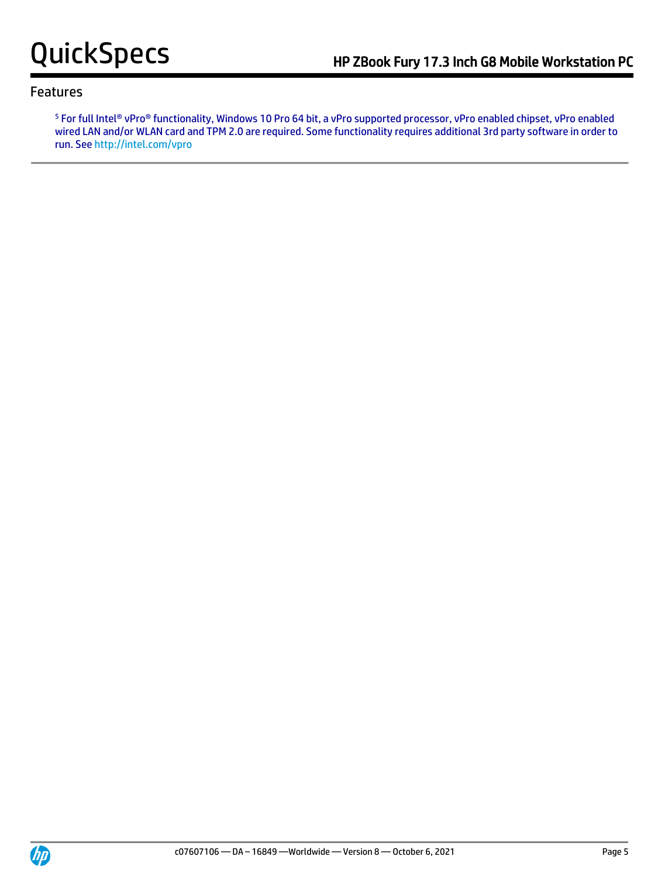## Features

[5] For full Intel® vPro® functionality, Windows 10 Pro 64 bit, a vPro supported processor, vPro enabled chipset, vPro enabled wired LAN and/or WLAN card and TPM 2.0 are required. Some functionality requires additional 3rd party software in order to run. See http://intel.com/vpro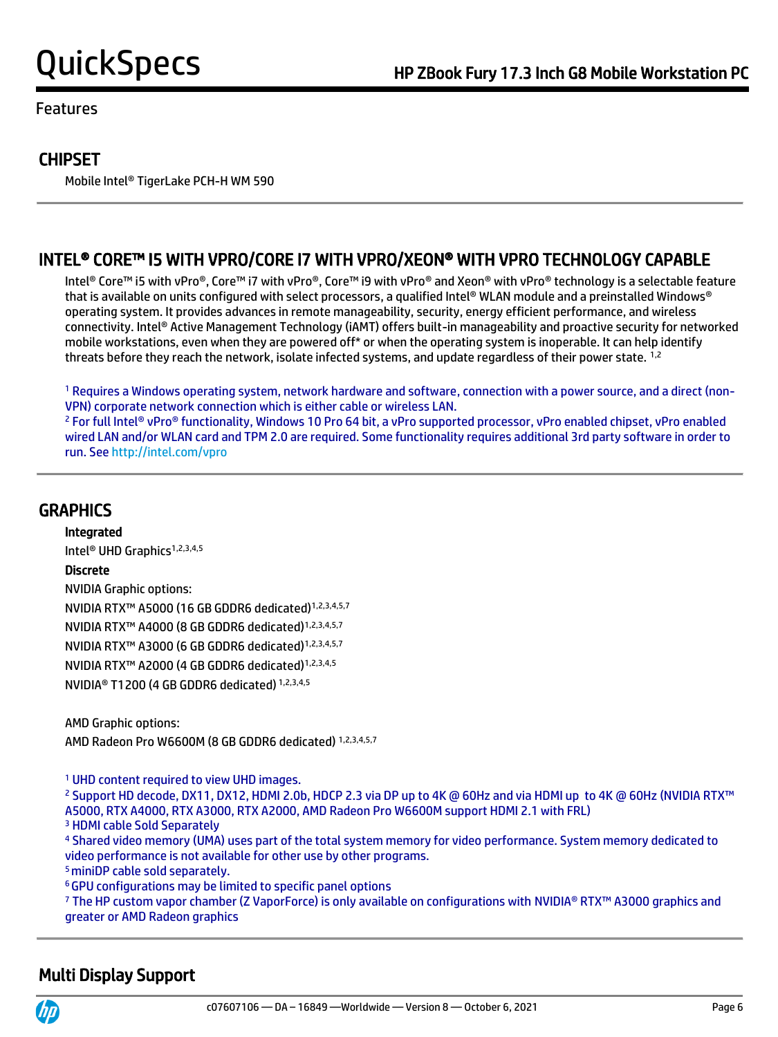Features

## CHIPSET

Mobile Intel® TigerLake PCH-H WM 590

## INTEL® CORE™ I5 WITH VPRO/CORE I7 WITH VPRO/XEON® WITH VPRO TECHNOLOGY CAPABLE

Intel® Core™ i5 with vPro®, Core™ i7 with vPro®, Core™ i9 with vPro® and Xeon® with vPro® technology is a selectable feature that is available on units configured with select processors, a qualified Intel® WLAN module and a preinstalled Windows® operating system. It provides advances in remote manageability, security, energy efficient performance, and wireless connectivity. Intel® Active Management Technology (iAMT) offers built-in manageability and proactive security for networked mobile workstations, even when they are powered off* or when the operating system is inoperable. It can help identify threats before they reach the network, isolate infected systems, and update regardless of their power state. [1,2]

[1] Requires a Windows operating system, network hardware and software, connection with a power source, and a direct (non-VPN) corporate network connection which is either cable or wireless LAN.
[2] For full Intel® vPro® functionality, Windows 10 Pro 64 bit, a vPro supported processor, vPro enabled chipset, vPro enabled wired LAN and/or WLAN card and TPM 2.0 are required. Some functionality requires additional 3rd party software in order to run. See http://intel.com/vpro

## GRAPHICS

**Integrated**

Intel® UHD Graphics[1,2,3,4,5]

**Discrete**

NVIDIA Graphic options:

NVIDIA RTX™ A5000 (16 GB GDDR6 dedicated)[1,2,3,4,5,7]

NVIDIA RTX™ A4000 (8 GB GDDR6 dedicated)[1,2,3,4,5,7]

NVIDIA RTX™ A3000 (6 GB GDDR6 dedicated)[1,2,3,4,5,7]

NVIDIA RTX™ A2000 (4 GB GDDR6 dedicated)[1,2,3,4,5]

NVIDIA® T1200 (4 GB GDDR6 dedicated) [1,2,3,4,5]

AMD Graphic options:

AMD Radeon Pro W6600M (8 GB GDDR6 dedicated) [1,2,3,4,5,7]

[1] UHD content required to view UHD images.
[2] Support HD decode, DX11, DX12, HDMI 2.0b, HDCP 2.3 via DP up to 4K @ 60Hz and via HDMI up to 4K @ 60Hz (NVIDIA RTX™ A5000, RTX A4000, RTX A3000, RTX A2000, AMD Radeon Pro W6600M support HDMI 2.1 with FRL)
[3] HDMI cable Sold Separately
[4] Shared video memory (UMA) uses part of the total system memory for video performance. System memory dedicated to video performance is not available for other use by other programs.
[5] miniDP cable sold separately.
[6] GPU configurations may be limited to specific panel options
[7] The HP custom vapor chamber (Z VaporForce) is only available on configurations with NVIDIA® RTX™ A3000 graphics and greater or AMD Radeon graphics

## Multi Display Support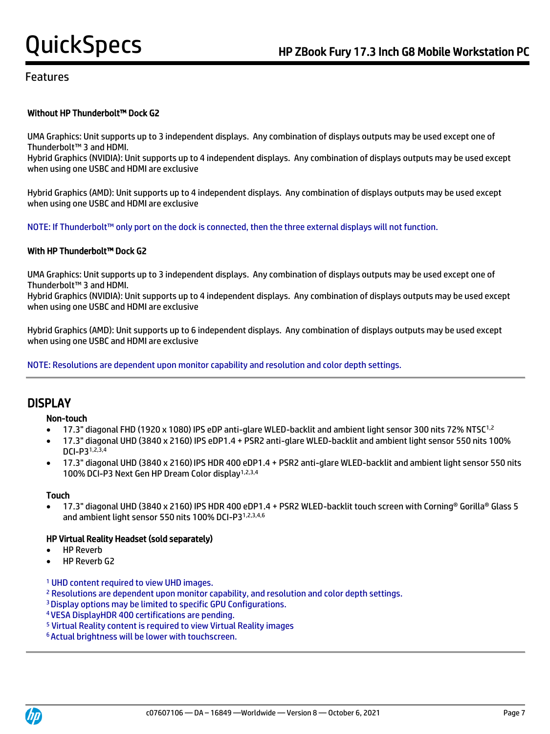## Features

**Without HP Thunderbolt™ Dock G2**

UMA Graphics: Unit supports up to 3 independent displays. Any combination of displays outputs may be used except one of Thunderbolt™ 3 and HDMI.
Hybrid Graphics (NVIDIA): Unit supports up to 4 independent displays. Any combination of displays outputs may be used except when using one USBC and HDMI are exclusive

Hybrid Graphics (AMD): Unit supports up to 4 independent displays. Any combination of displays outputs may be used except when using one USBC and HDMI are exclusive

NOTE: If Thunderbolt™ only port on the dock is connected, then the three external displays will not function.

**With HP Thunderbolt™ Dock G2**

UMA Graphics: Unit supports up to 3 independent displays. Any combination of displays outputs may be used except one of Thunderbolt™ 3 and HDMI.
Hybrid Graphics (NVIDIA): Unit supports up to 4 independent displays. Any combination of displays outputs may be used except when using one USBC and HDMI are exclusive

Hybrid Graphics (AMD): Unit supports up to 6 independent displays. Any combination of displays outputs may be used except when using one USBC and HDMI are exclusive

NOTE: Resolutions are dependent upon monitor capability and resolution and color depth settings.

## DISPLAY

**Non-touch**

- 17.3" diagonal FHD (1920 x 1080) IPS eDP anti-glare WLED-backlit and ambient light sensor 300 nits 72% NTSC[1,2]
- 17.3" diagonal UHD (3840 x 2160) IPS eDP1.4 + PSR2 anti-glare WLED-backlit and ambient light sensor 550 nits 100% DCI-P3[1,2,3,4]
- 17.3" diagonal UHD (3840 x 2160) IPS HDR 400 eDP1.4 + PSR2 anti-glare WLED-backlit and ambient light sensor 550 nits 100% DCI-P3 Next Gen HP Dream Color display[1,2,3,4]

**Touch**

- 17.3" diagonal UHD (3840 x 2160) IPS HDR 400 eDP1.4 + PSR2 WLED-backlit touch screen with Corning® Gorilla® Glass 5 and ambient light sensor 550 nits 100% DCI-P3[1,2,3,4,6]

**HP Virtual Reality Headset (sold separately)**

- HP Reverb
- HP Reverb G2

[1] UHD content required to view UHD images.
[2] Resolutions are dependent upon monitor capability, and resolution and color depth settings.
[3] Display options may be limited to specific GPU Configurations.
[4] VESA DisplayHDR 400 certifications are pending.
[5] Virtual Reality content is required to view Virtual Reality images
[6] Actual brightness will be lower with touchscreen.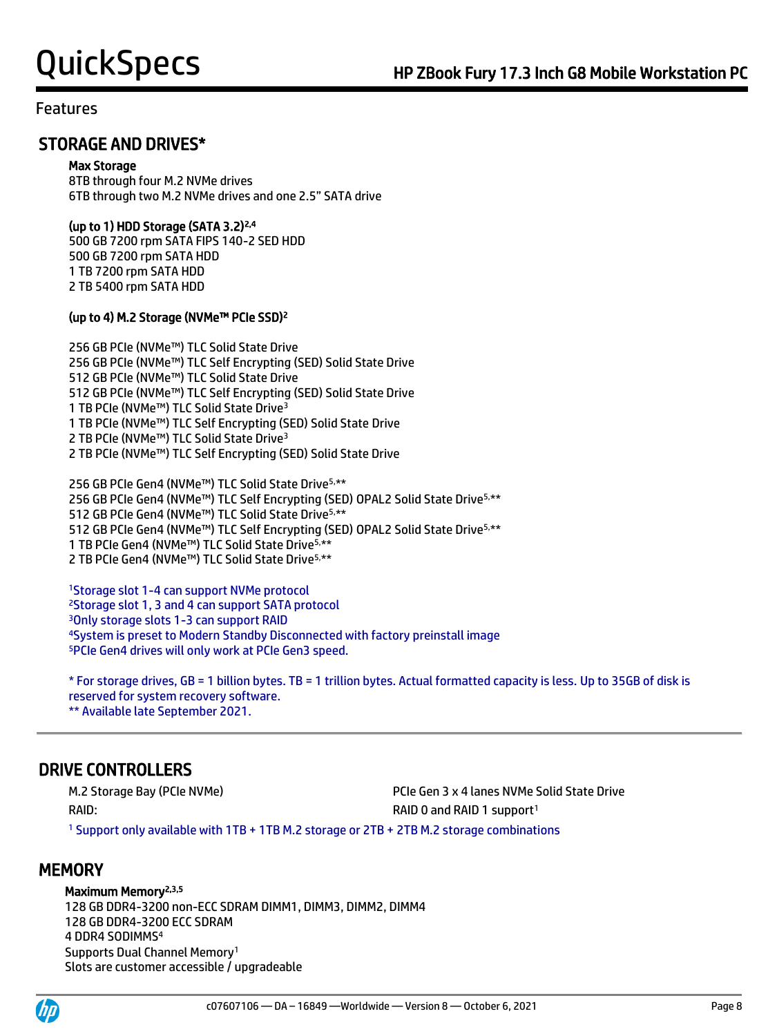Features

## STORAGE AND DRIVES*

**Max Storage**
8TB through four M.2 NVMe drives
6TB through two M.2 NVMe drives and one 2.5" SATA drive

**(up to 1) HDD Storage (SATA 3.2)[2,4]**
500 GB 7200 rpm SATA FIPS 140-2 SED HDD
500 GB 7200 rpm SATA HDD
1 TB 7200 rpm SATA HDD
2 TB 5400 rpm SATA HDD

**(up to 4) M.2 Storage (NVMe™ PCIe SSD)[2]**

256 GB PCIe (NVMe™) TLC Solid State Drive
256 GB PCIe (NVMe™) TLC Self Encrypting (SED) Solid State Drive
512 GB PCIe (NVMe™) TLC Solid State Drive
512 GB PCIe (NVMe™) TLC Self Encrypting (SED) Solid State Drive
1 TB PCIe (NVMe™) TLC Solid State Drive[3]
1 TB PCIe (NVMe™) TLC Self Encrypting (SED) Solid State Drive
2 TB PCIe (NVMe™) TLC Solid State Drive[3]
2 TB PCIe (NVMe™) TLC Self Encrypting (SED) Solid State Drive

256 GB PCIe Gen4 (NVMe™) TLC Solid State Drive[5,**]
256 GB PCIe Gen4 (NVMe™) TLC Self Encrypting (SED) OPAL2 Solid State Drive[5,**]
512 GB PCIe Gen4 (NVMe™) TLC Solid State Drive[5,**]
512 GB PCIe Gen4 (NVMe™) TLC Self Encrypting (SED) OPAL2 Solid State Drive[5,**]
1 TB PCIe Gen4 (NVMe™) TLC Solid State Drive[5,**]
2 TB PCIe Gen4 (NVMe™) TLC Solid State Drive[5,**]

[1]Storage slot 1-4 can support NVMe protocol
[2]Storage slot 1, 3 and 4 can support SATA protocol
[3]Only storage slots 1-3 can support RAID
[4]System is preset to Modern Standby Disconnected with factory preinstall image
[5]PCIe Gen4 drives will only work at PCIe Gen3 speed.

* For storage drives, GB = 1 billion bytes. TB = 1 trillion bytes. Actual formatted capacity is less. Up to 35GB of disk is reserved for system recovery software.
** Available late September 2021.

## DRIVE CONTROLLERS

| | |
|---|---|
| M.2 Storage Bay (PCIe NVMe) | PCIe Gen 3 x 4 lanes NVMe Solid State Drive |
| RAID: | RAID 0 and RAID 1 support[1] |

[1] Support only available with 1TB + 1TB M.2 storage or 2TB + 2TB M.2 storage combinations

## MEMORY

**Maximum Memory[2,3,5]**
128 GB DDR4-3200 non-ECC SDRAM DIMM1, DIMM3, DIMM2, DIMM4
128 GB DDR4-3200 ECC SDRAM
4 DDR4 SODIMMS[4]
Supports Dual Channel Memory[1]
Slots are customer accessible / upgradeable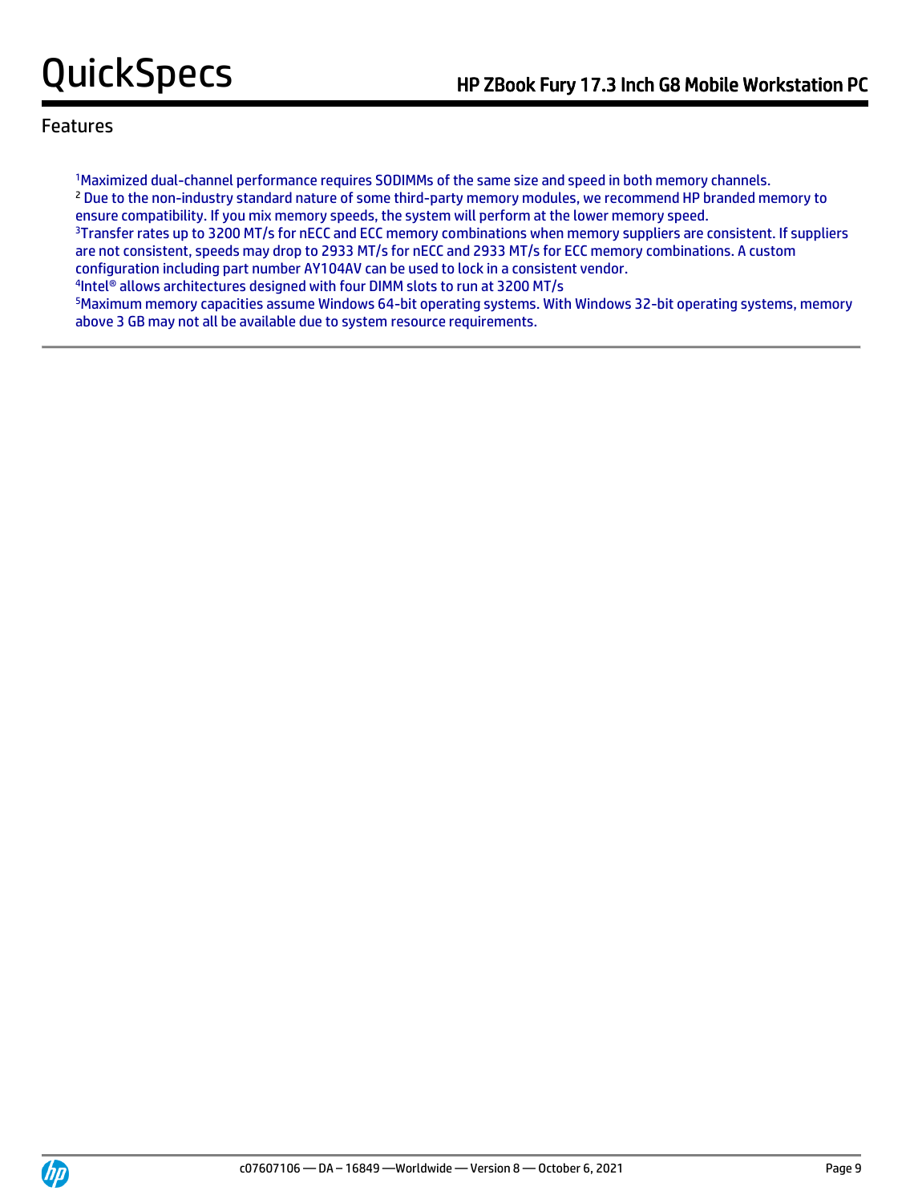## Features

[1]Maximized dual-channel performance requires SODIMMs of the same size and speed in both memory channels.
[2] Due to the non-industry standard nature of some third-party memory modules, we recommend HP branded memory to ensure compatibility. If you mix memory speeds, the system will perform at the lower memory speed.
[3]Transfer rates up to 3200 MT/s for nECC and ECC memory combinations when memory suppliers are consistent. If suppliers are not consistent, speeds may drop to 2933 MT/s for nECC and 2933 MT/s for ECC memory combinations. A custom configuration including part number AY104AV can be used to lock in a consistent vendor.
[4]Intel® allows architectures designed with four DIMM slots to run at 3200 MT/s
[5]Maximum memory capacities assume Windows 64-bit operating systems. With Windows 32-bit operating systems, memory above 3 GB may not all be available due to system resource requirements.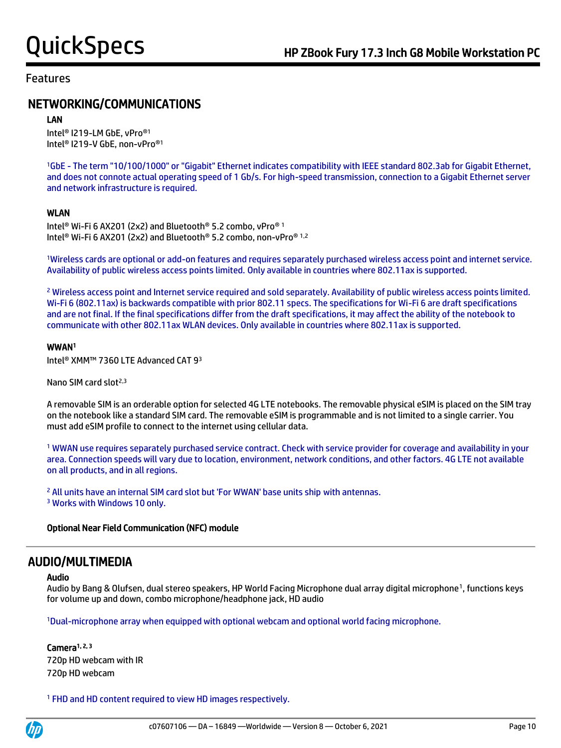## Features

# NETWORKING/COMMUNICATIONS

### LAN

Intel® I219-LM GbE, vPro®[1]
Intel® I219-V GbE, non-vPro®[1]

[1]GbE - The term "10/100/1000" or "Gigabit" Ethernet indicates compatibility with IEEE standard 802.3ab for Gigabit Ethernet, and does not connote actual operating speed of 1 Gb/s. For high-speed transmission, connection to a Gigabit Ethernet server and network infrastructure is required.

### WLAN

Intel® Wi-Fi 6 AX201 (2x2) and Bluetooth® 5.2 combo, vPro® [1]
Intel® Wi-Fi 6 AX201 (2x2) and Bluetooth® 5.2 combo, non-vPro® [1,2]

[1]Wireless cards are optional or add-on features and requires separately purchased wireless access point and internet service. Availability of public wireless access points limited. Only available in countries where 802.11ax is supported.

[2] Wireless access point and Internet service required and sold separately. Availability of public wireless access points limited. Wi-Fi 6 (802.11ax) is backwards compatible with prior 802.11 specs. The specifications for Wi-Fi 6 are draft specifications and are not final. If the final specifications differ from the draft specifications, it may affect the ability of the notebook to communicate with other 802.11ax WLAN devices. Only available in countries where 802.11ax is supported.

### WWAN[1]

Intel® XMM™ 7360 LTE Advanced CAT 9[3]

Nano SIM card slot[2,3]

A removable SIM is an orderable option for selected 4G LTE notebooks. The removable physical eSIM is placed on the SIM tray on the notebook like a standard SIM card. The removable eSIM is programmable and is not limited to a single carrier. You must add eSIM profile to connect to the internet using cellular data.

[1] WWAN use requires separately purchased service contract. Check with service provider for coverage and availability in your area. Connection speeds will vary due to location, environment, network conditions, and other factors. 4G LTE not available on all products, and in all regions.

[2] All units have an internal SIM card slot but 'For WWAN' base units ship with antennas.
[3] Works with Windows 10 only.

**Optional Near Field Communication (NFC) module**

# AUDIO/MULTIMEDIA

### Audio

Audio by Bang & Olufsen, dual stereo speakers, HP World Facing Microphone dual array digital microphone[1], functions keys for volume up and down, combo microphone/headphone jack, HD audio

[1]Dual-microphone array when equipped with optional webcam and optional world facing microphone.

### Camera[1, 2, 3]

720p HD webcam with IR
720p HD webcam

[1] FHD and HD content required to view HD images respectively.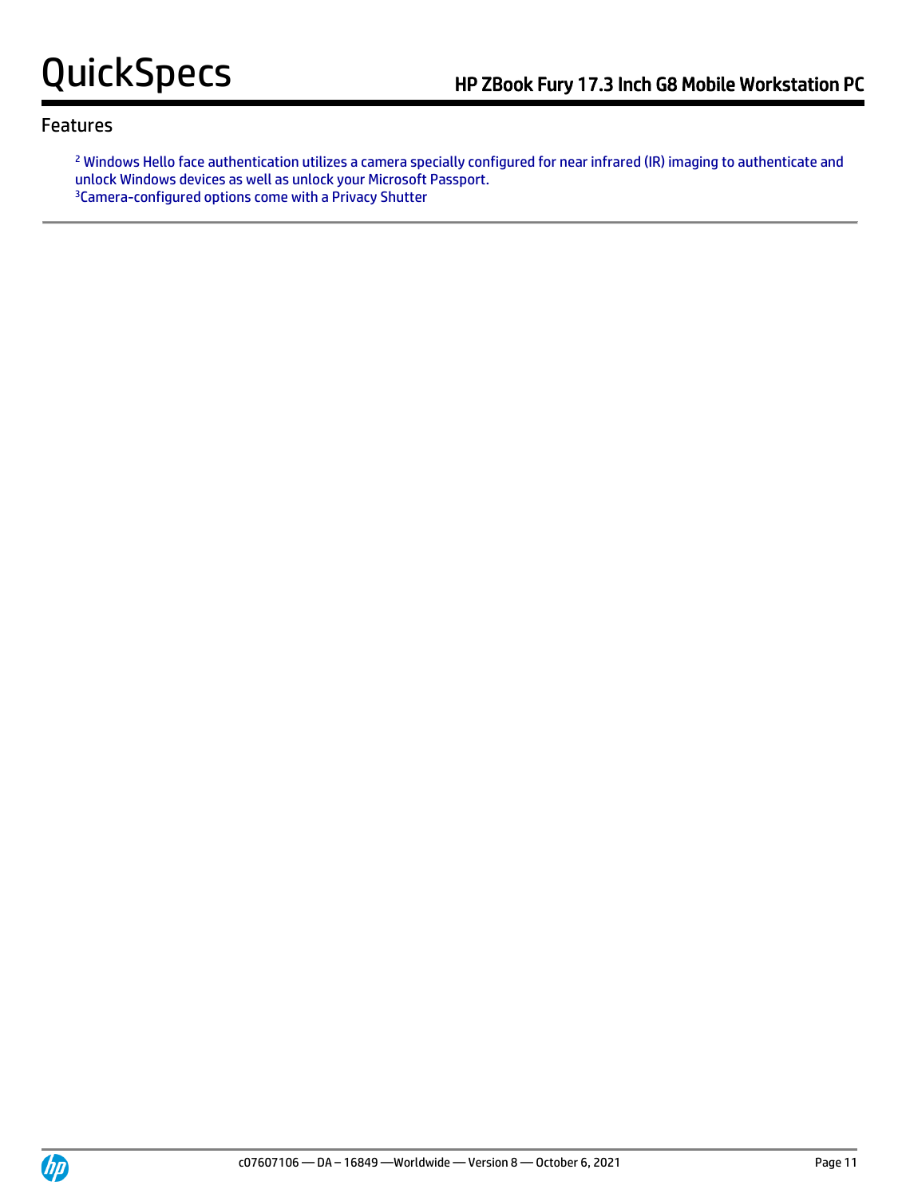## Features

[2] Windows Hello face authentication utilizes a camera specially configured for near infrared (IR) imaging to authenticate and unlock Windows devices as well as unlock your Microsoft Passport.
[3]Camera-configured options come with a Privacy Shutter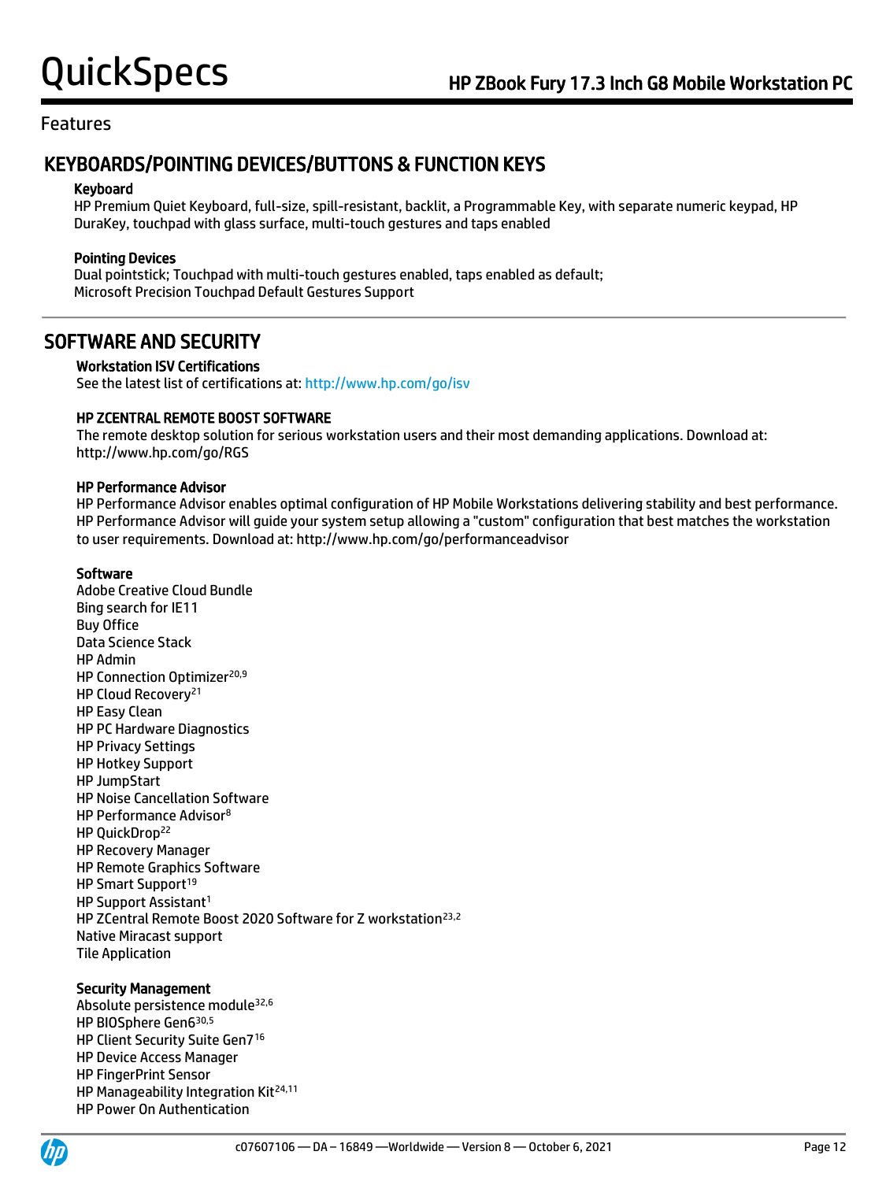## Features

## KEYBOARDS/POINTING DEVICES/BUTTONS & FUNCTION KEYS

### Keyboard

HP Premium Quiet Keyboard, full-size, spill-resistant, backlit, a Programmable Key, with separate numeric keypad, HP DuraKey, touchpad with glass surface, multi-touch gestures and taps enabled

### Pointing Devices

Dual pointstick; Touchpad with multi-touch gestures enabled, taps enabled as default;
Microsoft Precision Touchpad Default Gestures Support

## SOFTWARE AND SECURITY

### Workstation ISV Certifications

See the latest list of certifications at: http://www.hp.com/go/isv

### HP ZCENTRAL REMOTE BOOST SOFTWARE

The remote desktop solution for serious workstation users and their most demanding applications. Download at: http://www.hp.com/go/RGS

### HP Performance Advisor

HP Performance Advisor enables optimal configuration of HP Mobile Workstations delivering stability and best performance. HP Performance Advisor will guide your system setup allowing a "custom" configuration that best matches the workstation to user requirements. Download at: http://www.hp.com/go/performanceadvisor

### Software

Adobe Creative Cloud Bundle
Bing search for IE11
Buy Office
Data Science Stack
HP Admin
HP Connection Optimizer[20,9]
HP Cloud Recovery[21]
HP Easy Clean
HP PC Hardware Diagnostics
HP Privacy Settings
HP Hotkey Support
HP JumpStart
HP Noise Cancellation Software
HP Performance Advisor[8]
HP QuickDrop[22]
HP Recovery Manager
HP Remote Graphics Software
HP Smart Support[19]
HP Support Assistant[1]
HP ZCentral Remote Boost 2020 Software for Z workstation[23,2]
Native Miracast support
Tile Application

### Security Management

Absolute persistence module[32,6]
HP BIOSphere Gen6[30,5]
HP Client Security Suite Gen7[16]
HP Device Access Manager
HP FingerPrint Sensor
HP Manageability Integration Kit[24,11]
HP Power On Authentication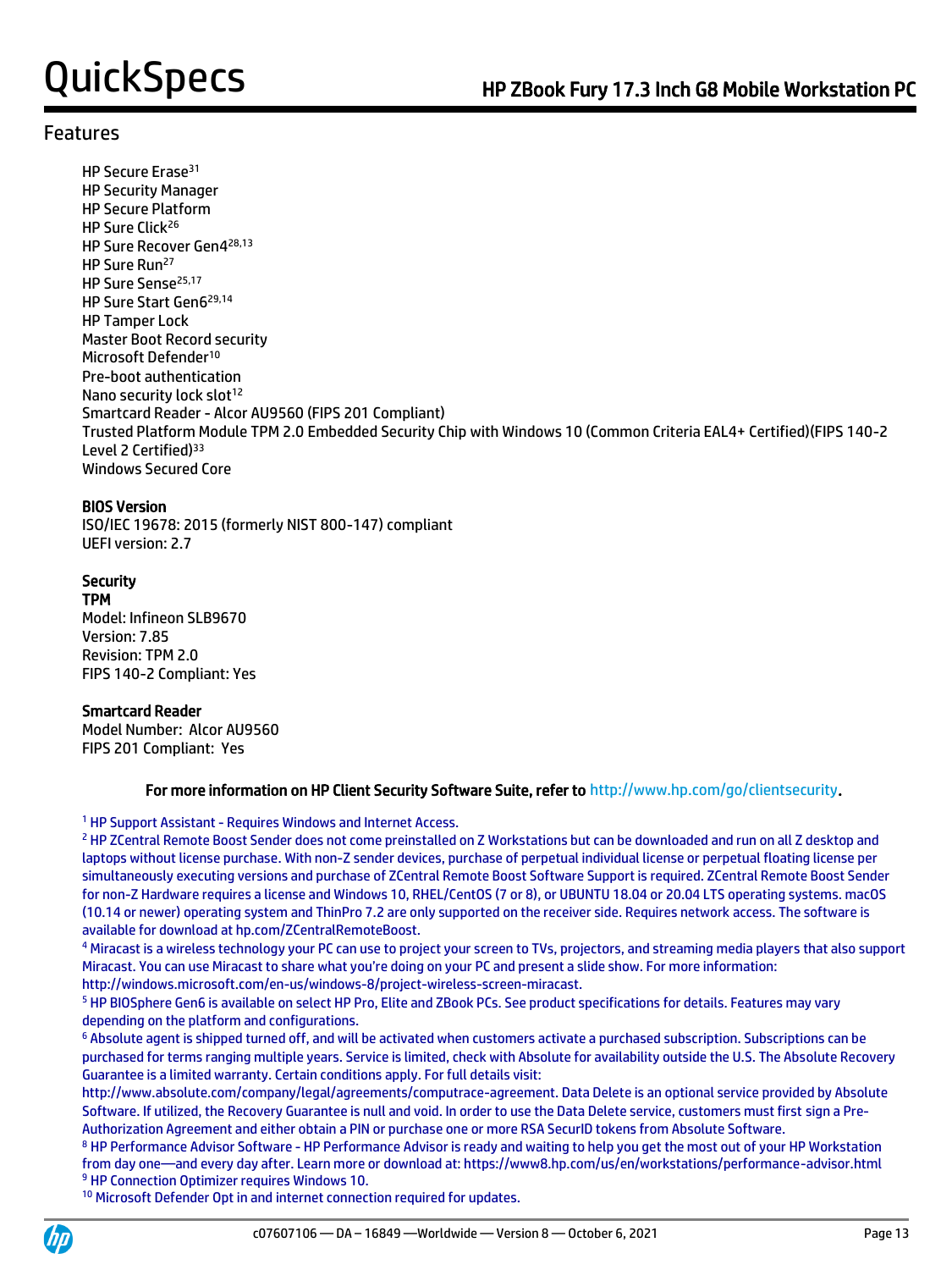## Features

HP Secure Erase[31]
HP Security Manager
HP Secure Platform
HP Sure Click[26]
HP Sure Recover Gen4[28,13]
HP Sure Run[27]
HP Sure Sense[25,17]
HP Sure Start Gen6[29,14]
HP Tamper Lock
Master Boot Record security
Microsoft Defender[10]
Pre-boot authentication
Nano security lock slot[12]
Smartcard Reader - Alcor AU9560 (FIPS 201 Compliant)
Trusted Platform Module TPM 2.0 Embedded Security Chip with Windows 10 (Common Criteria EAL4+ Certified)(FIPS 140-2 Level 2 Certified)[33]
Windows Secured Core

**BIOS Version**
ISO/IEC 19678: 2015 (formerly NIST 800-147) compliant
UEFI version: 2.7

**Security**
**TPM**
Model: Infineon SLB9670
Version: 7.85
Revision: TPM 2.0
FIPS 140-2 Compliant: Yes

**Smartcard Reader**
Model Number: Alcor AU9560
FIPS 201 Compliant: Yes

**For more information on HP Client Security Software Suite, refer to** http://www.hp.com/go/clientsecurity.

[1] HP Support Assistant - Requires Windows and Internet Access.
[2] HP ZCentral Remote Boost Sender does not come preinstalled on Z Workstations but can be downloaded and run on all Z desktop and laptops without license purchase. With non-Z sender devices, purchase of perpetual individual license or perpetual floating license per simultaneously executing versions and purchase of ZCentral Remote Boost Software Support is required. ZCentral Remote Boost Sender for non-Z Hardware requires a license and Windows 10, RHEL/CentOS (7 or 8), or UBUNTU 18.04 or 20.04 LTS operating systems. macOS (10.14 or newer) operating system and ThinPro 7.2 are only supported on the receiver side. Requires network access. The software is available for download at hp.com/ZCentralRemoteBoost.
[4] Miracast is a wireless technology your PC can use to project your screen to TVs, projectors, and streaming media players that also support Miracast. You can use Miracast to share what you're doing on your PC and present a slide show. For more information: http://windows.microsoft.com/en-us/windows-8/project-wireless-screen-miracast.
[5] HP BIOSphere Gen6 is available on select HP Pro, Elite and ZBook PCs. See product specifications for details. Features may vary depending on the platform and configurations.
[6] Absolute agent is shipped turned off, and will be activated when customers activate a purchased subscription. Subscriptions can be purchased for terms ranging multiple years. Service is limited, check with Absolute for availability outside the U.S. The Absolute Recovery Guarantee is a limited warranty. Certain conditions apply. For full details visit: http://www.absolute.com/company/legal/agreements/computrace-agreement. Data Delete is an optional service provided by Absolute Software. If utilized, the Recovery Guarantee is null and void. In order to use the Data Delete service, customers must first sign a Pre-Authorization Agreement and either obtain a PIN or purchase one or more RSA SecurID tokens from Absolute Software.
[8] HP Performance Advisor Software - HP Performance Advisor is ready and waiting to help you get the most out of your HP Workstation from day one—and every day after. Learn more or download at: https://www8.hp.com/us/en/workstations/performance-advisor.html
[9] HP Connection Optimizer requires Windows 10.
[10] Microsoft Defender Opt in and internet connection required for updates.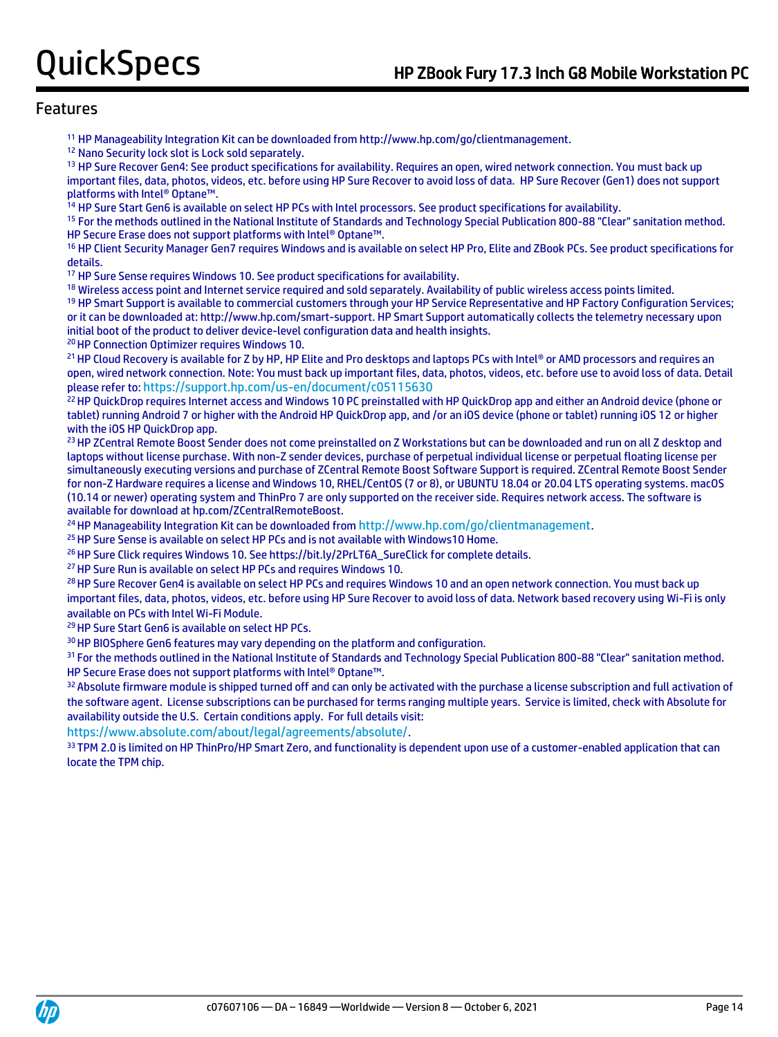## Features

[11] HP Manageability Integration Kit can be downloaded from http://www.hp.com/go/clientmanagement.

[12] Nano Security lock slot is Lock sold separately.

[13] HP Sure Recover Gen4: See product specifications for availability. Requires an open, wired network connection. You must back up important files, data, photos, videos, etc. before using HP Sure Recover to avoid loss of data. HP Sure Recover (Gen1) does not support platforms with Intel® Optane™.

[14] HP Sure Start Gen6 is available on select HP PCs with Intel processors. See product specifications for availability.

[15] For the methods outlined in the National Institute of Standards and Technology Special Publication 800-88 "Clear" sanitation method. HP Secure Erase does not support platforms with Intel® Optane™.

[16] HP Client Security Manager Gen7 requires Windows and is available on select HP Pro, Elite and ZBook PCs. See product specifications for details.

[17] HP Sure Sense requires Windows 10. See product specifications for availability.

[18] Wireless access point and Internet service required and sold separately. Availability of public wireless access points limited.

[19] HP Smart Support is available to commercial customers through your HP Service Representative and HP Factory Configuration Services; or it can be downloaded at: http://www.hp.com/smart-support. HP Smart Support automatically collects the telemetry necessary upon initial boot of the product to deliver device-level configuration data and health insights.

[20] HP Connection Optimizer requires Windows 10.

[21] HP Cloud Recovery is available for Z by HP, HP Elite and Pro desktops and laptops PCs with Intel® or AMD processors and requires an open, wired network connection. Note: You must back up important files, data, photos, videos, etc. before use to avoid loss of data. Detail please refer to: https://support.hp.com/us-en/document/c05115630

[22] HP QuickDrop requires Internet access and Windows 10 PC preinstalled with HP QuickDrop app and either an Android device (phone or tablet) running Android 7 or higher with the Android HP QuickDrop app, and /or an iOS device (phone or tablet) running iOS 12 or higher with the iOS HP QuickDrop app.

[23] HP ZCentral Remote Boost Sender does not come preinstalled on Z Workstations but can be downloaded and run on all Z desktop and laptops without license purchase. With non-Z sender devices, purchase of perpetual individual license or perpetual floating license per simultaneously executing versions and purchase of ZCentral Remote Boost Software Support is required. ZCentral Remote Boost Sender for non-Z Hardware requires a license and Windows 10, RHEL/CentOS (7 or 8), or UBUNTU 18.04 or 20.04 LTS operating systems. macOS (10.14 or newer) operating system and ThinPro 7 are only supported on the receiver side. Requires network access. The software is available for download at hp.com/ZCentralRemoteBoost.

[24] HP Manageability Integration Kit can be downloaded from http://www.hp.com/go/clientmanagement.

[25] HP Sure Sense is available on select HP PCs and is not available with Windows10 Home.

[26] HP Sure Click requires Windows 10. See https://bit.ly/2PrLT6A_SureClick for complete details.

[27] HP Sure Run is available on select HP PCs and requires Windows 10.

[28] HP Sure Recover Gen4 is available on select HP PCs and requires Windows 10 and an open network connection. You must back up important files, data, photos, videos, etc. before using HP Sure Recover to avoid loss of data. Network based recovery using Wi-Fi is only available on PCs with Intel Wi-Fi Module.

[29] HP Sure Start Gen6 is available on select HP PCs.

[30] HP BIOSphere Gen6 features may vary depending on the platform and configuration.

[31] For the methods outlined in the National Institute of Standards and Technology Special Publication 800-88 "Clear" sanitation method. HP Secure Erase does not support platforms with Intel® Optane™.

[32] Absolute firmware module is shipped turned off and can only be activated with the purchase a license subscription and full activation of the software agent. License subscriptions can be purchased for terms ranging multiple years. Service is limited, check with Absolute for availability outside the U.S. Certain conditions apply. For full details visit: https://www.absolute.com/about/legal/agreements/absolute/.

[33] TPM 2.0 is limited on HP ThinPro/HP Smart Zero, and functionality is dependent upon use of a customer-enabled application that can locate the TPM chip.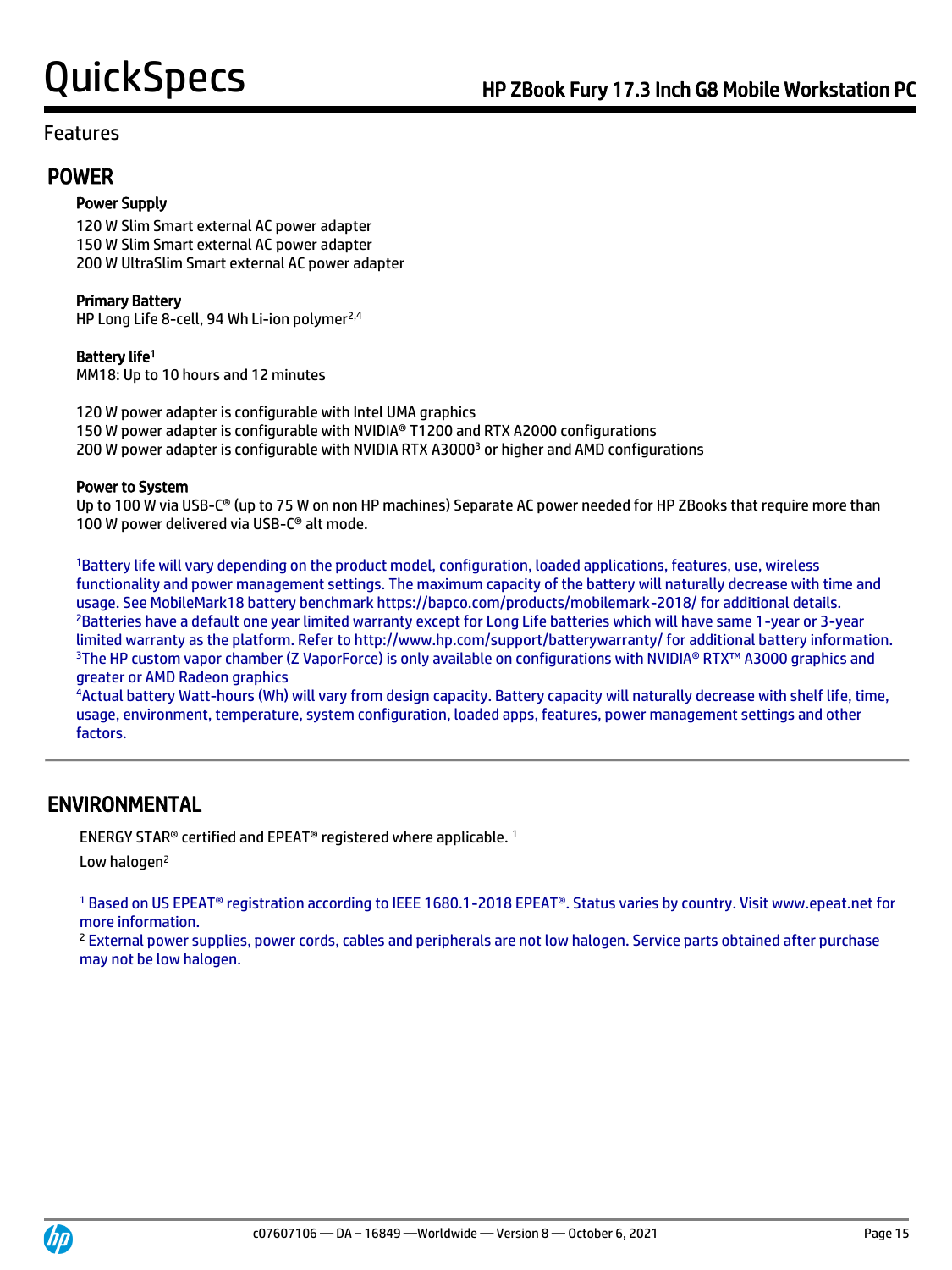## Features

## POWER

**Power Supply**

120 W Slim Smart external AC power adapter
150 W Slim Smart external AC power adapter
200 W UltraSlim Smart external AC power adapter

**Primary Battery**

HP Long Life 8-cell, 94 Wh Li-ion polymer[2,4]

**Battery life**[1]

MM18: Up to 10 hours and 12 minutes

120 W power adapter is configurable with Intel UMA graphics
150 W power adapter is configurable with NVIDIA® T1200 and RTX A2000 configurations
200 W power adapter is configurable with NVIDIA RTX A3000[3] or higher and AMD configurations

**Power to System**

Up to 100 W via USB-C® (up to 75 W on non HP machines) Separate AC power needed for HP ZBooks that require more than 100 W power delivered via USB-C® alt mode.

[1]Battery life will vary depending on the product model, configuration, loaded applications, features, use, wireless functionality and power management settings. The maximum capacity of the battery will naturally decrease with time and usage. See MobileMark18 battery benchmark https://bapco.com/products/mobilemark-2018/ for additional details.
[2]Batteries have a default one year limited warranty except for Long Life batteries which will have same 1-year or 3-year limited warranty as the platform. Refer to http://www.hp.com/support/batterywarranty/ for additional battery information.
[3]The HP custom vapor chamber (Z VaporForce) is only available on configurations with NVIDIA® RTX™ A3000 graphics and greater or AMD Radeon graphics
[4]Actual battery Watt-hours (Wh) will vary from design capacity. Battery capacity will naturally decrease with shelf life, time, usage, environment, temperature, system configuration, loaded apps, features, power management settings and other factors.

## ENVIRONMENTAL

ENERGY STAR® certified and EPEAT® registered where applicable. [1]

Low halogen[2]

[1] Based on US EPEAT® registration according to IEEE 1680.1-2018 EPEAT®. Status varies by country. Visit www.epeat.net for more information.
[2] External power supplies, power cords, cables and peripherals are not low halogen. Service parts obtained after purchase may not be low halogen.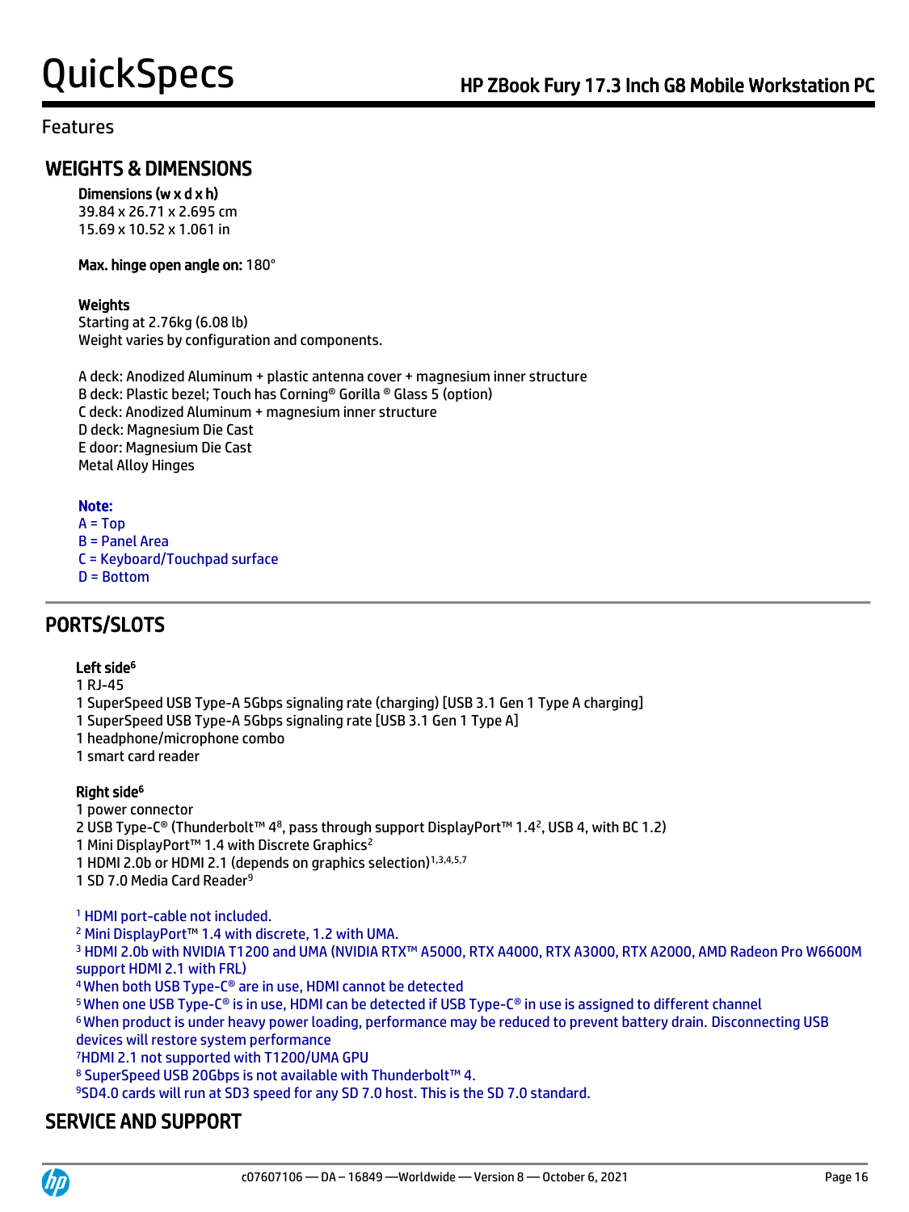Features

## WEIGHTS & DIMENSIONS

**Dimensions (w x d x h)**
39.84 x 26.71 x 2.695 cm
15.69 x 10.52 x 1.061 in

**Max. hinge open angle on:** 180°

**Weights**
Starting at 2.76kg (6.08 lb)
Weight varies by configuration and components.

A deck: Anodized Aluminum + plastic antenna cover + magnesium inner structure
B deck: Plastic bezel; Touch has Corning® Gorilla ® Glass 5 (option)
C deck: Anodized Aluminum + magnesium inner structure
D deck: Magnesium Die Cast
E door: Magnesium Die Cast
Metal Alloy Hinges

**Note:**
A = Top
B = Panel Area
C = Keyboard/Touchpad surface
D = Bottom

## PORTS/SLOTS

**Left side[6]**
1 RJ-45
1 SuperSpeed USB Type-A 5Gbps signaling rate (charging) [USB 3.1 Gen 1 Type A charging]
1 SuperSpeed USB Type-A 5Gbps signaling rate [USB 3.1 Gen 1 Type A]
1 headphone/microphone combo
1 smart card reader

**Right side[6]**
1 power connector
2 USB Type-C® (Thunderbolt™ 4[8], pass through support DisplayPort™ 1.4[2], USB 4, with BC 1.2)
1 Mini DisplayPort™ 1.4 with Discrete Graphics[2]
1 HDMI 2.0b or HDMI 2.1 (depends on graphics selection)[1,3,4,5,7]
1 SD 7.0 Media Card Reader[9]

[1] HDMI port-cable not included.
[2] Mini DisplayPort™ 1.4 with discrete, 1.2 with UMA.
[3] HDMI 2.0b with NVIDIA T1200 and UMA (NVIDIA RTX™ A5000, RTX A4000, RTX A3000, RTX A2000, AMD Radeon Pro W6600M support HDMI 2.1 with FRL)
[4] When both USB Type-C® are in use, HDMI cannot be detected
[5] When one USB Type-C® is in use, HDMI can be detected if USB Type-C® in use is assigned to different channel
[6] When product is under heavy power loading, performance may be reduced to prevent battery drain. Disconnecting USB devices will restore system performance
[7] HDMI 2.1 not supported with T1200/UMA GPU
[8] SuperSpeed USB 20Gbps is not available with Thunderbolt™ 4.
[9] SD4.0 cards will run at SD3 speed for any SD 7.0 host. This is the SD 7.0 standard.

## SERVICE AND SUPPORT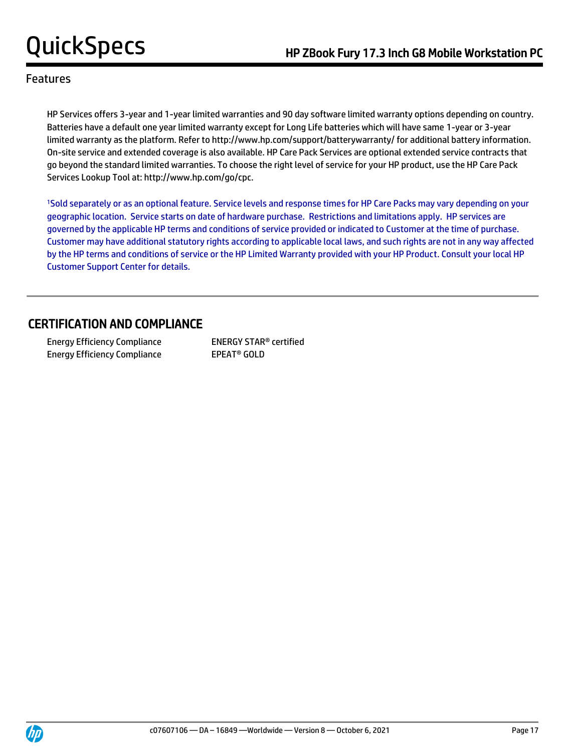## Features

HP Services offers 3-year and 1-year limited warranties and 90 day software limited warranty options depending on country. Batteries have a default one year limited warranty except for Long Life batteries which will have same 1-year or 3-year limited warranty as the platform. Refer to http://www.hp.com/support/batterywarranty/ for additional battery information. On-site service and extended coverage is also available. HP Care Pack Services are optional extended service contracts that go beyond the standard limited warranties. To choose the right level of service for your HP product, use the HP Care Pack Services Lookup Tool at: http://www.hp.com/go/cpc.

[1]Sold separately or as an optional feature. Service levels and response times for HP Care Packs may vary depending on your geographic location. Service starts on date of hardware purchase. Restrictions and limitations apply. HP services are governed by the applicable HP terms and conditions of service provided or indicated to Customer at the time of purchase. Customer may have additional statutory rights according to applicable local laws, and such rights are not in any way affected by the HP terms and conditions of service or the HP Limited Warranty provided with your HP Product. Consult your local HP Customer Support Center for details.

## CERTIFICATION AND COMPLIANCE

| | |
|---|---|
| Energy Efficiency Compliance | ENERGY STAR® certified |
| Energy Efficiency Compliance | EPEAT® GOLD |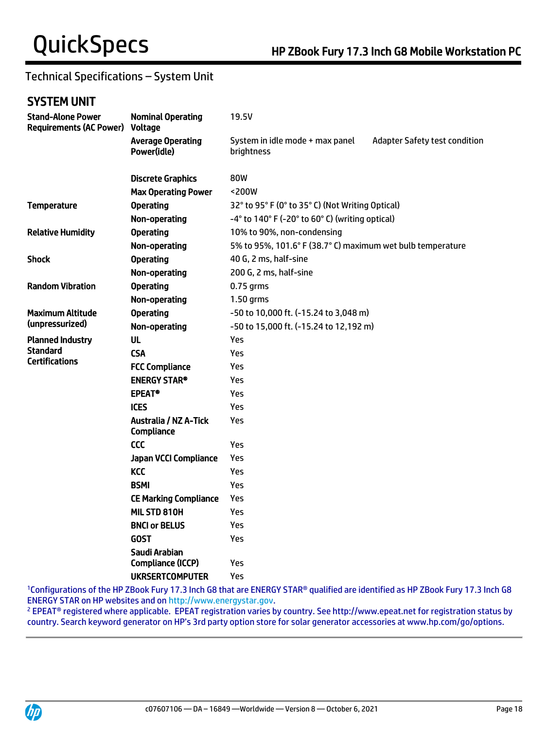## Technical Specifications – System Unit

### SYSTEM UNIT

| | | | |
|---|---|---|---|
| **Stand-Alone Power Requirements (AC Power)** | **Nominal Operating Voltage** | 19.5V | |
| | **Average Operating Power(idle)** | System in idle mode + max panel brightness | Adapter Safety test condition |
| | **Discrete Graphics** | 80W | |
| | **Max Operating Power** | <200W | |
| **Temperature** | **Operating** | 32° to 95° F (0° to 35° C) (Not Writing Optical) | |
| | **Non-operating** | -4° to 140° F (-20° to 60° C) (writing optical) | |
| **Relative Humidity** | **Operating** | 10% to 90%, non-condensing | |
| | **Non-operating** | 5% to 95%, 101.6° F (38.7° C) maximum wet bulb temperature | |
| **Shock** | **Operating** | 40 G, 2 ms, half-sine | |
| | **Non-operating** | 200 G, 2 ms, half-sine | |
| **Random Vibration** | **Operating** | 0.75 grms | |
| | **Non-operating** | 1.50 grms | |
| **Maximum Altitude (unpressurized)** | **Operating** | -50 to 10,000 ft. (-15.24 to 3,048 m) | |
| | **Non-operating** | -50 to 15,000 ft. (-15.24 to 12,192 m) | |
| **Planned Industry Standard Certifications** | **UL** | Yes | |
| | **CSA** | Yes | |
| | **FCC Compliance** | Yes | |
| | **ENERGY STAR®** | Yes | |
| | **EPEAT®** | Yes | |
| | **ICES** | Yes | |
| | **Australia / NZ A-Tick Compliance** | Yes | |
| | **CCC** | Yes | |
| | **Japan VCCI Compliance** | Yes | |
| | **KCC** | Yes | |
| | **BSMI** | Yes | |
| | **CE Marking Compliance** | Yes | |
| | **MIL STD 810H** | Yes | |
| | **BNCI or BELUS** | Yes | |
| | **GOST** | Yes | |
| | **Saudi Arabian Compliance (ICCP)** | Yes | |
| | **UKRSERTCOMPUTER** | Yes | |

[1]Configurations of the HP ZBook Fury 17.3 Inch G8 that are ENERGY STAR® qualified are identified as HP ZBook Fury 17.3 Inch G8 ENERGY STAR on HP websites and on http://www.energystar.gov.

[2] EPEAT® registered where applicable. EPEAT registration varies by country. See http://www.epeat.net for registration status by country. Search keyword generator on HP's 3rd party option store for solar generator accessories at www.hp.com/go/options.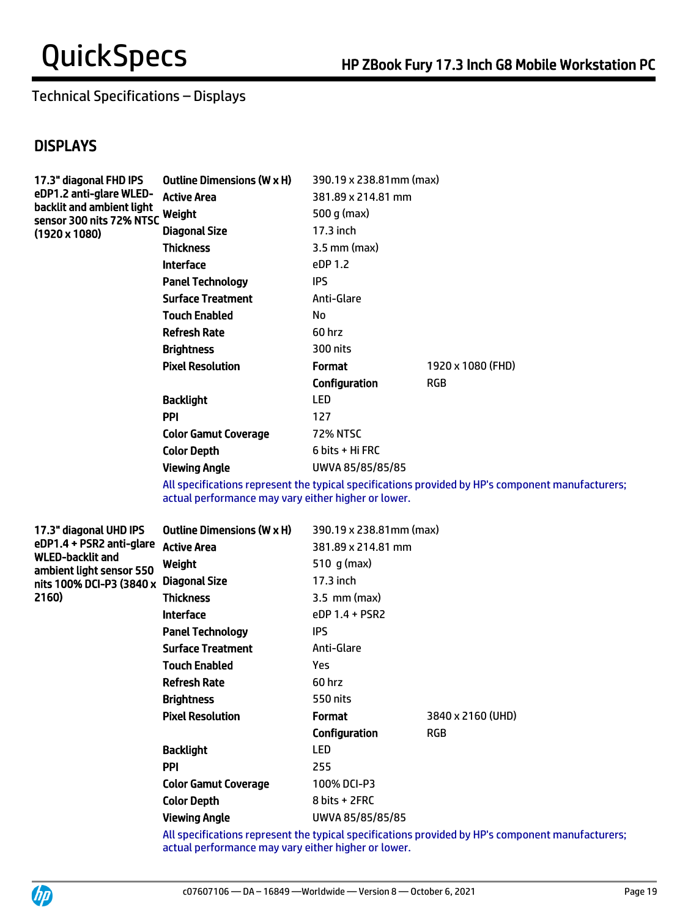Technical Specifications – Displays

## DISPLAYS

| | | | |
|---|---|---|---|
| **17.3" diagonal FHD IPS eDP1.2 anti-glare WLED-backlit and ambient light sensor 300 nits 72% NTSC (1920 x 1080)** | **Outline Dimensions (W x H)** | 390.19 x 238.81mm (max) | |
| | **Active Area** | 381.89 x 214.81 mm | |
| | **Weight** | 500 g (max) | |
| | **Diagonal Size** | 17.3 inch | |
| | **Thickness** | 3.5 mm (max) | |
| | **Interface** | eDP 1.2 | |
| | **Panel Technology** | IPS | |
| | **Surface Treatment** | Anti-Glare | |
| | **Touch Enabled** | No | |
| | **Refresh Rate** | 60 hrz | |
| | **Brightness** | 300 nits | |
| | **Pixel Resolution** | **Format** | 1920 x 1080 (FHD) |
| | | **Configuration** | RGB |
| | **Backlight** | LED | |
| | **PPI** | 127 | |
| | **Color Gamut Coverage** | 72% NTSC | |
| | **Color Depth** | 6 bits + Hi FRC | |
| | **Viewing Angle** | UWVA 85/85/85/85 | |

All specifications represent the typical specifications provided by HP's component manufacturers; actual performance may vary either higher or lower.

| | | | |
|---|---|---|---|
| **17.3" diagonal UHD IPS eDP1.4 + PSR2 anti-glare WLED-backlit and ambient light sensor 550 nits 100% DCI-P3 (3840 x 2160)** | **Outline Dimensions (W x H)** | 390.19 x 238.81mm (max) | |
| | **Active Area** | 381.89 x 214.81 mm | |
| | **Weight** | 510 g (max) | |
| | **Diagonal Size** | 17.3 inch | |
| | **Thickness** | 3.5 mm (max) | |
| | **Interface** | eDP 1.4 + PSR2 | |
| | **Panel Technology** | IPS | |
| | **Surface Treatment** | Anti-Glare | |
| | **Touch Enabled** | Yes | |
| | **Refresh Rate** | 60 hrz | |
| | **Brightness** | 550 nits | |
| | **Pixel Resolution** | **Format** | 3840 x 2160 (UHD) |
| | | **Configuration** | RGB |
| | **Backlight** | LED | |
| | **PPI** | 255 | |
| | **Color Gamut Coverage** | 100% DCI-P3 | |
| | **Color Depth** | 8 bits + 2FRC | |
| | **Viewing Angle** | UWVA 85/85/85/85 | |

All specifications represent the typical specifications provided by HP's component manufacturers; actual performance may vary either higher or lower.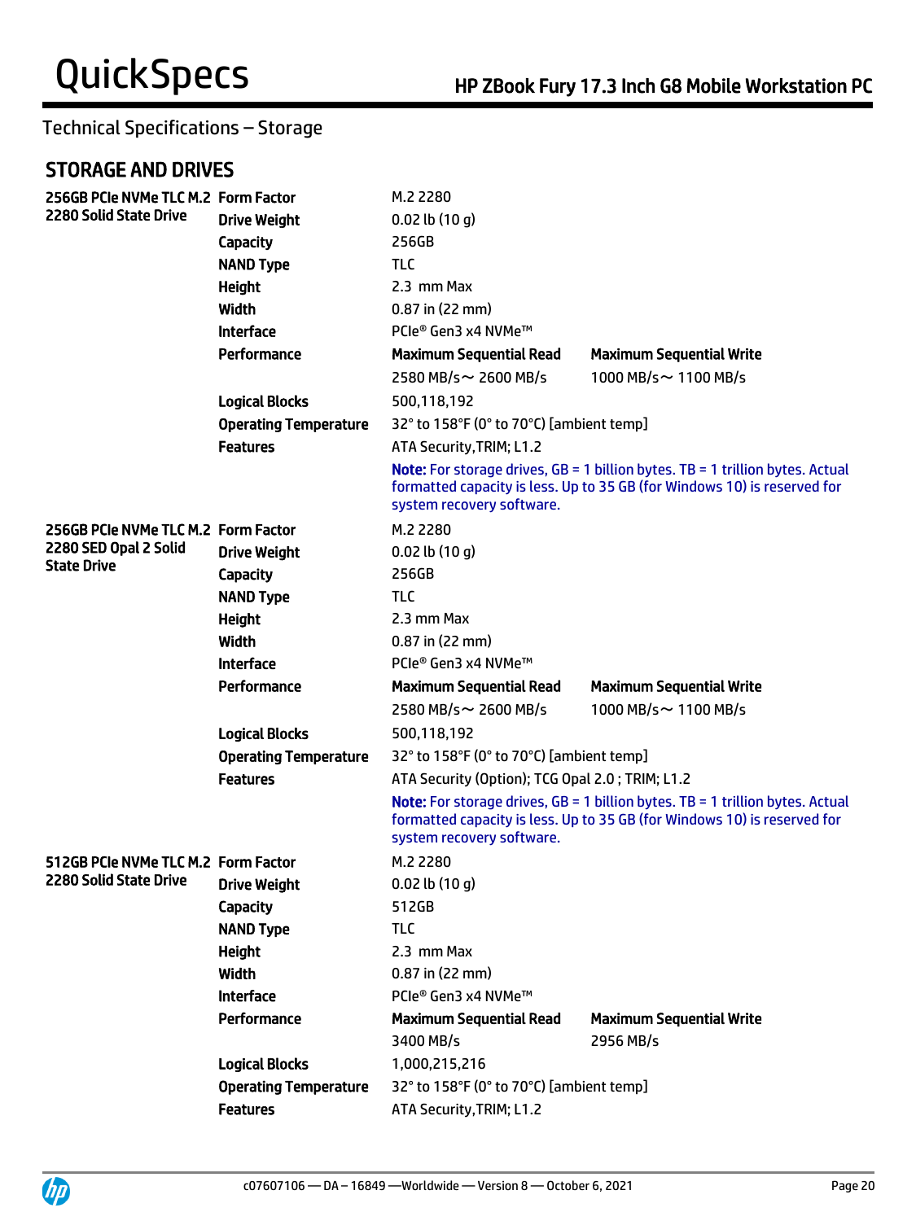Technical Specifications – Storage

## STORAGE AND DRIVES

| | | | |
|---|---|---|---|
| **256GB PCIe NVMe TLC M.2 2280 Solid State Drive** | **Form Factor** | M.2 2280 | |
| | **Drive Weight** | 0.02 lb (10 g) | |
| | **Capacity** | 256GB | |
| | **NAND Type** | TLC | |
| | **Height** | 2.3 mm Max | |
| | **Width** | 0.87 in (22 mm) | |
| | **Interface** | PCIe® Gen3 x4 NVMe™ | |
| | **Performance** | **Maximum Sequential Read** | **Maximum Sequential Write** |
| | | 2580 MB/s~ 2600 MB/s | 1000 MB/s~ 1100 MB/s |
| | **Logical Blocks** | 500,118,192 | |
| | **Operating Temperature** | 32° to 158°F (0° to 70°C) [ambient temp] | |
| | **Features** | ATA Security,TRIM; L1.2 | |
| | | **Note:** For storage drives, GB = 1 billion bytes. TB = 1 trillion bytes. Actual formatted capacity is less. Up to 35 GB (for Windows 10) is reserved for system recovery software. | |
| **256GB PCIe NVMe TLC M.2 2280 SED Opal 2 Solid State Drive** | **Form Factor** | M.2 2280 | |
| | **Drive Weight** | 0.02 lb (10 g) | |
| | **Capacity** | 256GB | |
| | **NAND Type** | TLC | |
| | **Height** | 2.3 mm Max | |
| | **Width** | 0.87 in (22 mm) | |
| | **Interface** | PCIe® Gen3 x4 NVMe™ | |
| | **Performance** | **Maximum Sequential Read** | **Maximum Sequential Write** |
| | | 2580 MB/s~ 2600 MB/s | 1000 MB/s~ 1100 MB/s |
| | **Logical Blocks** | 500,118,192 | |
| | **Operating Temperature** | 32° to 158°F (0° to 70°C) [ambient temp] | |
| | **Features** | ATA Security (Option); TCG Opal 2.0 ; TRIM; L1.2 | |
| | | **Note:** For storage drives, GB = 1 billion bytes. TB = 1 trillion bytes. Actual formatted capacity is less. Up to 35 GB (for Windows 10) is reserved for system recovery software. | |
| **512GB PCIe NVMe TLC M.2 2280 Solid State Drive** | **Form Factor** | M.2 2280 | |
| | **Drive Weight** | 0.02 lb (10 g) | |
| | **Capacity** | 512GB | |
| | **NAND Type** | TLC | |
| | **Height** | 2.3 mm Max | |
| | **Width** | 0.87 in (22 mm) | |
| | **Interface** | PCIe® Gen3 x4 NVMe™ | |
| | **Performance** | **Maximum Sequential Read** | **Maximum Sequential Write** |
| | | 3400 MB/s | 2956 MB/s |
| | **Logical Blocks** | 1,000,215,216 | |
| | **Operating Temperature** | 32° to 158°F (0° to 70°C) [ambient temp] | |
| | **Features** | ATA Security,TRIM; L1.2 | |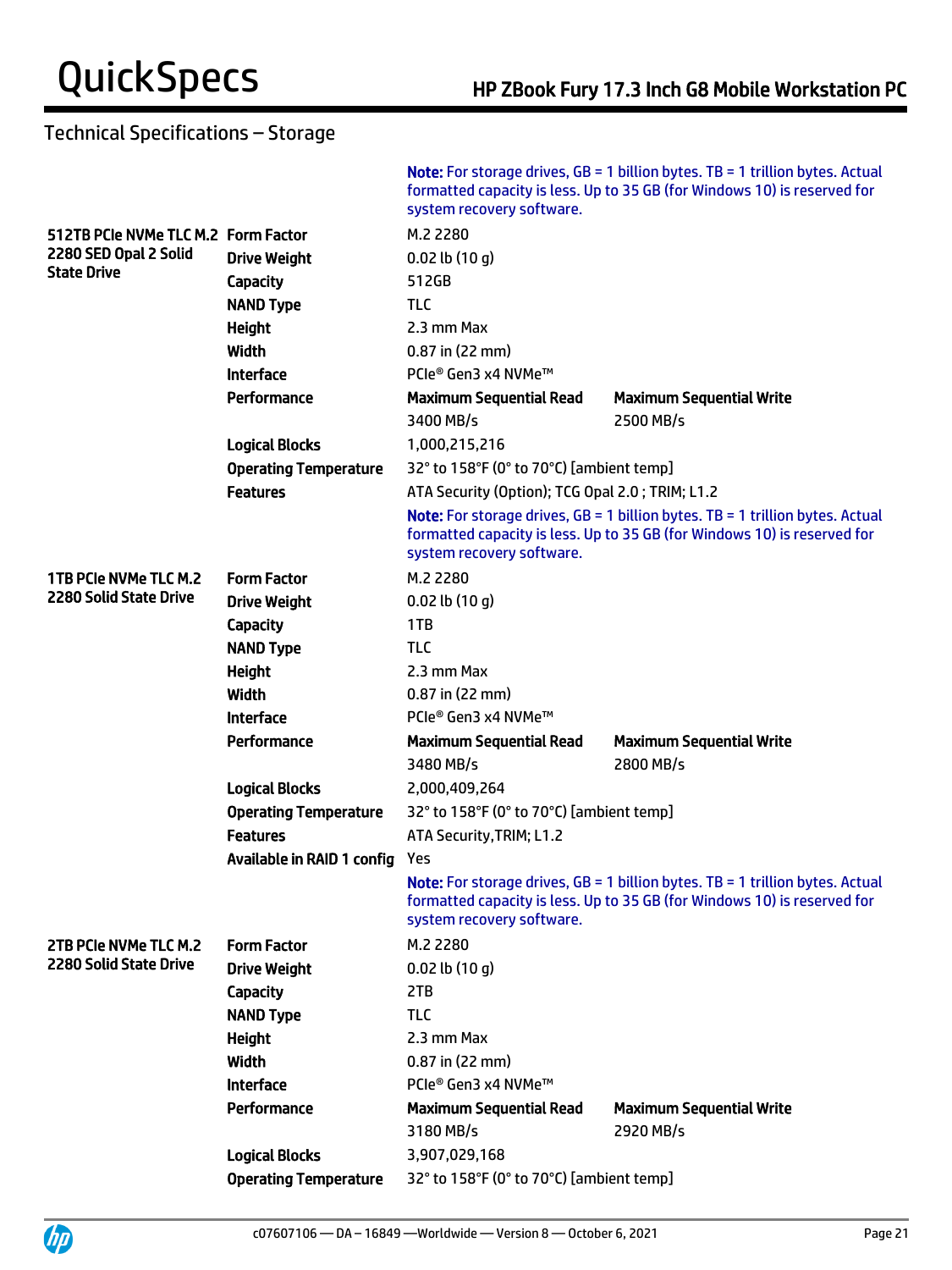## Technical Specifications – Storage

| | | | |
|---|---|---|---|
| | | **Note:** For storage drives, GB = 1 billion bytes. TB = 1 trillion bytes. Actual formatted capacity is less. Up to 35 GB (for Windows 10) is reserved for system recovery software. | |
| **512TB PCIe NVMe TLC M.2 2280 SED Opal 2 Solid State Drive** | **Form Factor** | M.2 2280 | |
| | **Drive Weight** | 0.02 lb (10 g) | |
| | **Capacity** | 512GB | |
| | **NAND Type** | TLC | |
| | **Height** | 2.3 mm Max | |
| | **Width** | 0.87 in (22 mm) | |
| | **Interface** | PCIe® Gen3 x4 NVMe™ | |
| | **Performance** | **Maximum Sequential Read** | **Maximum Sequential Write** |
| | | 3400 MB/s | 2500 MB/s |
| | **Logical Blocks** | 1,000,215,216 | |
| | **Operating Temperature** | 32° to 158°F (0° to 70°C) [ambient temp] | |
| | **Features** | ATA Security (Option); TCG Opal 2.0 ; TRIM; L1.2 | |
| | | **Note:** For storage drives, GB = 1 billion bytes. TB = 1 trillion bytes. Actual formatted capacity is less. Up to 35 GB (for Windows 10) is reserved for system recovery software. | |
| **1TB PCIe NVMe TLC M.2 2280 Solid State Drive** | **Form Factor** | M.2 2280 | |
| | **Drive Weight** | 0.02 lb (10 g) | |
| | **Capacity** | 1TB | |
| | **NAND Type** | TLC | |
| | **Height** | 2.3 mm Max | |
| | **Width** | 0.87 in (22 mm) | |
| | **Interface** | PCIe® Gen3 x4 NVMe™ | |
| | **Performance** | **Maximum Sequential Read** | **Maximum Sequential Write** |
| | | 3480 MB/s | 2800 MB/s |
| | **Logical Blocks** | 2,000,409,264 | |
| | **Operating Temperature** | 32° to 158°F (0° to 70°C) [ambient temp] | |
| | **Features** | ATA Security,TRIM; L1.2 | |
| | **Available in RAID 1 config** | Yes | |
| | | **Note:** For storage drives, GB = 1 billion bytes. TB = 1 trillion bytes. Actual formatted capacity is less. Up to 35 GB (for Windows 10) is reserved for system recovery software. | |
| **2TB PCIe NVMe TLC M.2 2280 Solid State Drive** | **Form Factor** | M.2 2280 | |
| | **Drive Weight** | 0.02 lb (10 g) | |
| | **Capacity** | 2TB | |
| | **NAND Type** | TLC | |
| | **Height** | 2.3 mm Max | |
| | **Width** | 0.87 in (22 mm) | |
| | **Interface** | PCIe® Gen3 x4 NVMe™ | |
| | **Performance** | **Maximum Sequential Read** | **Maximum Sequential Write** |
| | | 3180 MB/s | 2920 MB/s |
| | **Logical Blocks** | 3,907,029,168 | |
| | **Operating Temperature** | 32° to 158°F (0° to 70°C) [ambient temp] | |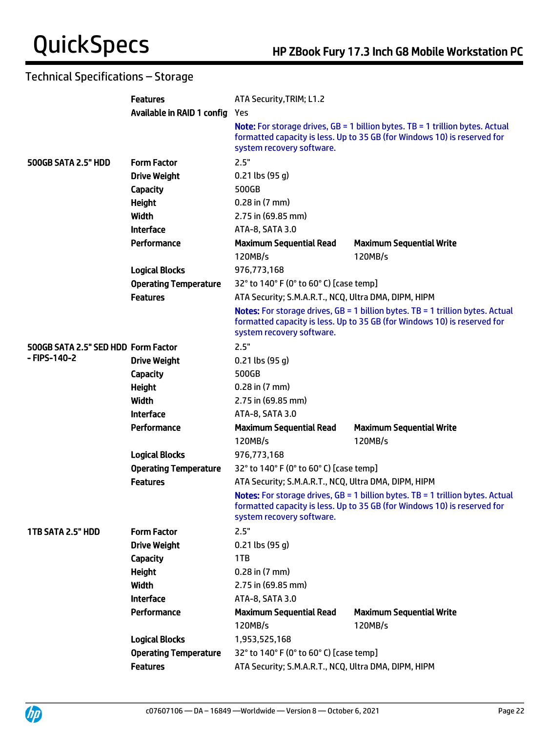## Technical Specifications – Storage

| | | | |
|---|---|---|---|
| | **Features** | ATA Security,TRIM; L1.2 | |
| | **Available in RAID 1 config** | Yes | |
| | | **Note:** For storage drives, GB = 1 billion bytes. TB = 1 trillion bytes. Actual formatted capacity is less. Up to 35 GB (for Windows 10) is reserved for system recovery software. | |
| **500GB SATA 2.5" HDD** | **Form Factor** | 2.5" | |
| | **Drive Weight** | 0.21 lbs (95 g) | |
| | **Capacity** | 500GB | |
| | **Height** | 0.28 in (7 mm) | |
| | **Width** | 2.75 in (69.85 mm) | |
| | **Interface** | ATA-8, SATA 3.0 | |
| | **Performance** | **Maximum Sequential Read** | **Maximum Sequential Write** |
| | | 120MB/s | 120MB/s |
| | **Logical Blocks** | 976,773,168 | |
| | **Operating Temperature** | 32° to 140° F (0° to 60° C) [case temp] | |
| | **Features** | ATA Security; S.M.A.R.T., NCQ, Ultra DMA, DIPM, HIPM | |
| | | **Notes:** For storage drives, GB = 1 billion bytes. TB = 1 trillion bytes. Actual formatted capacity is less. Up to 35 GB (for Windows 10) is reserved for system recovery software. | |
| **500GB SATA 2.5" SED HDD - FIPS-140-2** | **Form Factor** | 2.5" | |
| | **Drive Weight** | 0.21 lbs (95 g) | |
| | **Capacity** | 500GB | |
| | **Height** | 0.28 in (7 mm) | |
| | **Width** | 2.75 in (69.85 mm) | |
| | **Interface** | ATA-8, SATA 3.0 | |
| | **Performance** | **Maximum Sequential Read** | **Maximum Sequential Write** |
| | | 120MB/s | 120MB/s |
| | **Logical Blocks** | 976,773,168 | |
| | **Operating Temperature** | 32° to 140° F (0° to 60° C) [case temp] | |
| | **Features** | ATA Security; S.M.A.R.T., NCQ, Ultra DMA, DIPM, HIPM | |
| | | **Notes:** For storage drives, GB = 1 billion bytes. TB = 1 trillion bytes. Actual formatted capacity is less. Up to 35 GB (for Windows 10) is reserved for system recovery software. | |
| **1TB SATA 2.5" HDD** | **Form Factor** | 2.5" | |
| | **Drive Weight** | 0.21 lbs (95 g) | |
| | **Capacity** | 1TB | |
| | **Height** | 0.28 in (7 mm) | |
| | **Width** | 2.75 in (69.85 mm) | |
| | **Interface** | ATA-8, SATA 3.0 | |
| | **Performance** | **Maximum Sequential Read** | **Maximum Sequential Write** |
| | | 120MB/s | 120MB/s |
| | **Logical Blocks** | 1,953,525,168 | |
| | **Operating Temperature** | 32° to 140° F (0° to 60° C) [case temp] | |
| | **Features** | ATA Security; S.M.A.R.T., NCQ, Ultra DMA, DIPM, HIPM | |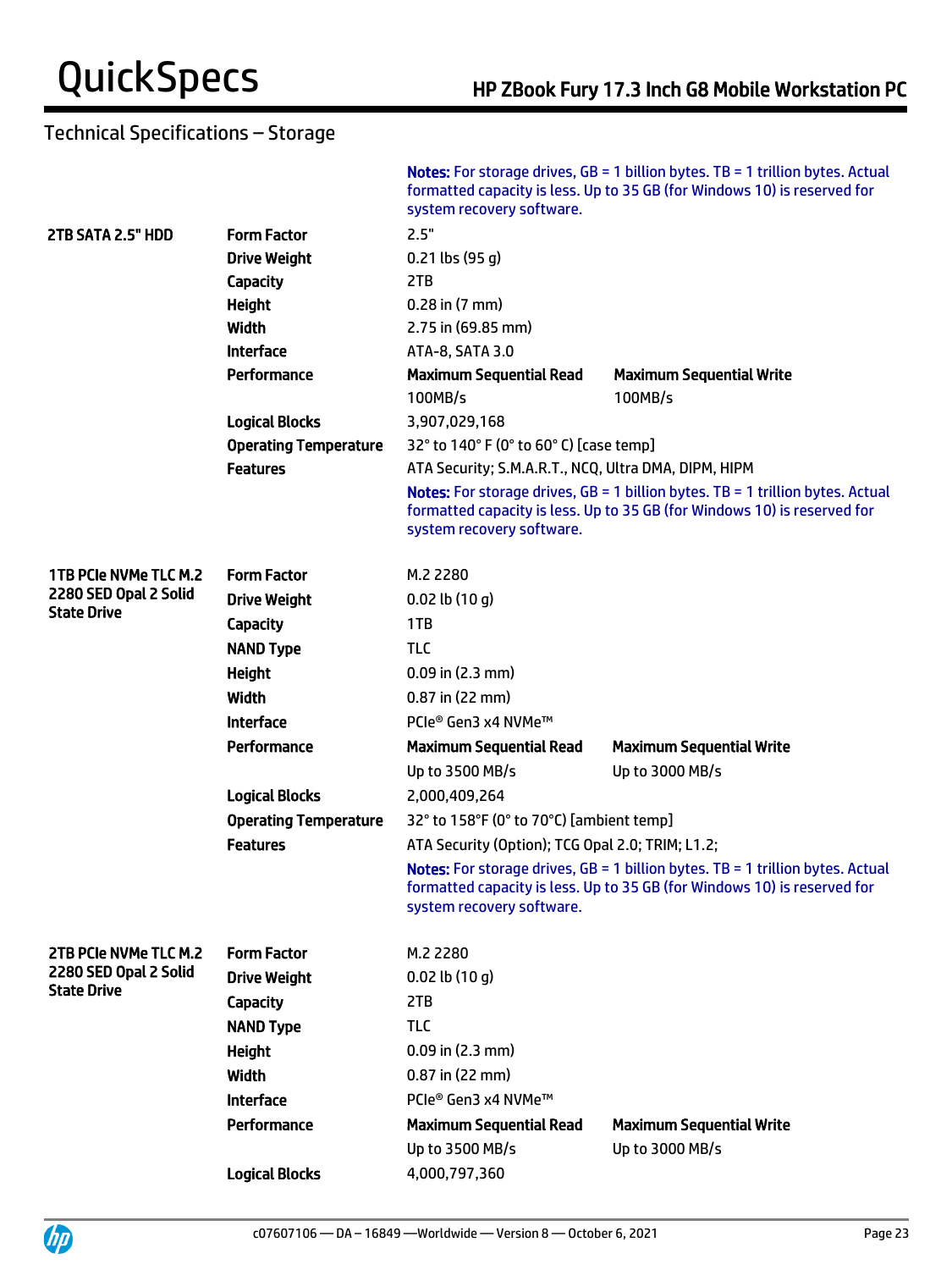## Technical Specifications – Storage

**Notes:** For storage drives, GB = 1 billion bytes. TB = 1 trillion bytes. Actual formatted capacity is less. Up to 35 GB (for Windows 10) is reserved for system recovery software.

| | | | |
|---|---|---|---|
| **2TB SATA 2.5" HDD** | **Form Factor** | 2.5" | |
| | **Drive Weight** | 0.21 lbs (95 g) | |
| | **Capacity** | 2TB | |
| | **Height** | 0.28 in (7 mm) | |
| | **Width** | 2.75 in (69.85 mm) | |
| | **Interface** | ATA-8, SATA 3.0 | |
| | **Performance** | **Maximum Sequential Read** | **Maximum Sequential Write** |
| | | 100MB/s | 100MB/s |
| | **Logical Blocks** | 3,907,029,168 | |
| | **Operating Temperature** | 32° to 140° F (0° to 60° C) [case temp] | |
| | **Features** | ATA Security; S.M.A.R.T., NCQ, Ultra DMA, DIPM, HIPM | |
| | | **Notes:** For storage drives, GB = 1 billion bytes. TB = 1 trillion bytes. Actual formatted capacity is less. Up to 35 GB (for Windows 10) is reserved for system recovery software. | |
| **1TB PCIe NVMe TLC M.2 2280 SED Opal 2 Solid State Drive** | **Form Factor** | M.2 2280 | |
| | **Drive Weight** | 0.02 lb (10 g) | |
| | **Capacity** | 1TB | |
| | **NAND Type** | TLC | |
| | **Height** | 0.09 in (2.3 mm) | |
| | **Width** | 0.87 in (22 mm) | |
| | **Interface** | PCIe® Gen3 x4 NVMe™ | |
| | **Performance** | **Maximum Sequential Read** | **Maximum Sequential Write** |
| | | Up to 3500 MB/s | Up to 3000 MB/s |
| | **Logical Blocks** | 2,000,409,264 | |
| | **Operating Temperature** | 32° to 158°F (0° to 70°C) [ambient temp] | |
| | **Features** | ATA Security (Option); TCG Opal 2.0; TRIM; L1.2; | |
| | | **Notes:** For storage drives, GB = 1 billion bytes. TB = 1 trillion bytes. Actual formatted capacity is less. Up to 35 GB (for Windows 10) is reserved for system recovery software. | |
| **2TB PCIe NVMe TLC M.2 2280 SED Opal 2 Solid State Drive** | **Form Factor** | M.2 2280 | |
| | **Drive Weight** | 0.02 lb (10 g) | |
| | **Capacity** | 2TB | |
| | **NAND Type** | TLC | |
| | **Height** | 0.09 in (2.3 mm) | |
| | **Width** | 0.87 in (22 mm) | |
| | **Interface** | PCIe® Gen3 x4 NVMe™ | |
| | **Performance** | **Maximum Sequential Read** | **Maximum Sequential Write** |
| | | Up to 3500 MB/s | Up to 3000 MB/s |
| | **Logical Blocks** | 4,000,797,360 | |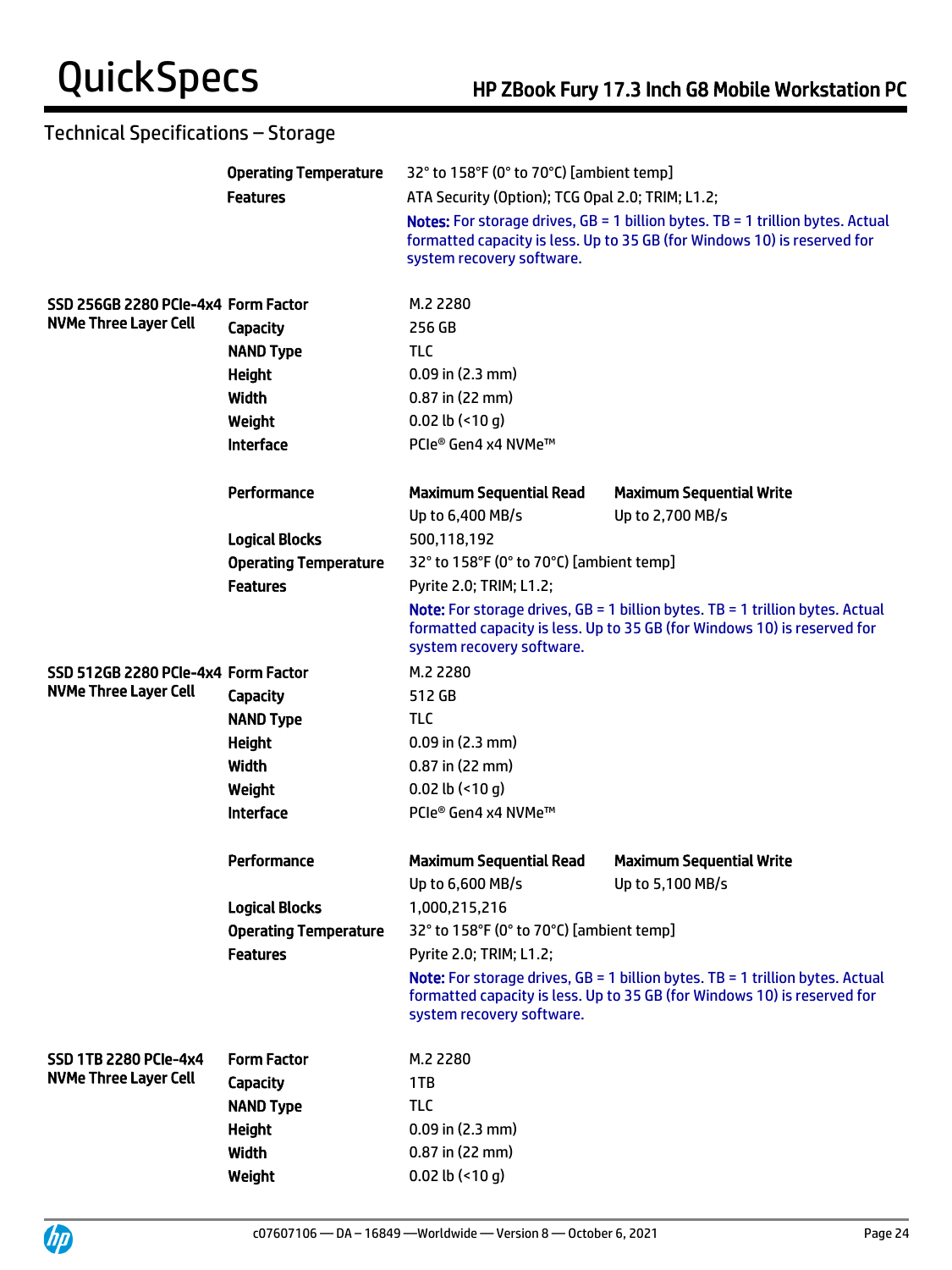## Technical Specifications – Storage

| | | | |
|---|---|---|---|
| | **Operating Temperature** | 32° to 158°F (0° to 70°C) [ambient temp] | |
| | **Features** | ATA Security (Option); TCG Opal 2.0; TRIM; L1.2; | |
| | | **Notes:** For storage drives, GB = 1 billion bytes. TB = 1 trillion bytes. Actual formatted capacity is less. Up to 35 GB (for Windows 10) is reserved for system recovery software. | |
| **SSD 256GB 2280 PCIe-4x4 NVMe Three Layer Cell** | **Form Factor** | M.2 2280 | |
| | **Capacity** | 256 GB | |
| | **NAND Type** | TLC | |
| | **Height** | 0.09 in (2.3 mm) | |
| | **Width** | 0.87 in (22 mm) | |
| | **Weight** | 0.02 lb (<10 g) | |
| | **Interface** | PCIe® Gen4 x4 NVMe™ | |
| | **Performance** | **Maximum Sequential Read** | **Maximum Sequential Write** |
| | | Up to 6,400 MB/s | Up to 2,700 MB/s |
| | **Logical Blocks** | 500,118,192 | |
| | **Operating Temperature** | 32° to 158°F (0° to 70°C) [ambient temp] | |
| | **Features** | Pyrite 2.0; TRIM; L1.2; | |
| | | **Note:** For storage drives, GB = 1 billion bytes. TB = 1 trillion bytes. Actual formatted capacity is less. Up to 35 GB (for Windows 10) is reserved for system recovery software. | |
| **SSD 512GB 2280 PCIe-4x4 NVMe Three Layer Cell** | **Form Factor** | M.2 2280 | |
| | **Capacity** | 512 GB | |
| | **NAND Type** | TLC | |
| | **Height** | 0.09 in (2.3 mm) | |
| | **Width** | 0.87 in (22 mm) | |
| | **Weight** | 0.02 lb (<10 g) | |
| | **Interface** | PCIe® Gen4 x4 NVMe™ | |
| | **Performance** | **Maximum Sequential Read** | **Maximum Sequential Write** |
| | | Up to 6,600 MB/s | Up to 5,100 MB/s |
| | **Logical Blocks** | 1,000,215,216 | |
| | **Operating Temperature** | 32° to 158°F (0° to 70°C) [ambient temp] | |
| | **Features** | Pyrite 2.0; TRIM; L1.2; | |
| | | **Note:** For storage drives, GB = 1 billion bytes. TB = 1 trillion bytes. Actual formatted capacity is less. Up to 35 GB (for Windows 10) is reserved for system recovery software. | |
| **SSD 1TB 2280 PCIe-4x4 NVMe Three Layer Cell** | **Form Factor** | M.2 2280 | |
| | **Capacity** | 1TB | |
| | **NAND Type** | TLC | |
| | **Height** | 0.09 in (2.3 mm) | |
| | **Width** | 0.87 in (22 mm) | |
| | **Weight** | 0.02 lb (<10 g) | |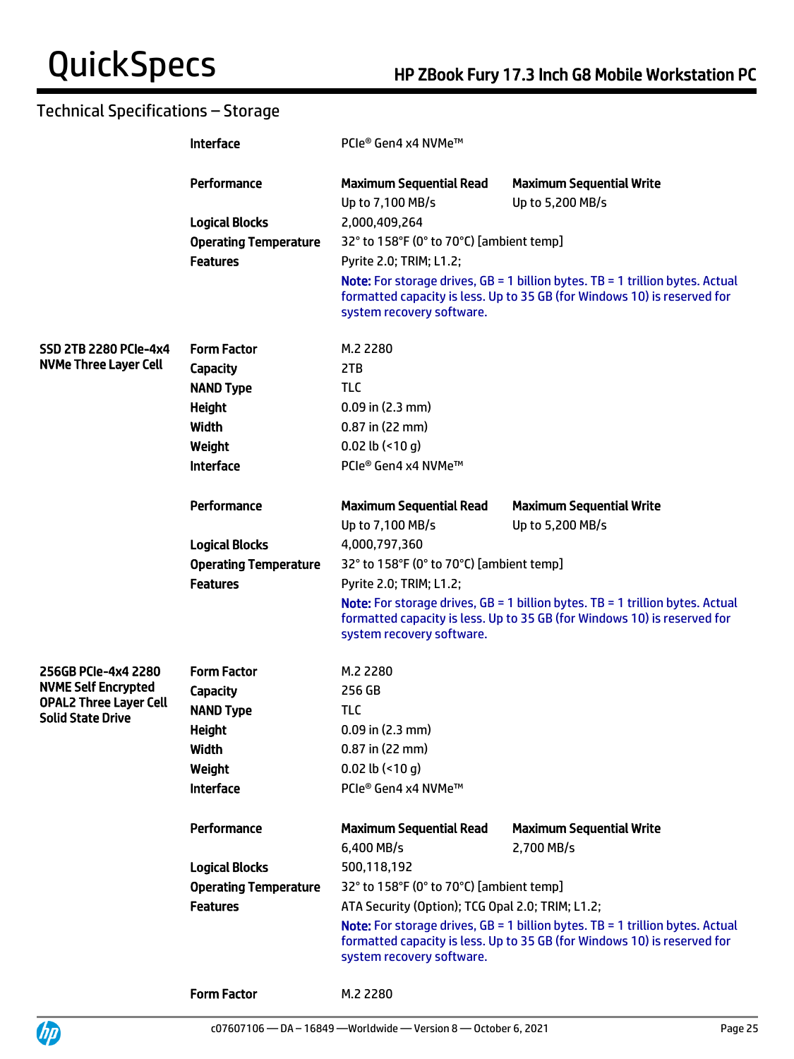## Technical Specifications – Storage

| | | | |
|---|---|---|---|
| | **Interface** | PCIe® Gen4 x4 NVMe™ | |
| | **Performance** | **Maximum Sequential Read** | **Maximum Sequential Write** |
| | | Up to 7,100 MB/s | Up to 5,200 MB/s |
| | **Logical Blocks** | 2,000,409,264 | |
| | **Operating Temperature** | 32° to 158°F (0° to 70°C) [ambient temp] | |
| | **Features** | Pyrite 2.0; TRIM; L1.2; | |
| | | **Note:** For storage drives, GB = 1 billion bytes. TB = 1 trillion bytes. Actual formatted capacity is less. Up to 35 GB (for Windows 10) is reserved for system recovery software. | |
| **SSD 2TB 2280 PCIe-4x4 NVMe Three Layer Cell** | **Form Factor** | M.2 2280 | |
| | **Capacity** | 2TB | |
| | **NAND Type** | TLC | |
| | **Height** | 0.09 in (2.3 mm) | |
| | **Width** | 0.87 in (22 mm) | |
| | **Weight** | 0.02 lb (<10 g) | |
| | **Interface** | PCIe® Gen4 x4 NVMe™ | |
| | **Performance** | **Maximum Sequential Read** | **Maximum Sequential Write** |
| | | Up to 7,100 MB/s | Up to 5,200 MB/s |
| | **Logical Blocks** | 4,000,797,360 | |
| | **Operating Temperature** | 32° to 158°F (0° to 70°C) [ambient temp] | |
| | **Features** | Pyrite 2.0; TRIM; L1.2; | |
| | | **Note:** For storage drives, GB = 1 billion bytes. TB = 1 trillion bytes. Actual formatted capacity is less. Up to 35 GB (for Windows 10) is reserved for system recovery software. | |
| **256GB PCIe-4x4 2280 NVME Self Encrypted OPAL2 Three Layer Cell Solid State Drive** | **Form Factor** | M.2 2280 | |
| | **Capacity** | 256 GB | |
| | **NAND Type** | TLC | |
| | **Height** | 0.09 in (2.3 mm) | |
| | **Width** | 0.87 in (22 mm) | |
| | **Weight** | 0.02 lb (<10 g) | |
| | **Interface** | PCIe® Gen4 x4 NVMe™ | |
| | **Performance** | **Maximum Sequential Read** | **Maximum Sequential Write** |
| | | 6,400 MB/s | 2,700 MB/s |
| | **Logical Blocks** | 500,118,192 | |
| | **Operating Temperature** | 32° to 158°F (0° to 70°C) [ambient temp] | |
| | **Features** | ATA Security (Option); TCG Opal 2.0; TRIM; L1.2; | |
| | | **Note:** For storage drives, GB = 1 billion bytes. TB = 1 trillion bytes. Actual formatted capacity is less. Up to 35 GB (for Windows 10) is reserved for system recovery software. | |
| | **Form Factor** | M.2 2280 | |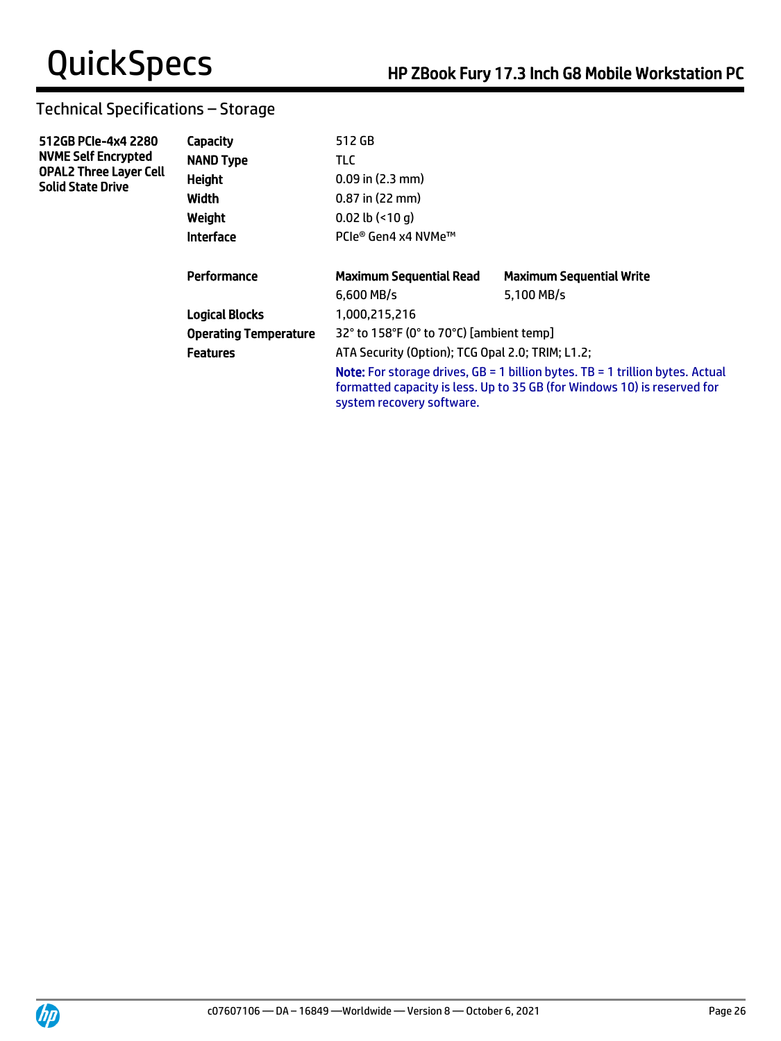## Technical Specifications – Storage

| | | | |
|---|---|---|---|
| **512GB PCIe-4x4 2280 NVME Self Encrypted OPAL2 Three Layer Cell Solid State Drive** | **Capacity** | 512 GB | |
| | **NAND Type** | TLC | |
| | **Height** | 0.09 in (2.3 mm) | |
| | **Width** | 0.87 in (22 mm) | |
| | **Weight** | 0.02 lb (<10 g) | |
| | **Interface** | PCIe® Gen4 x4 NVMe™ | |
| | **Performance** | **Maximum Sequential Read** | **Maximum Sequential Write** |
| | | 6,600 MB/s | 5,100 MB/s |
| | **Logical Blocks** | 1,000,215,216 | |
| | **Operating Temperature** | 32° to 158°F (0° to 70°C) [ambient temp] | |
| | **Features** | ATA Security (Option); TCG Opal 2.0; TRIM; L1.2; | |

**Note:** For storage drives, GB = 1 billion bytes. TB = 1 trillion bytes. Actual formatted capacity is less. Up to 35 GB (for Windows 10) is reserved for system recovery software.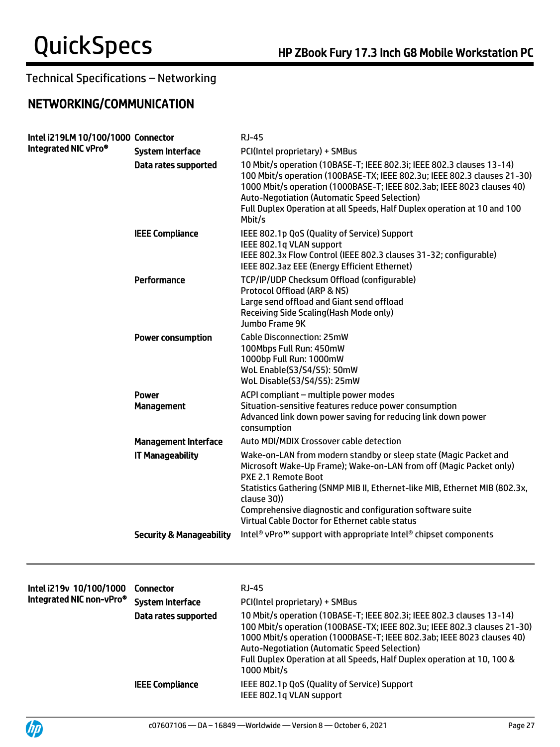## Technical Specifications – Networking

## NETWORKING/COMMUNICATION

| | | |
|---|---|---|
| **Intel i219LM 10/100/1000 Integrated NIC vPro®** | **Connector** | RJ-45 |
| | **System Interface** | PCI(Intel proprietary) + SMBus |
| | **Data rates supported** | 10 Mbit/s operation (10BASE-T; IEEE 802.3i; IEEE 802.3 clauses 13-14)<br>100 Mbit/s operation (100BASE-TX; IEEE 802.3u; IEEE 802.3 clauses 21-30)<br>1000 Mbit/s operation (1000BASE-T; IEEE 802.3ab; IEEE 8023 clauses 40)<br>Auto-Negotiation (Automatic Speed Selection)<br>Full Duplex Operation at all Speeds, Half Duplex operation at 10 and 100 Mbit/s |
| | **IEEE Compliance** | IEEE 802.1p QoS (Quality of Service) Support<br>IEEE 802.1q VLAN support<br>IEEE 802.3x Flow Control (IEEE 802.3 clauses 31-32; configurable)<br>IEEE 802.3az EEE (Energy Efficient Ethernet) |
| | **Performance** | TCP/IP/UDP Checksum Offload (configurable)<br>Protocol Offload (ARP & NS)<br>Large send offload and Giant send offload<br>Receiving Side Scaling(Hash Mode only)<br>Jumbo Frame 9K |
| | **Power consumption** | Cable Disconnection: 25mW<br>100Mbps Full Run: 450mW<br>1000bp Full Run: 1000mW<br>WoL Enable(S3/S4/S5): 50mW<br>WoL Disable(S3/S4/S5): 25mW |
| | **Power Management** | ACPI compliant – multiple power modes<br>Situation-sensitive features reduce power consumption<br>Advanced link down power saving for reducing link down power consumption |
| | **Management Interface** | Auto MDI/MDIX Crossover cable detection |
| | **IT Manageability** | Wake-on-LAN from modern standby or sleep state (Magic Packet and Microsoft Wake-Up Frame); Wake-on-LAN from off (Magic Packet only)<br>PXE 2.1 Remote Boot<br>Statistics Gathering (SNMP MIB II, Ethernet-like MIB, Ethernet MIB (802.3x, clause 30))<br>Comprehensive diagnostic and configuration software suite<br>Virtual Cable Doctor for Ethernet cable status |
| | **Security & Manageability** | Intel® vPro™ support with appropriate Intel® chipset components |

| | | |
|---|---|---|
| **Intel i219v 10/100/1000 Integrated NIC non-vPro®** | **Connector** | RJ-45 |
| | **System Interface** | PCI(Intel proprietary) + SMBus |
| | **Data rates supported** | 10 Mbit/s operation (10BASE-T; IEEE 802.3i; IEEE 802.3 clauses 13-14)<br>100 Mbit/s operation (100BASE-TX; IEEE 802.3u; IEEE 802.3 clauses 21-30)<br>1000 Mbit/s operation (1000BASE-T; IEEE 802.3ab; IEEE 8023 clauses 40)<br>Auto-Negotiation (Automatic Speed Selection)<br>Full Duplex Operation at all Speeds, Half Duplex operation at 10, 100 & 1000 Mbit/s |
| | **IEEE Compliance** | IEEE 802.1p QoS (Quality of Service) Support<br>IEEE 802.1q VLAN support |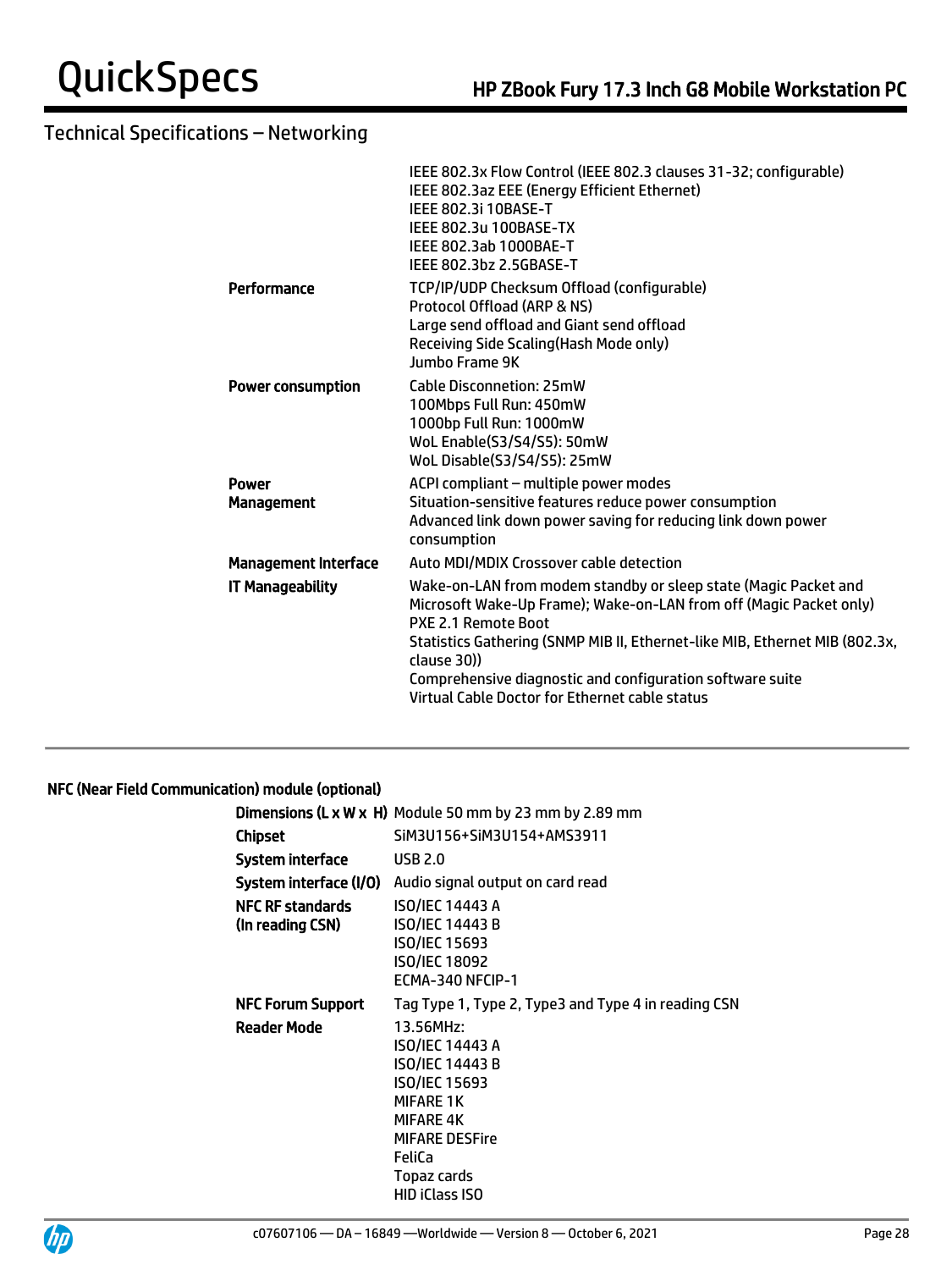## Technical Specifications – Networking

| | |
|---|---|
| | IEEE 802.3x Flow Control (IEEE 802.3 clauses 31-32; configurable)<br>IEEE 802.3az EEE (Energy Efficient Ethernet)<br>IEEE 802.3i 10BASE-T<br>IEEE 802.3u 100BASE-TX<br>IEEE 802.3ab 1000BAE-T<br>IEEE 802.3bz 2.5GBASE-T |
| **Performance** | TCP/IP/UDP Checksum Offload (configurable)<br>Protocol Offload (ARP & NS)<br>Large send offload and Giant send offload<br>Receiving Side Scaling(Hash Mode only)<br>Jumbo Frame 9K |
| **Power consumption** | Cable Disconnetion: 25mW<br>100Mbps Full Run: 450mW<br>1000bp Full Run: 1000mW<br>WoL Enable(S3/S4/S5): 50mW<br>WoL Disable(S3/S4/S5): 25mW |
| **Power Management** | ACPI compliant – multiple power modes<br>Situation-sensitive features reduce power consumption<br>Advanced link down power saving for reducing link down power consumption |
| **Management Interface** | Auto MDI/MDIX Crossover cable detection |
| **IT Manageability** | Wake-on-LAN from modem standby or sleep state (Magic Packet and Microsoft Wake-Up Frame); Wake-on-LAN from off (Magic Packet only)<br>PXE 2.1 Remote Boot<br>Statistics Gathering (SNMP MIB II, Ethernet-like MIB, Ethernet MIB (802.3x, clause 30))<br>Comprehensive diagnostic and configuration software suite<br>Virtual Cable Doctor for Ethernet cable status |

### NFC (Near Field Communication) module (optional)

| | |
|---|---|
| **Dimensions (L x W x H)** | Module 50 mm by 23 mm by 2.89 mm |
| **Chipset** | SiM3U156+SiM3U154+AMS3911 |
| **System interface** | USB 2.0 |
| **System interface (I/O)** | Audio signal output on card read |
| **NFC RF standards (In reading CSN)** | ISO/IEC 14443 A<br>ISO/IEC 14443 B<br>ISO/IEC 15693<br>ISO/IEC 18092<br>ECMA-340 NFCIP-1 |
| **NFC Forum Support** | Tag Type 1, Type 2, Type3 and Type 4 in reading CSN |
| **Reader Mode** | 13.56MHz:<br>ISO/IEC 14443 A<br>ISO/IEC 14443 B<br>ISO/IEC 15693<br>MIFARE 1K<br>MIFARE 4K<br>MIFARE DESFire<br>FeliCa<br>Topaz cards<br>HID iClass ISO |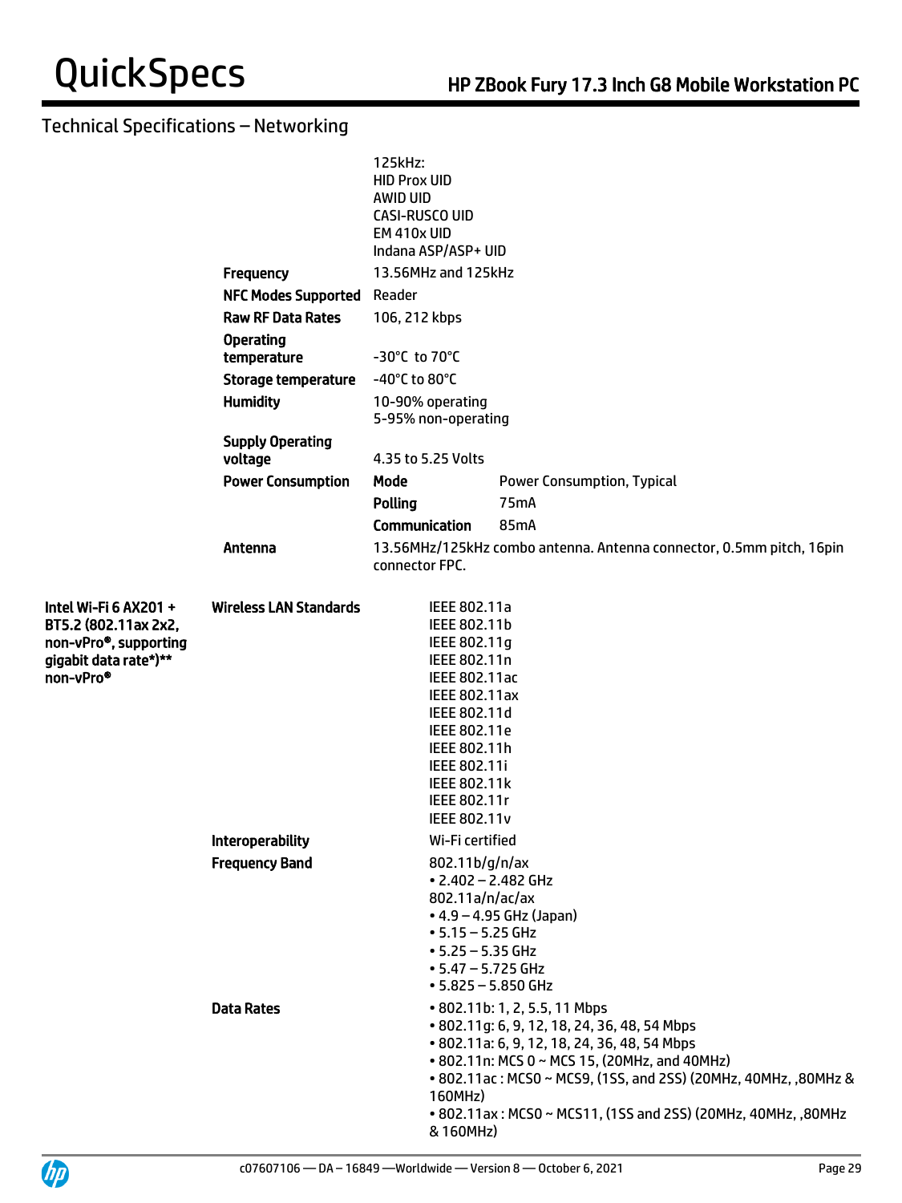## Technical Specifications – Networking

| | | | |
|---|---|---|---|
| | | 125kHz:<br>HID Prox UID<br>AWID UID<br>CASI-RUSCO UID<br>EM 410x UID<br>Indana ASP/ASP+ UID | |
| | **Frequency** | 13.56MHz and 125kHz | |
| | **NFC Modes Supported** | Reader | |
| | **Raw RF Data Rates** | 106, 212 kbps | |
| | **Operating temperature** | -30°C to 70°C | |
| | **Storage temperature** | -40°C to 80°C | |
| | **Humidity** | 10-90% operating<br>5-95% non-operating | |
| | **Supply Operating voltage** | 4.35 to 5.25 Volts | |
| | **Power Consumption** | **Mode** | Power Consumption, Typical |
| | | **Polling** | 75mA |
| | | **Communication** | 85mA |
| | **Antenna** | 13.56MHz/125kHz combo antenna. Antenna connector, 0.5mm pitch, 16pin connector FPC. | |
| **Intel Wi-Fi 6 AX201 + BT5.2 (802.11ax 2x2, non-vPro®, supporting gigabit data rate*)\*\* non-vPro®** | **Wireless LAN Standards** | IEEE 802.11a<br>IEEE 802.11b<br>IEEE 802.11g<br>IEEE 802.11n<br>IEEE 802.11ac<br>IEEE 802.11ax<br>IEEE 802.11d<br>IEEE 802.11e<br>IEEE 802.11h<br>IEEE 802.11i<br>IEEE 802.11k<br>IEEE 802.11r<br>IEEE 802.11v | |
| | **Interoperability** | Wi-Fi certified | |
| | **Frequency Band** | 802.11b/g/n/ax<br>• 2.402 – 2.482 GHz<br>802.11a/n/ac/ax<br>• 4.9 – 4.95 GHz (Japan)<br>• 5.15 – 5.25 GHz<br>• 5.25 – 5.35 GHz<br>• 5.47 – 5.725 GHz<br>• 5.825 – 5.850 GHz | |
| | **Data Rates** | • 802.11b: 1, 2, 5.5, 11 Mbps<br>• 802.11g: 6, 9, 12, 18, 24, 36, 48, 54 Mbps<br>• 802.11a: 6, 9, 12, 18, 24, 36, 48, 54 Mbps<br>• 802.11n: MCS 0 ~ MCS 15, (20MHz, and 40MHz)<br>• 802.11ac : MCS0 ~ MCS9, (1SS, and 2SS) (20MHz, 40MHz, ,80MHz & 160MHz)<br>• 802.11ax : MCS0 ~ MCS11, (1SS and 2SS) (20MHz, 40MHz, ,80MHz & 160MHz) | |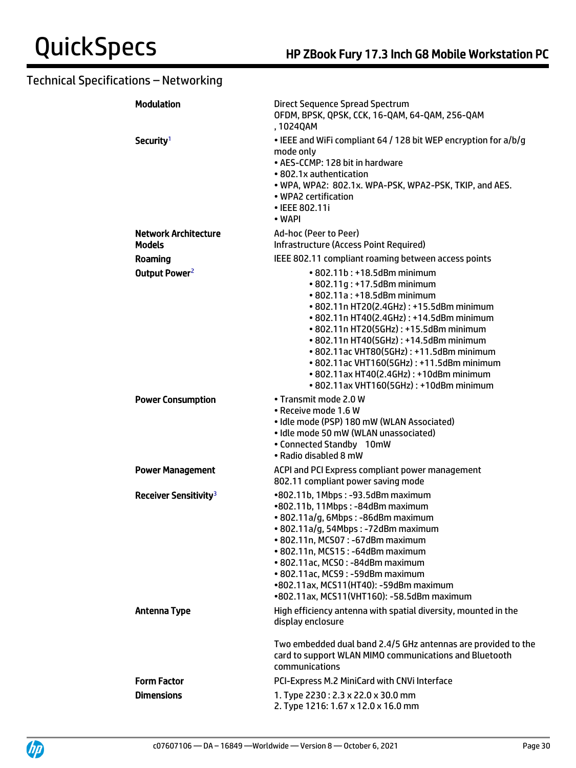## Technical Specifications – Networking

| | |
|---|---|
| **Modulation** | Direct Sequence Spread Spectrum<br>OFDM, BPSK, QPSK, CCK, 16-QAM, 64-QAM, 256-QAM<br>, 1024QAM |
| **Security**[1] | • IEEE and WiFi compliant 64 / 128 bit WEP encryption for a/b/g mode only<br>• AES-CCMP: 128 bit in hardware<br>• 802.1x authentication<br>• WPA, WPA2: 802.1x. WPA-PSK, WPA2-PSK, TKIP, and AES.<br>• WPA2 certification<br>• IEEE 802.11i<br>• WAPI |
| **Network Architecture Models** | Ad-hoc (Peer to Peer)<br>Infrastructure (Access Point Required) |
| **Roaming** | IEEE 802.11 compliant roaming between access points |
| **Output Power**[2] | • 802.11b : +18.5dBm minimum<br>• 802.11g : +17.5dBm minimum<br>• 802.11a : +18.5dBm minimum<br>• 802.11n HT20(2.4GHz) : +15.5dBm minimum<br>• 802.11n HT40(2.4GHz) : +14.5dBm minimum<br>• 802.11n HT20(5GHz) : +15.5dBm minimum<br>• 802.11n HT40(5GHz) : +14.5dBm minimum<br>• 802.11ac VHT80(5GHz) : +11.5dBm minimum<br>• 802.11ac VHT160(5GHz) : +11.5dBm minimum<br>• 802.11ax HT40(2.4GHz) : +10dBm minimum<br>• 802.11ax VHT160(5GHz) : +10dBm minimum |
| **Power Consumption** | • Transmit mode 2.0 W<br>• Receive mode 1.6 W<br>• Idle mode (PSP) 180 mW (WLAN Associated)<br>• Idle mode 50 mW (WLAN unassociated)<br>• Connected Standby 10mW<br>• Radio disabled 8 mW |
| **Power Management** | ACPI and PCI Express compliant power management<br>802.11 compliant power saving mode |
| **Receiver Sensitivity**[3] | •802.11b, 1Mbps : -93.5dBm maximum<br>•802.11b, 11Mbps : -84dBm maximum<br>• 802.11a/g, 6Mbps : -86dBm maximum<br>• 802.11a/g, 54Mbps : -72dBm maximum<br>• 802.11n, MCS07 : -67dBm maximum<br>• 802.11n, MCS15 : -64dBm maximum<br>• 802.11ac, MCS0 : -84dBm maximum<br>• 802.11ac, MCS9 : -59dBm maximum<br>•802.11ax, MCS11(HT40): -59dBm maximum<br>•802.11ax, MCS11(VHT160): -58.5dBm maximum |
| **Antenna Type** | High efficiency antenna with spatial diversity, mounted in the display enclosure<br><br>Two embedded dual band 2.4/5 GHz antennas are provided to the card to support WLAN MIMO communications and Bluetooth communications |
| **Form Factor** | PCI-Express M.2 MiniCard with CNVi Interface |
| **Dimensions** | 1. Type 2230 : 2.3 x 22.0 x 30.0 mm<br>2. Type 1216: 1.67 x 12.0 x 16.0 mm |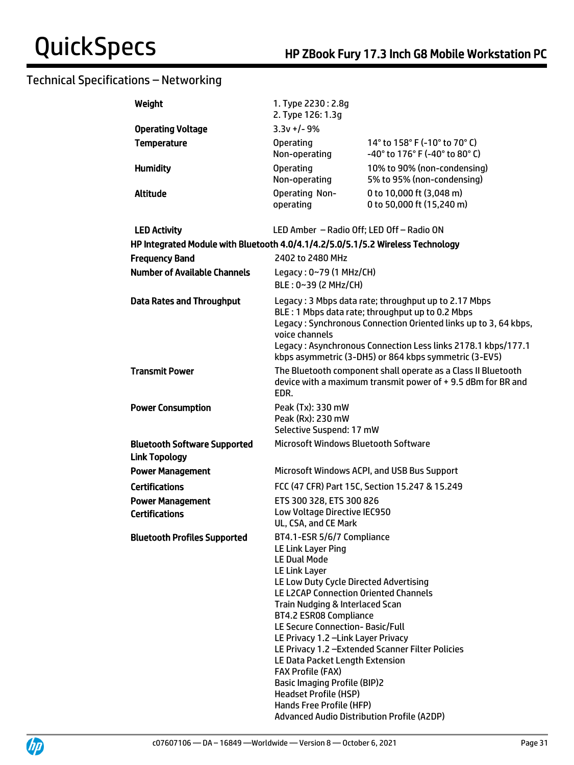## Technical Specifications – Networking

| | | |
|---|---|---|
| **Weight** | 1. Type 2230 : 2.8g<br>2. Type 126: 1.3g | |
| **Operating Voltage** | 3.3v +/- 9% | |
| **Temperature** | Operating<br>Non-operating | 14° to 158° F (-10° to 70° C)<br>-40° to 176° F (-40° to 80° C) |
| **Humidity** | Operating<br>Non-operating | 10% to 90% (non-condensing)<br>5% to 95% (non-condensing) |
| **Altitude** | Operating Non-operating | 0 to 10,000 ft (3,048 m)<br>0 to 50,000 ft (15,240 m) |
| **LED Activity** | LED Amber – Radio Off; LED Off – Radio ON | |

**HP Integrated Module with Bluetooth 4.0/4.1/4.2/5.0/5.1/5.2 Wireless Technology**

| | |
|---|---|
| **Frequency Band** | 2402 to 2480 MHz |
| **Number of Available Channels** | Legacy : 0~79 (1 MHz/CH)<br>BLE : 0~39 (2 MHz/CH) |
| **Data Rates and Throughput** | Legacy : 3 Mbps data rate; throughput up to 2.17 Mbps<br>BLE : 1 Mbps data rate; throughput up to 0.2 Mbps<br>Legacy : Synchronous Connection Oriented links up to 3, 64 kbps, voice channels<br>Legacy : Asynchronous Connection Less links 2178.1 kbps/177.1 kbps asymmetric (3-DH5) or 864 kbps symmetric (3-EV5) |
| **Transmit Power** | The Bluetooth component shall operate as a Class II Bluetooth device with a maximum transmit power of + 9.5 dBm for BR and EDR. |
| **Power Consumption** | Peak (Tx): 330 mW<br>Peak (Rx): 230 mW<br>Selective Suspend: 17 mW |
| **Bluetooth Software Supported**<br>**Link Topology** | Microsoft Windows Bluetooth Software |
| **Power Management** | Microsoft Windows ACPI, and USB Bus Support |
| **Certifications** | FCC (47 CFR) Part 15C, Section 15.247 & 15.249 |
| **Power Management**<br>**Certifications** | ETS 300 328, ETS 300 826<br>Low Voltage Directive IEC950<br>UL, CSA, and CE Mark |
| **Bluetooth Profiles Supported** | BT4.1-ESR 5/6/7 Compliance<br>LE Link Layer Ping<br>LE Dual Mode<br>LE Link Layer<br>LE Low Duty Cycle Directed Advertising<br>LE L2CAP Connection Oriented Channels<br>Train Nudging & Interlaced Scan<br>BT4.2 ESR08 Compliance<br>LE Secure Connection- Basic/Full<br>LE Privacy 1.2 –Link Layer Privacy<br>LE Privacy 1.2 –Extended Scanner Filter Policies<br>LE Data Packet Length Extension<br>FAX Profile (FAX)<br>Basic Imaging Profile (BIP)2<br>Headset Profile (HSP)<br>Hands Free Profile (HFP)<br>Advanced Audio Distribution Profile (A2DP) |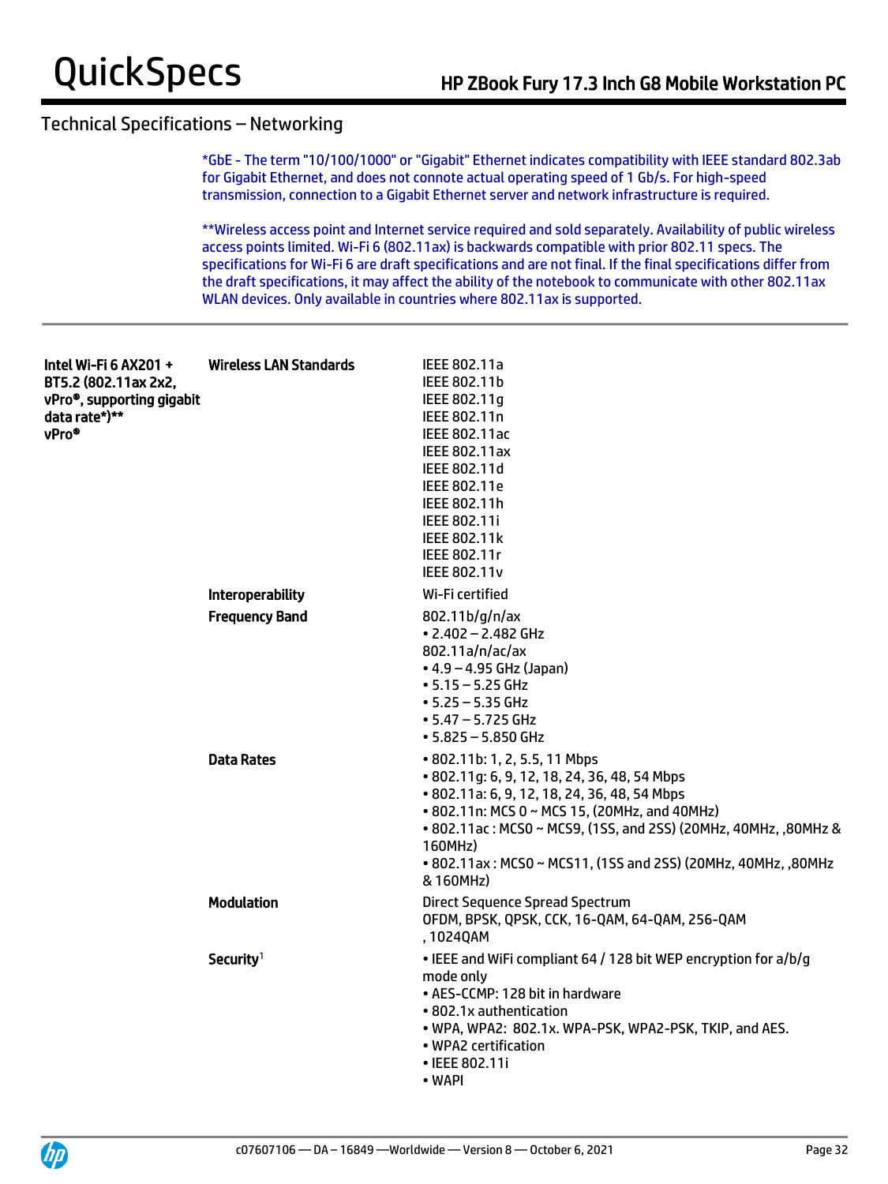## Technical Specifications – Networking

*GbE - The term "10/100/1000" or "Gigabit" Ethernet indicates compatibility with IEEE standard 802.3ab for Gigabit Ethernet, and does not connote actual operating speed of 1 Gb/s. For high-speed transmission, connection to a Gigabit Ethernet server and network infrastructure is required.

**Wireless access point and Internet service required and sold separately. Availability of public wireless access points limited. Wi-Fi 6 (802.11ax) is backwards compatible with prior 802.11 specs. The specifications for Wi-Fi 6 are draft specifications and are not final. If the final specifications differ from the draft specifications, it may affect the ability of the notebook to communicate with other 802.11ax WLAN devices. Only available in countries where 802.11ax is supported.

| | | |
|---|---|---|
| **Intel Wi-Fi 6 AX201 + BT5.2 (802.11ax 2x2, vPro®, supporting gigabit data rate*)** vPro®** | **Wireless LAN Standards** | IEEE 802.11a<br>IEEE 802.11b<br>IEEE 802.11g<br>IEEE 802.11n<br>IEEE 802.11ac<br>IEEE 802.11ax<br>IEEE 802.11d<br>IEEE 802.11e<br>IEEE 802.11h<br>IEEE 802.11i<br>IEEE 802.11k<br>IEEE 802.11r<br>IEEE 802.11v |
| | **Interoperability** | Wi-Fi certified |
| | **Frequency Band** | 802.11b/g/n/ax<br>• 2.402 – 2.482 GHz<br>802.11a/n/ac/ax<br>• 4.9 – 4.95 GHz (Japan)<br>• 5.15 – 5.25 GHz<br>• 5.25 – 5.35 GHz<br>• 5.47 – 5.725 GHz<br>• 5.825 – 5.850 GHz |
| | **Data Rates** | • 802.11b: 1, 2, 5.5, 11 Mbps<br>• 802.11g: 6, 9, 12, 18, 24, 36, 48, 54 Mbps<br>• 802.11a: 6, 9, 12, 18, 24, 36, 48, 54 Mbps<br>• 802.11n: MCS 0 ~ MCS 15, (20MHz, and 40MHz)<br>• 802.11ac : MCS0 ~ MCS9, (1SS, and 2SS) (20MHz, 40MHz, ,80MHz & 160MHz)<br>• 802.11ax : MCS0 ~ MCS11, (1SS and 2SS) (20MHz, 40MHz, ,80MHz & 160MHz) |
| | **Modulation** | Direct Sequence Spread Spectrum<br>OFDM, BPSK, QPSK, CCK, 16-QAM, 64-QAM, 256-QAM , 1024QAM |
| | **Security[1]** | • IEEE and WiFi compliant 64 / 128 bit WEP encryption for a/b/g mode only<br>• AES-CCMP: 128 bit in hardware<br>• 802.1x authentication<br>• WPA, WPA2: 802.1x. WPA-PSK, WPA2-PSK, TKIP, and AES.<br>• WPA2 certification<br>• IEEE 802.11i<br>• WAPI |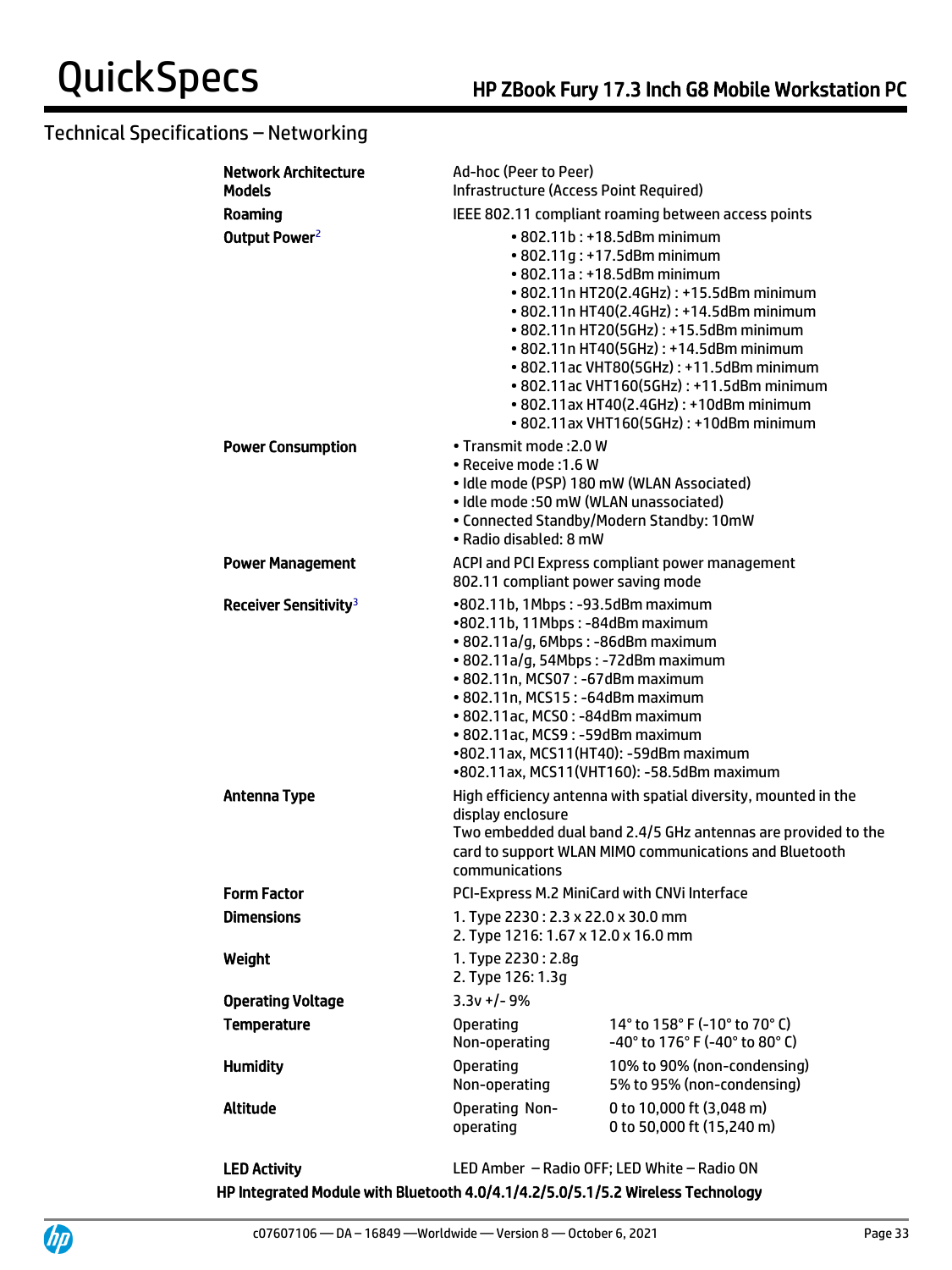## Technical Specifications – Networking

| | | |
|---|---|---|
| **Network Architecture Models** | Ad-hoc (Peer to Peer)<br>Infrastructure (Access Point Required) | |
| **Roaming** | IEEE 802.11 compliant roaming between access points | |
| **Output Power**[2] | • 802.11b : +18.5dBm minimum<br>• 802.11g : +17.5dBm minimum<br>• 802.11a : +18.5dBm minimum<br>• 802.11n HT20(2.4GHz) : +15.5dBm minimum<br>• 802.11n HT40(2.4GHz) : +14.5dBm minimum<br>• 802.11n HT20(5GHz) : +15.5dBm minimum<br>• 802.11n HT40(5GHz) : +14.5dBm minimum<br>• 802.11ac VHT80(5GHz) : +11.5dBm minimum<br>• 802.11ac VHT160(5GHz) : +11.5dBm minimum<br>• 802.11ax HT40(2.4GHz) : +10dBm minimum<br>• 802.11ax VHT160(5GHz) : +10dBm minimum | |
| **Power Consumption** | • Transmit mode :2.0 W<br>• Receive mode :1.6 W<br>• Idle mode (PSP) 180 mW (WLAN Associated)<br>• Idle mode :50 mW (WLAN unassociated)<br>• Connected Standby/Modern Standby: 10mW<br>• Radio disabled: 8 mW | |
| **Power Management** | ACPI and PCI Express compliant power management<br>802.11 compliant power saving mode | |
| **Receiver Sensitivity**[3] | •802.11b, 1Mbps : -93.5dBm maximum<br>•802.11b, 11Mbps : -84dBm maximum<br>• 802.11a/g, 6Mbps : -86dBm maximum<br>• 802.11a/g, 54Mbps : -72dBm maximum<br>• 802.11n, MCS07 : -67dBm maximum<br>• 802.11n, MCS15 : -64dBm maximum<br>• 802.11ac, MCS0 : -84dBm maximum<br>• 802.11ac, MCS9 : -59dBm maximum<br>•802.11ax, MCS11(HT40): -59dBm maximum<br>•802.11ax, MCS11(VHT160): -58.5dBm maximum | |
| **Antenna Type** | High efficiency antenna with spatial diversity, mounted in the display enclosure<br>Two embedded dual band 2.4/5 GHz antennas are provided to the card to support WLAN MIMO communications and Bluetooth communications | |
| **Form Factor** | PCI-Express M.2 MiniCard with CNVi Interface | |
| **Dimensions** | 1. Type 2230 : 2.3 x 22.0 x 30.0 mm<br>2. Type 1216: 1.67 x 12.0 x 16.0 mm | |
| **Weight** | 1. Type 2230 : 2.8g<br>2. Type 126: 1.3g | |
| **Operating Voltage** | 3.3v +/- 9% | |
| **Temperature** | Operating<br>Non-operating | 14° to 158° F (-10° to 70° C)<br>-40° to 176° F (-40° to 80° C) |
| **Humidity** | Operating<br>Non-operating | 10% to 90% (non-condensing)<br>5% to 95% (non-condensing) |
| **Altitude** | Operating Non-operating | 0 to 10,000 ft (3,048 m)<br>0 to 50,000 ft (15,240 m) |
| **LED Activity** | LED Amber – Radio OFF; LED White – Radio ON | |

**HP Integrated Module with Bluetooth 4.0/4.1/4.2/5.0/5.1/5.2 Wireless Technology**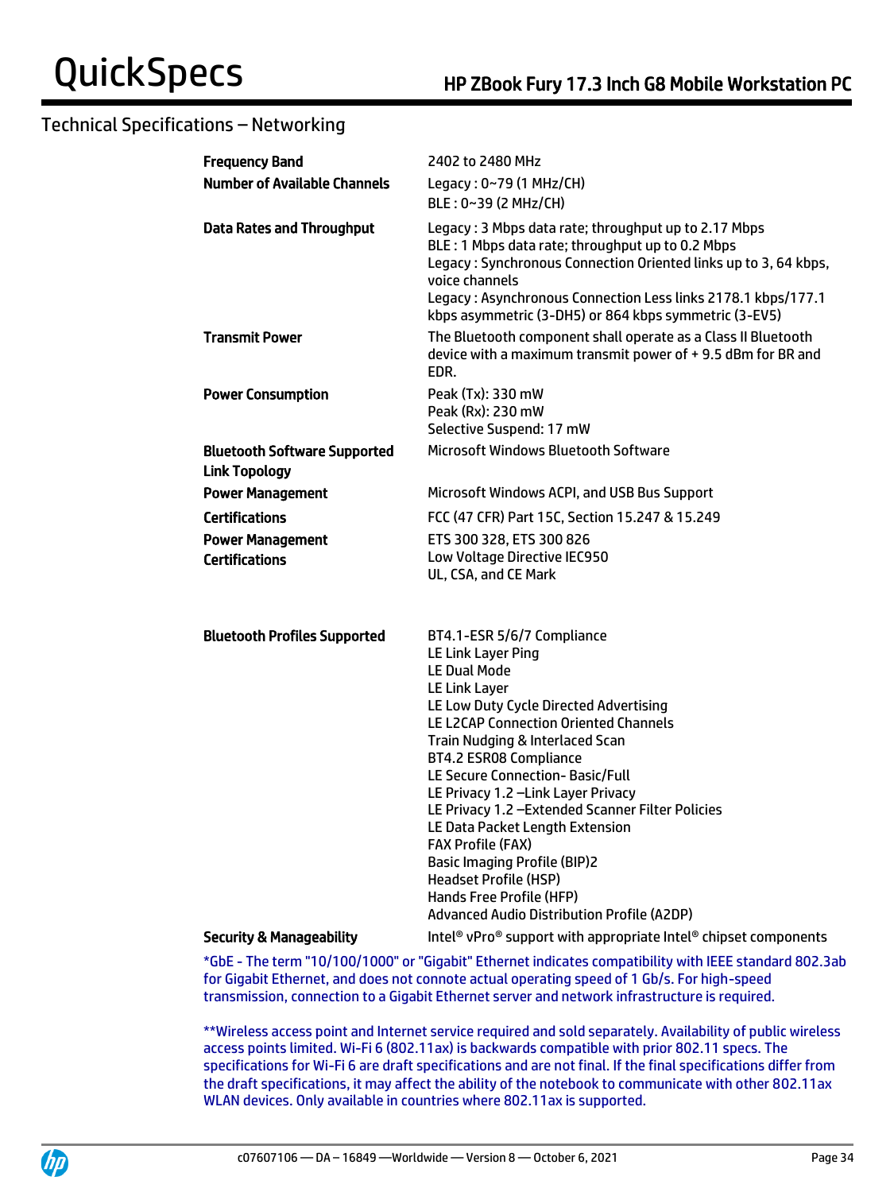## Technical Specifications – Networking

| | |
|---|---|
| **Frequency Band** | 2402 to 2480 MHz |
| **Number of Available Channels** | Legacy : 0~79 (1 MHz/CH)<br>BLE : 0~39 (2 MHz/CH) |
| **Data Rates and Throughput** | Legacy : 3 Mbps data rate; throughput up to 2.17 Mbps<br>BLE : 1 Mbps data rate; throughput up to 0.2 Mbps<br>Legacy : Synchronous Connection Oriented links up to 3, 64 kbps, voice channels<br>Legacy : Asynchronous Connection Less links 2178.1 kbps/177.1 kbps asymmetric (3-DH5) or 864 kbps symmetric (3-EV5) |
| **Transmit Power** | The Bluetooth component shall operate as a Class II Bluetooth device with a maximum transmit power of + 9.5 dBm for BR and EDR. |
| **Power Consumption** | Peak (Tx): 330 mW<br>Peak (Rx): 230 mW<br>Selective Suspend: 17 mW |
| **Bluetooth Software Supported Link Topology** | Microsoft Windows Bluetooth Software |
| **Power Management** | Microsoft Windows ACPI, and USB Bus Support |
| **Certifications** | FCC (47 CFR) Part 15C, Section 15.247 & 15.249 |
| **Power Management Certifications** | ETS 300 328, ETS 300 826<br>Low Voltage Directive IEC950<br>UL, CSA, and CE Mark |
| **Bluetooth Profiles Supported** | BT4.1-ESR 5/6/7 Compliance<br>LE Link Layer Ping<br>LE Dual Mode<br>LE Link Layer<br>LE Low Duty Cycle Directed Advertising<br>LE L2CAP Connection Oriented Channels<br>Train Nudging & Interlaced Scan<br>BT4.2 ESR08 Compliance<br>LE Secure Connection- Basic/Full<br>LE Privacy 1.2 –Link Layer Privacy<br>LE Privacy 1.2 –Extended Scanner Filter Policies<br>LE Data Packet Length Extension<br>FAX Profile (FAX)<br>Basic Imaging Profile (BIP)2<br>Headset Profile (HSP)<br>Hands Free Profile (HFP)<br>Advanced Audio Distribution Profile (A2DP) |
| **Security & Manageability** | Intel® vPro® support with appropriate Intel® chipset components |

*GbE - The term "10/100/1000" or "Gigabit" Ethernet indicates compatibility with IEEE standard 802.3ab for Gigabit Ethernet, and does not connote actual operating speed of 1 Gb/s. For high-speed transmission, connection to a Gigabit Ethernet server and network infrastructure is required.

**Wireless access point and Internet service required and sold separately. Availability of public wireless access points limited. Wi-Fi 6 (802.11ax) is backwards compatible with prior 802.11 specs. The specifications for Wi-Fi 6 are draft specifications and are not final. If the final specifications differ from the draft specifications, it may affect the ability of the notebook to communicate with other 802.11ax WLAN devices. Only available in countries where 802.11ax is supported.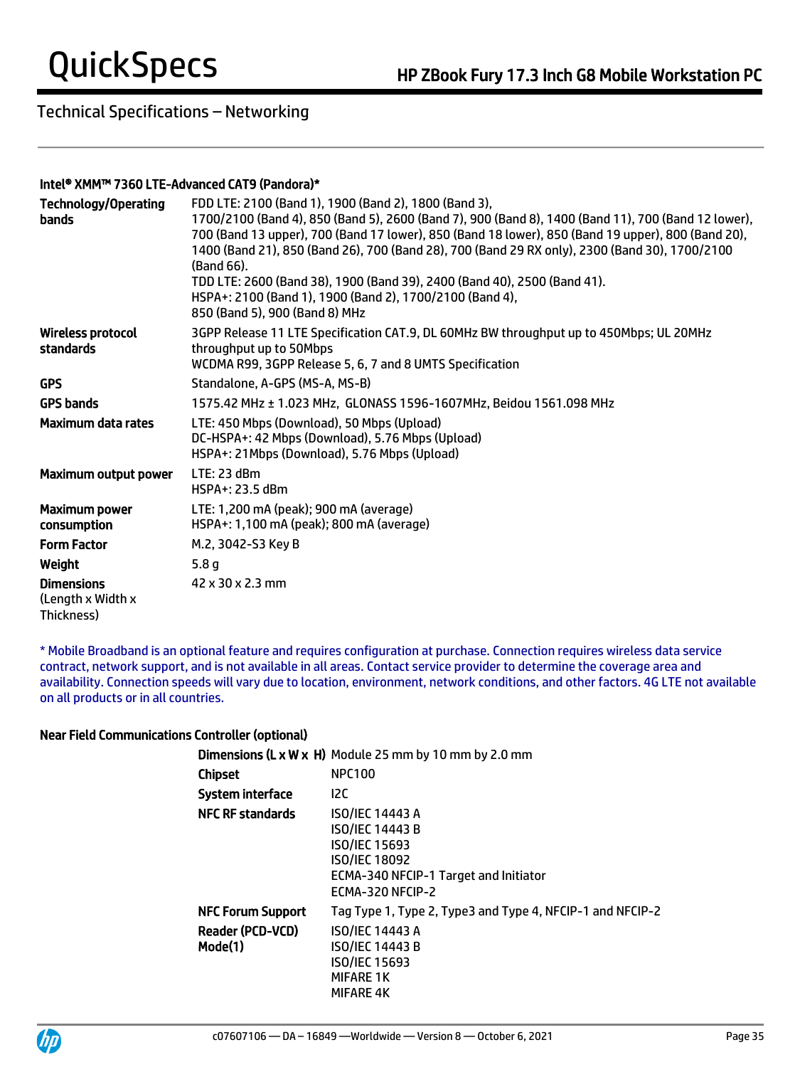## Technical Specifications – Networking

### Intel® XMM™ 7360 LTE-Advanced CAT9 (Pandora)*

| | |
|---|---|
| **Technology/Operating bands** | FDD LTE: 2100 (Band 1), 1900 (Band 2), 1800 (Band 3),<br>1700/2100 (Band 4), 850 (Band 5), 2600 (Band 7), 900 (Band 8), 1400 (Band 11), 700 (Band 12 lower), 700 (Band 13 upper), 700 (Band 17 lower), 850 (Band 18 lower), 850 (Band 19 upper), 800 (Band 20), 1400 (Band 21), 850 (Band 26), 700 (Band 28), 700 (Band 29 RX only), 2300 (Band 30), 1700/2100 (Band 66).<br>TDD LTE: 2600 (Band 38), 1900 (Band 39), 2400 (Band 40), 2500 (Band 41).<br>HSPA+: 2100 (Band 1), 1900 (Band 2), 1700/2100 (Band 4),<br>850 (Band 5), 900 (Band 8) MHz |
| **Wireless protocol standards** | 3GPP Release 11 LTE Specification CAT.9, DL 60MHz BW throughput up to 450Mbps; UL 20MHz throughput up to 50Mbps<br>WCDMA R99, 3GPP Release 5, 6, 7 and 8 UMTS Specification |
| **GPS** | Standalone, A-GPS (MS-A, MS-B) |
| **GPS bands** | 1575.42 MHz ± 1.023 MHz, GLONASS 1596-1607MHz, Beidou 1561.098 MHz |
| **Maximum data rates** | LTE: 450 Mbps (Download), 50 Mbps (Upload)<br>DC-HSPA+: 42 Mbps (Download), 5.76 Mbps (Upload)<br>HSPA+: 21Mbps (Download), 5.76 Mbps (Upload) |
| **Maximum output power** | LTE: 23 dBm<br>HSPA+: 23.5 dBm |
| **Maximum power consumption** | LTE: 1,200 mA (peak); 900 mA (average)<br>HSPA+: 1,100 mA (peak); 800 mA (average) |
| **Form Factor** | M.2, 3042-S3 Key B |
| **Weight** | 5.8 g |
| **Dimensions** (Length x Width x Thickness) | 42 x 30 x 2.3 mm |

* Mobile Broadband is an optional feature and requires configuration at purchase. Connection requires wireless data service contract, network support, and is not available in all areas. Contact service provider to determine the coverage area and availability. Connection speeds will vary due to location, environment, network conditions, and other factors. 4G LTE not available on all products or in all countries.

### Near Field Communications Controller (optional)

| | |
|---|---|
| **Dimensions (L x W x H)** | Module 25 mm by 10 mm by 2.0 mm |
| **Chipset** | NPC100 |
| **System interface** | I2C |
| **NFC RF standards** | ISO/IEC 14443 A<br>ISO/IEC 14443 B<br>ISO/IEC 15693<br>ISO/IEC 18092<br>ECMA-340 NFCIP-1 Target and Initiator<br>ECMA-320 NFCIP-2 |
| **NFC Forum Support** | Tag Type 1, Type 2, Type3 and Type 4, NFCIP-1 and NFCIP-2 |
| **Reader (PCD-VCD) Mode(1)** | ISO/IEC 14443 A<br>ISO/IEC 14443 B<br>ISO/IEC 15693<br>MIFARE 1K<br>MIFARE 4K |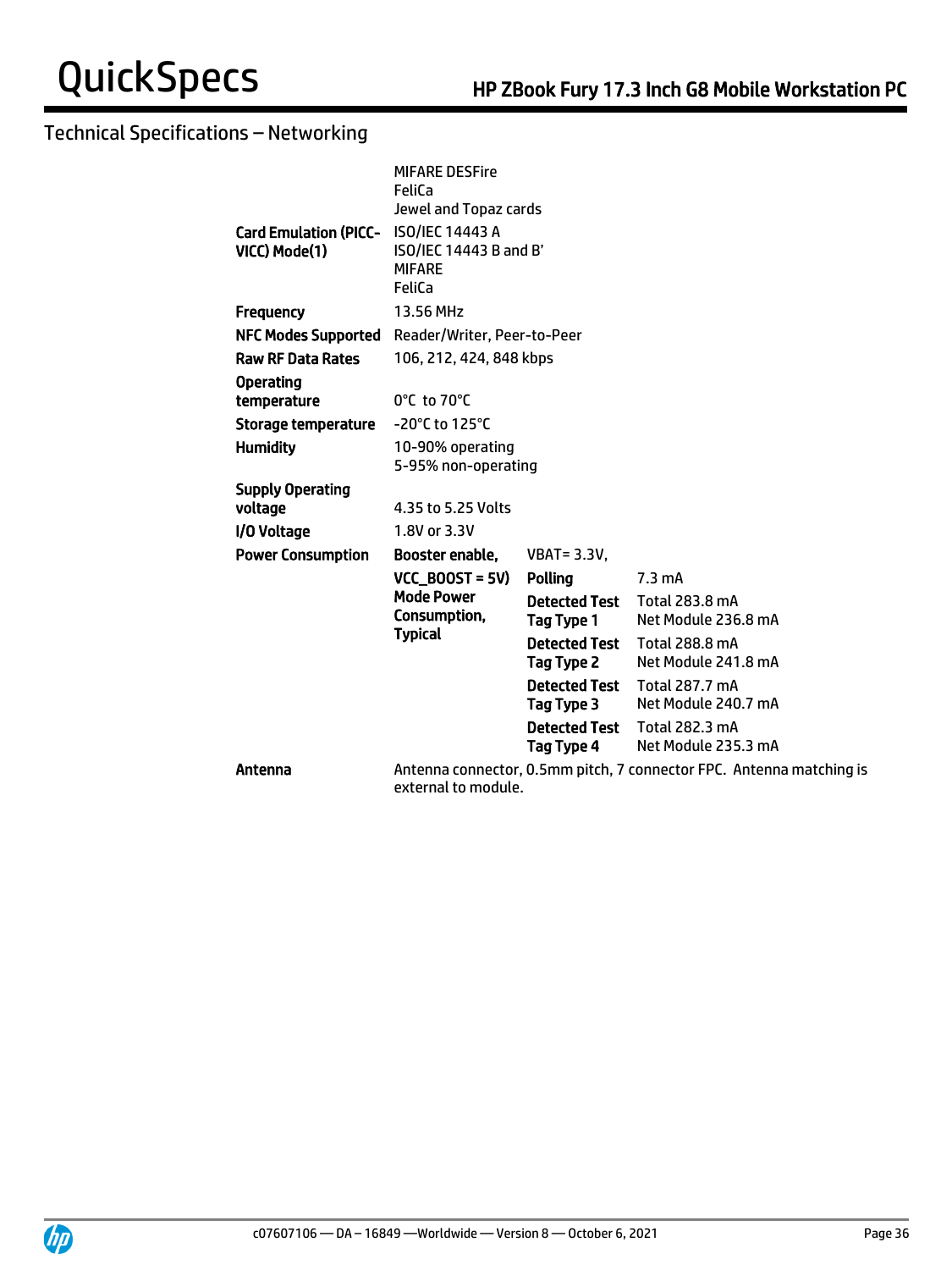## Technical Specifications – Networking

| | | | |
|---|---|---|---|
| | MIFARE DESFire<br>FeliCa<br>Jewel and Topaz cards | | |
| **Card Emulation (PICC-VICC) Mode(1)** | ISO/IEC 14443 A<br>ISO/IEC 14443 B and B'<br>MIFARE<br>FeliCa | | |
| **Frequency** | 13.56 MHz | | |
| **NFC Modes Supported** | Reader/Writer, Peer-to-Peer | | |
| **Raw RF Data Rates** | 106, 212, 424, 848 kbps | | |
| **Operating temperature** | 0°C to 70°C | | |
| **Storage temperature** | -20°C to 125°C | | |
| **Humidity** | 10-90% operating<br>5-95% non-operating | | |
| **Supply Operating voltage** | 4.35 to 5.25 Volts | | |
| **I/O Voltage** | 1.8V or 3.3V | | |
| **Power Consumption** | **Booster enable,** | VBAT= 3.3V, | |
| | **VCC_BOOST = 5V) Mode Power Consumption, Typical** | **Polling** | 7.3 mA |
| | | **Detected Test Tag Type 1** | Total 283.8 mA<br>Net Module 236.8 mA |
| | | **Detected Test Tag Type 2** | Total 288.8 mA<br>Net Module 241.8 mA |
| | | **Detected Test Tag Type 3** | Total 287.7 mA<br>Net Module 240.7 mA |
| | | **Detected Test Tag Type 4** | Total 282.3 mA<br>Net Module 235.3 mA |
| **Antenna** | Antenna connector, 0.5mm pitch, 7 connector FPC. Antenna matching is external to module. | | |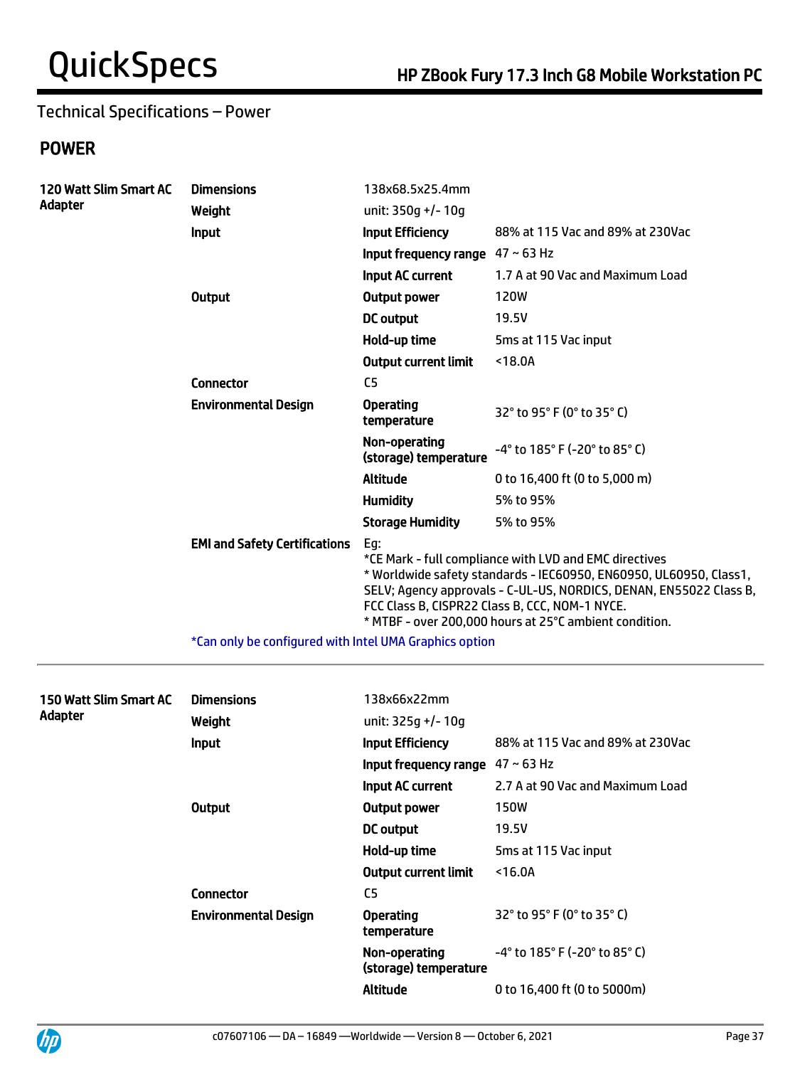Technical Specifications – Power

## POWER

| | | | |
|---|---|---|---|
| **120 Watt Slim Smart AC Adapter** | **Dimensions** | 138x68.5x25.4mm | |
| | **Weight** | unit: 350g +/- 10g | |
| | **Input** | **Input Efficiency** | 88% at 115 Vac and 89% at 230Vac |
| | | **Input frequency range** | 47 ~ 63 Hz |
| | | **Input AC current** | 1.7 A at 90 Vac and Maximum Load |
| | **Output** | **Output power** | 120W |
| | | **DC output** | 19.5V |
| | | **Hold-up time** | 5ms at 115 Vac input |
| | | **Output current limit** | <18.0A |
| | **Connector** | C5 | |
| | **Environmental Design** | **Operating temperature** | 32° to 95° F (0° to 35° C) |
| | | **Non-operating (storage) temperature** | -4° to 185° F (-20° to 85° C) |
| | | **Altitude** | 0 to 16,400 ft (0 to 5,000 m) |
| | | **Humidity** | 5% to 95% |
| | | **Storage Humidity** | 5% to 95% |
| | **EMI and Safety Certifications** | Eg:<br>*CE Mark - full compliance with LVD and EMC directives<br>* Worldwide safety standards - IEC60950, EN60950, UL60950, Class1, SELV; Agency approvals - C-UL-US, NORDICS, DENAN, EN55022 Class B, FCC Class B, CISPR22 Class B, CCC, NOM-1 NYCE.<br>* MTBF - over 200,000 hours at 25°C ambient condition. | |

*Can only be configured with Intel UMA Graphics option

| | | | |
|---|---|---|---|
| **150 Watt Slim Smart AC Adapter** | **Dimensions** | 138x66x22mm | |
| | **Weight** | unit: 325g +/- 10g | |
| | **Input** | **Input Efficiency** | 88% at 115 Vac and 89% at 230Vac |
| | | **Input frequency range** | 47 ~ 63 Hz |
| | | **Input AC current** | 2.7 A at 90 Vac and Maximum Load |
| | **Output** | **Output power** | 150W |
| | | **DC output** | 19.5V |
| | | **Hold-up time** | 5ms at 115 Vac input |
| | | **Output current limit** | <16.0A |
| | **Connector** | C5 | |
| | **Environmental Design** | **Operating temperature** | 32° to 95° F (0° to 35° C) |
| | | **Non-operating (storage) temperature** | -4° to 185° F (-20° to 85° C) |
| | | **Altitude** | 0 to 16,400 ft (0 to 5000m) |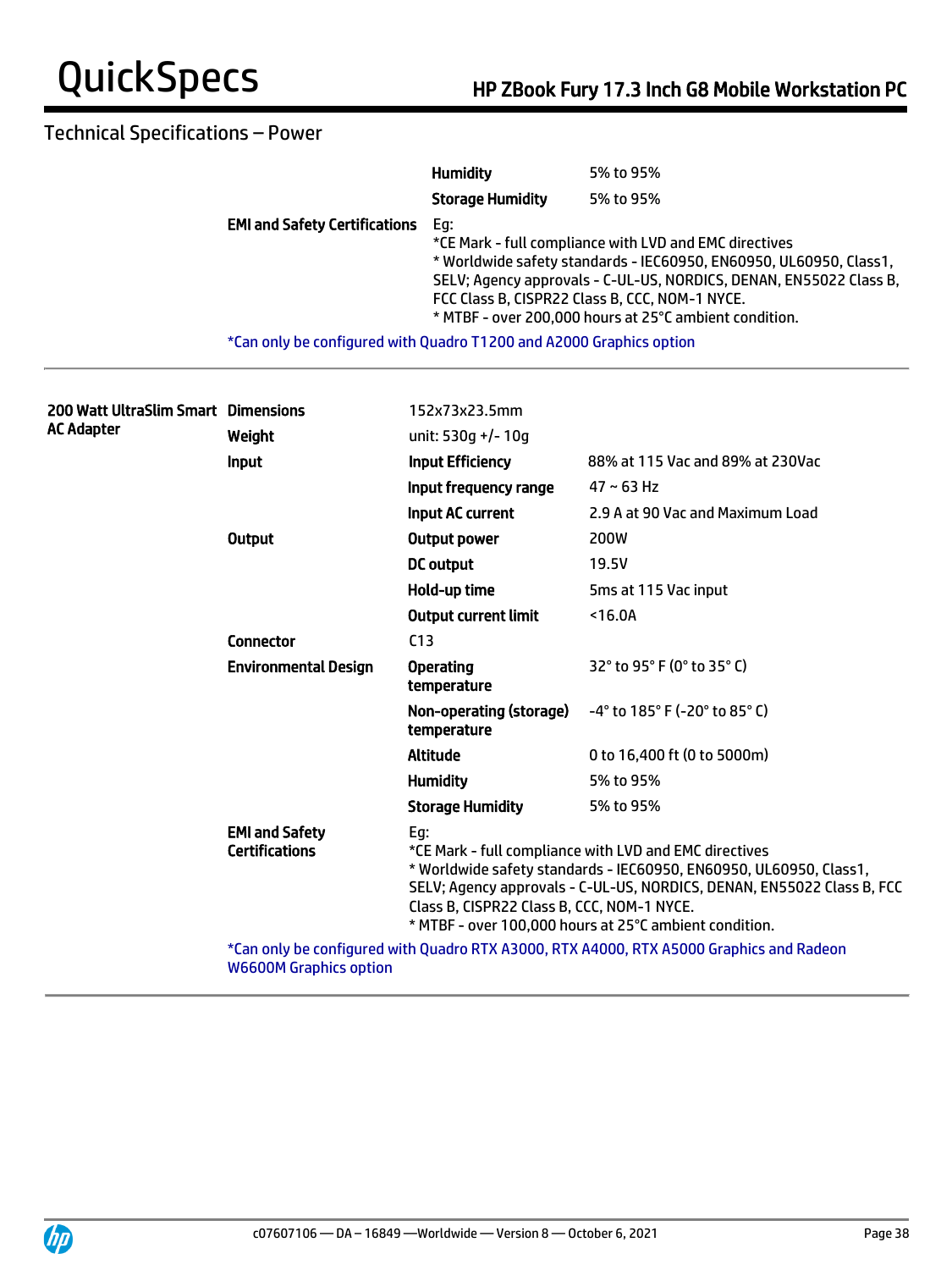## Technical Specifications – Power

| | | | |
|---|---|---|---|
| | | **Humidity** | 5% to 95% |
| | | **Storage Humidity** | 5% to 95% |
| | **EMI and Safety Certifications** | Eg:<br>*CE Mark - full compliance with LVD and EMC directives<br>* Worldwide safety standards - IEC60950, EN60950, UL60950, Class1, SELV; Agency approvals - C-UL-US, NORDICS, DENAN, EN55022 Class B, FCC Class B, CISPR22 Class B, CCC, NOM-1 NYCE.<br>* MTBF - over 200,000 hours at 25°C ambient condition. | |

*Can only be configured with Quadro T1200 and A2000 Graphics option

| | | | |
|---|---|---|---|
| **200 Watt UltraSlim Smart AC Adapter** | **Dimensions** | 152x73x23.5mm | |
| | **Weight** | unit: 530g +/- 10g | |
| | **Input** | **Input Efficiency** | 88% at 115 Vac and 89% at 230Vac |
| | | **Input frequency range** | 47 ~ 63 Hz |
| | | **Input AC current** | 2.9 A at 90 Vac and Maximum Load |
| | **Output** | **Output power** | 200W |
| | | **DC output** | 19.5V |
| | | **Hold-up time** | 5ms at 115 Vac input |
| | | **Output current limit** | <16.0A |
| | **Connector** | C13 | |
| | **Environmental Design** | **Operating temperature** | 32° to 95° F (0° to 35° C) |
| | | **Non-operating (storage) temperature** | -4° to 185° F (-20° to 85° C) |
| | | **Altitude** | 0 to 16,400 ft (0 to 5000m) |
| | | **Humidity** | 5% to 95% |
| | | **Storage Humidity** | 5% to 95% |
| | **EMI and Safety Certifications** | Eg:<br>*CE Mark - full compliance with LVD and EMC directives<br>* Worldwide safety standards - IEC60950, EN60950, UL60950, Class1, SELV; Agency approvals - C-UL-US, NORDICS, DENAN, EN55022 Class B, FCC Class B, CISPR22 Class B, CCC, NOM-1 NYCE.<br>* MTBF - over 100,000 hours at 25°C ambient condition. | |

*Can only be configured with Quadro RTX A3000, RTX A4000, RTX A5000 Graphics and Radeon W6600M Graphics option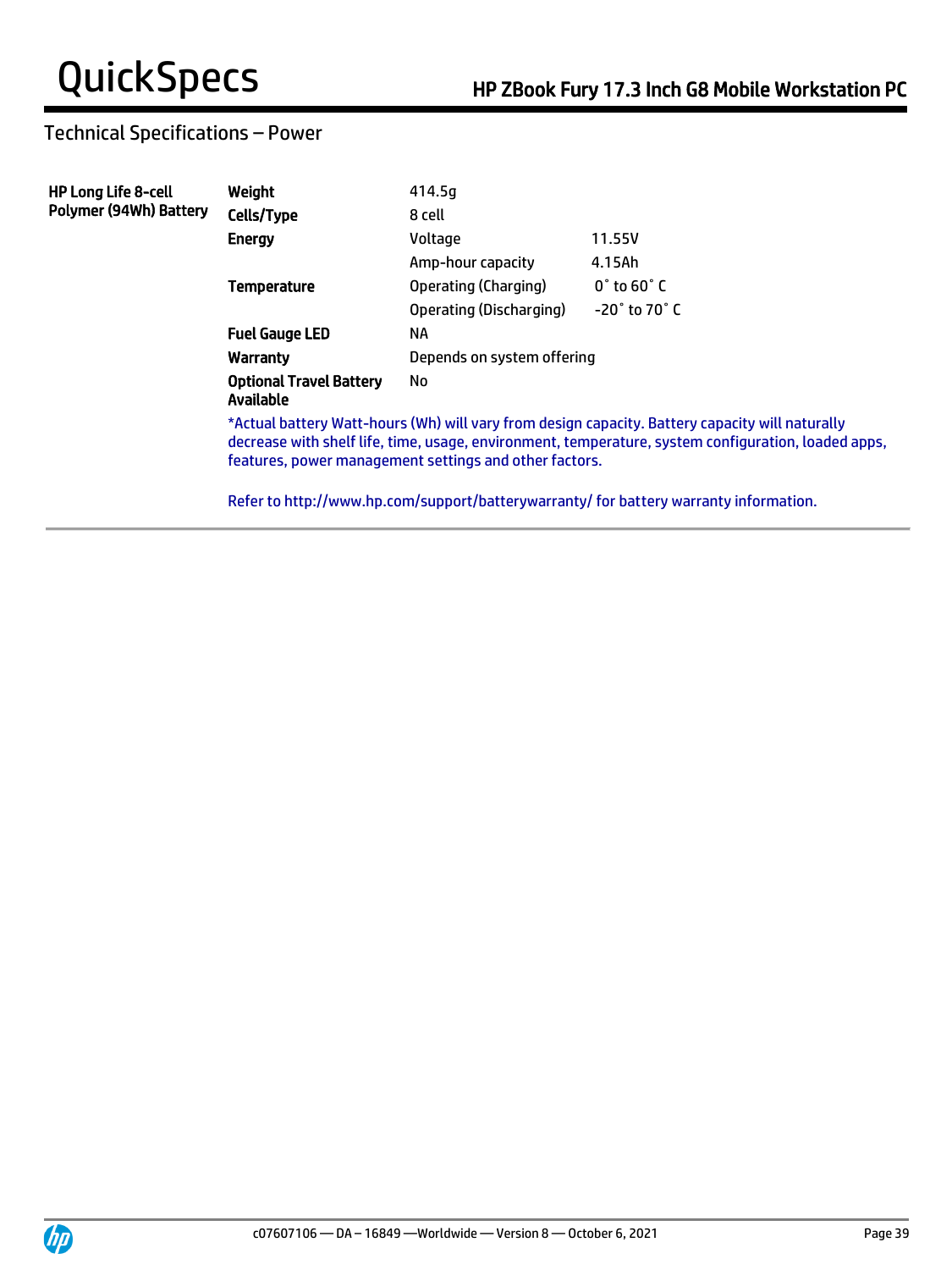## Technical Specifications – Power

| | | | |
|---|---|---|---|
| **HP Long Life 8-cell Polymer (94Wh) Battery** | **Weight** | 414.5g | |
| | **Cells/Type** | 8 cell | |
| | **Energy** | Voltage | 11.55V |
| | | Amp-hour capacity | 4.15Ah |
| | **Temperature** | Operating (Charging) | 0˚ to 60˚ C |
| | | Operating (Discharging) | -20˚ to 70˚ C |
| | **Fuel Gauge LED** | NA | |
| | **Warranty** | Depends on system offering | |
| | **Optional Travel Battery Available** | No | |

*Actual battery Watt-hours (Wh) will vary from design capacity. Battery capacity will naturally decrease with shelf life, time, usage, environment, temperature, system configuration, loaded apps, features, power management settings and other factors.

Refer to http://www.hp.com/support/batterywarranty/ for battery warranty information.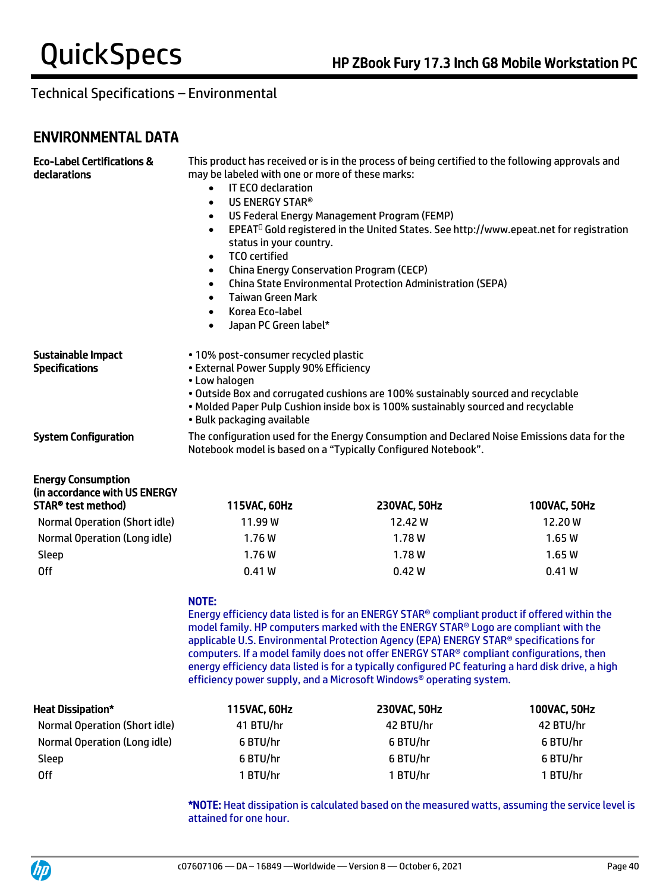## Technical Specifications – Environmental

## ENVIRONMENTAL DATA

**Eco-Label Certifications & declarations**

This product has received or is in the process of being certified to the following approvals and may be labeled with one or more of these marks:

- IT ECO declaration
- US ENERGY STAR®
- US Federal Energy Management Program (FEMP)
- EPEAT Gold registered in the United States. See http://www.epeat.net for registration status in your country.
- TCO certified
- China Energy Conservation Program (CECP)
- China State Environmental Protection Administration (SEPA)
- Taiwan Green Mark
- Korea Eco-label
- Japan PC Green label*

**Sustainable Impact Specifications**

- 10% post-consumer recycled plastic
- External Power Supply 90% Efficiency
- Low halogen
- Outside Box and corrugated cushions are 100% sustainably sourced and recyclable
- Molded Paper Pulp Cushion inside box is 100% sustainably sourced and recyclable
- Bulk packaging available

**System Configuration**

The configuration used for the Energy Consumption and Declared Noise Emissions data for the Notebook model is based on a "Typically Configured Notebook".

| Energy Consumption (in accordance with US ENERGY STAR® test method) | 115VAC, 60Hz | 230VAC, 50Hz | 100VAC, 50Hz |
|---|---|---|---|
| Normal Operation (Short idle) | 11.99 W | 12.42 W | 12.20 W |
| Normal Operation (Long idle) | 1.76 W | 1.78 W | 1.65 W |
| Sleep | 1.76 W | 1.78 W | 1.65 W |
| Off | 0.41 W | 0.42 W | 0.41 W |

**NOTE:**
Energy efficiency data listed is for an ENERGY STAR® compliant product if offered within the model family. HP computers marked with the ENERGY STAR® Logo are compliant with the applicable U.S. Environmental Protection Agency (EPA) ENERGY STAR® specifications for computers. If a model family does not offer ENERGY STAR® compliant configurations, then energy efficiency data listed is for a typically configured PC featuring a hard disk drive, a high efficiency power supply, and a Microsoft Windows® operating system.

| Heat Dissipation* | 115VAC, 60Hz | 230VAC, 50Hz | 100VAC, 50Hz |
|---|---|---|---|
| Normal Operation (Short idle) | 41 BTU/hr | 42 BTU/hr | 42 BTU/hr |
| Normal Operation (Long idle) | 6 BTU/hr | 6 BTU/hr | 6 BTU/hr |
| Sleep | 6 BTU/hr | 6 BTU/hr | 6 BTU/hr |
| Off | 1 BTU/hr | 1 BTU/hr | 1 BTU/hr |

***NOTE:** Heat dissipation is calculated based on the measured watts, assuming the service level is attained for one hour.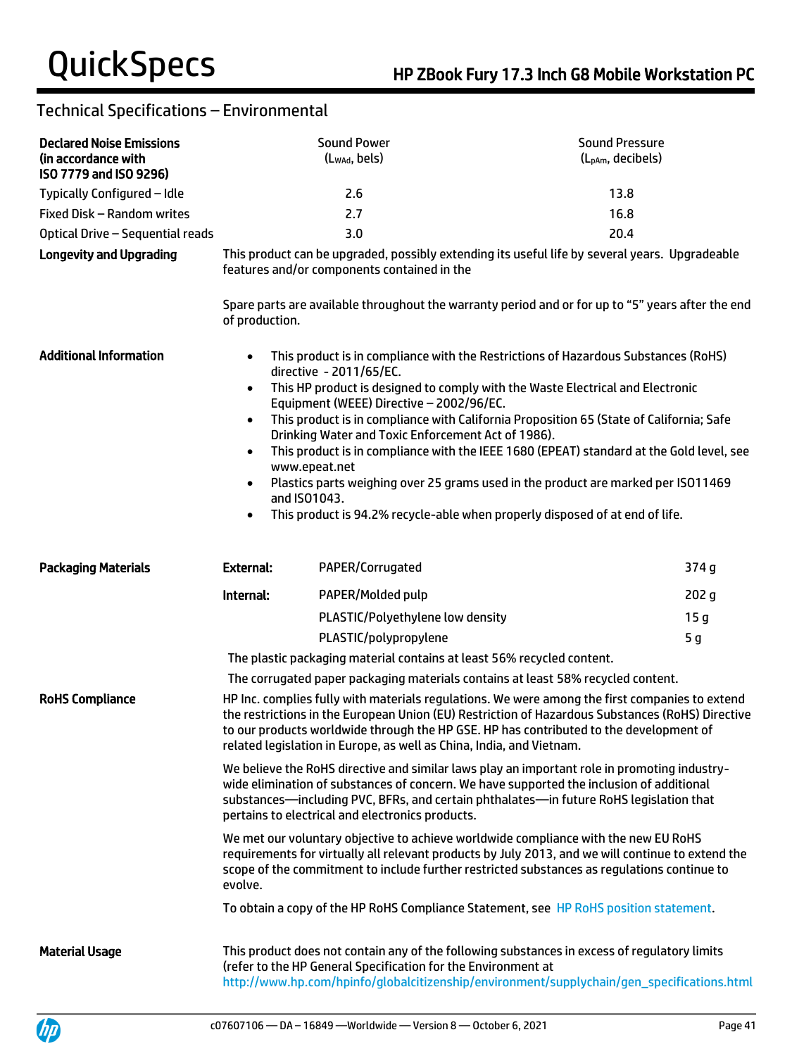## Technical Specifications – Environmental

| **Declared Noise Emissions (in accordance with ISO 7779 and ISO 9296)** | Sound Power ($L_{WAd}$, bels) | Sound Pressure ($L_{pAm}$, decibels) |
|---|---|---|
| Typically Configured – Idle | 2.6 | 13.8 |
| Fixed Disk – Random writes | 2.7 | 16.8 |
| Optical Drive – Sequential reads | 3.0 | 20.4 |

**Longevity and Upgrading**

This product can be upgraded, possibly extending its useful life by several years. Upgradeable features and/or components contained in the

Spare parts are available throughout the warranty period and or for up to "5" years after the end of production.

**Additional Information**

- This product is in compliance with the Restrictions of Hazardous Substances (RoHS) directive - 2011/65/EC.
- This HP product is designed to comply with the Waste Electrical and Electronic Equipment (WEEE) Directive – 2002/96/EC.
- This product is in compliance with California Proposition 65 (State of California; Safe Drinking Water and Toxic Enforcement Act of 1986).
- This product is in compliance with the IEEE 1680 (EPEAT) standard at the Gold level, see www.epeat.net
- Plastics parts weighing over 25 grams used in the product are marked per ISO11469 and ISO1043.
- This product is 94.2% recycle-able when properly disposed of at end of life.

**Packaging Materials**

| | | |
|---|---|---|
| **External:** | PAPER/Corrugated | 374 g |
| **Internal:** | PAPER/Molded pulp | 202 g |
| | PLASTIC/Polyethylene low density | 15 g |
| | PLASTIC/polypropylene | 5 g |

The plastic packaging material contains at least 56% recycled content.

The corrugated paper packaging materials contains at least 58% recycled content.

**RoHS Compliance**

HP Inc. complies fully with materials regulations. We were among the first companies to extend the restrictions in the European Union (EU) Restriction of Hazardous Substances (RoHS) Directive to our products worldwide through the HP GSE. HP has contributed to the development of related legislation in Europe, as well as China, India, and Vietnam.

We believe the RoHS directive and similar laws play an important role in promoting industry-wide elimination of substances of concern. We have supported the inclusion of additional substances—including PVC, BFRs, and certain phthalates—in future RoHS legislation that pertains to electrical and electronics products.

We met our voluntary objective to achieve worldwide compliance with the new EU RoHS requirements for virtually all relevant products by July 2013, and we will continue to extend the scope of the commitment to include further restricted substances as regulations continue to evolve.

To obtain a copy of the HP RoHS Compliance Statement, see HP RoHS position statement.

**Material Usage**

This product does not contain any of the following substances in excess of regulatory limits (refer to the HP General Specification for the Environment at http://www.hp.com/hpinfo/globalcitizenship/environment/supplychain/gen_specifications.html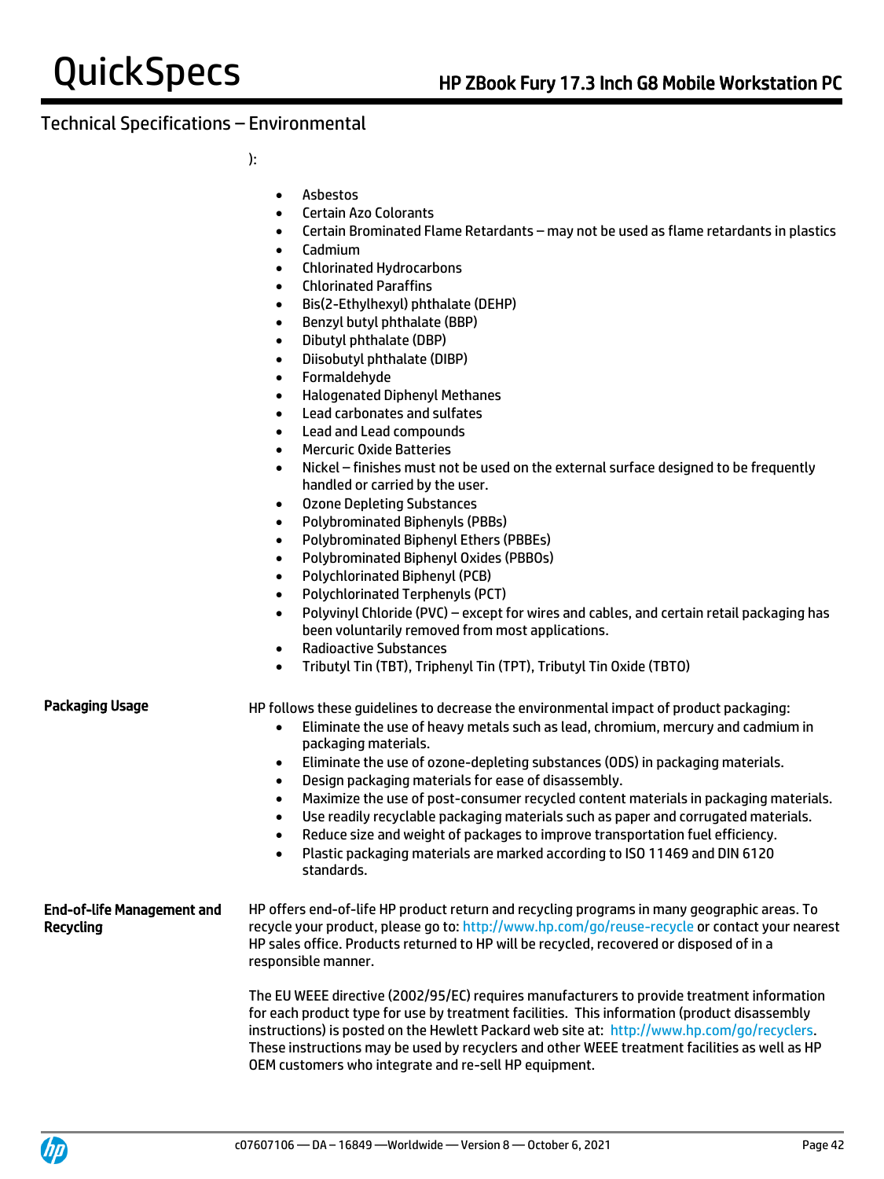## Technical Specifications – Environmental

):

- Asbestos
- Certain Azo Colorants
- Certain Brominated Flame Retardants – may not be used as flame retardants in plastics
- Cadmium
- Chlorinated Hydrocarbons
- Chlorinated Paraffins
- Bis(2-Ethylhexyl) phthalate (DEHP)
- Benzyl butyl phthalate (BBP)
- Dibutyl phthalate (DBP)
- Diisobutyl phthalate (DIBP)
- Formaldehyde
- Halogenated Diphenyl Methanes
- Lead carbonates and sulfates
- Lead and Lead compounds
- Mercuric Oxide Batteries
- Nickel – finishes must not be used on the external surface designed to be frequently handled or carried by the user.
- Ozone Depleting Substances
- Polybrominated Biphenyls (PBBs)
- Polybrominated Biphenyl Ethers (PBBEs)
- Polybrominated Biphenyl Oxides (PBBOs)
- Polychlorinated Biphenyl (PCB)
- Polychlorinated Terphenyls (PCT)
- Polyvinyl Chloride (PVC) – except for wires and cables, and certain retail packaging has been voluntarily removed from most applications.
- Radioactive Substances
- Tributyl Tin (TBT), Triphenyl Tin (TPT), Tributyl Tin Oxide (TBTO)

**Packaging Usage**

HP follows these guidelines to decrease the environmental impact of product packaging:

- Eliminate the use of heavy metals such as lead, chromium, mercury and cadmium in packaging materials.
- Eliminate the use of ozone-depleting substances (ODS) in packaging materials.
- Design packaging materials for ease of disassembly.
- Maximize the use of post-consumer recycled content materials in packaging materials.
- Use readily recyclable packaging materials such as paper and corrugated materials.
- Reduce size and weight of packages to improve transportation fuel efficiency.
- Plastic packaging materials are marked according to ISO 11469 and DIN 6120 standards.

**End-of-life Management and Recycling**

HP offers end-of-life HP product return and recycling programs in many geographic areas. To recycle your product, please go to: http://www.hp.com/go/reuse-recycle or contact your nearest HP sales office. Products returned to HP will be recycled, recovered or disposed of in a responsible manner.

The EU WEEE directive (2002/95/EC) requires manufacturers to provide treatment information for each product type for use by treatment facilities. This information (product disassembly instructions) is posted on the Hewlett Packard web site at: http://www.hp.com/go/recyclers. These instructions may be used by recyclers and other WEEE treatment facilities as well as HP OEM customers who integrate and re-sell HP equipment.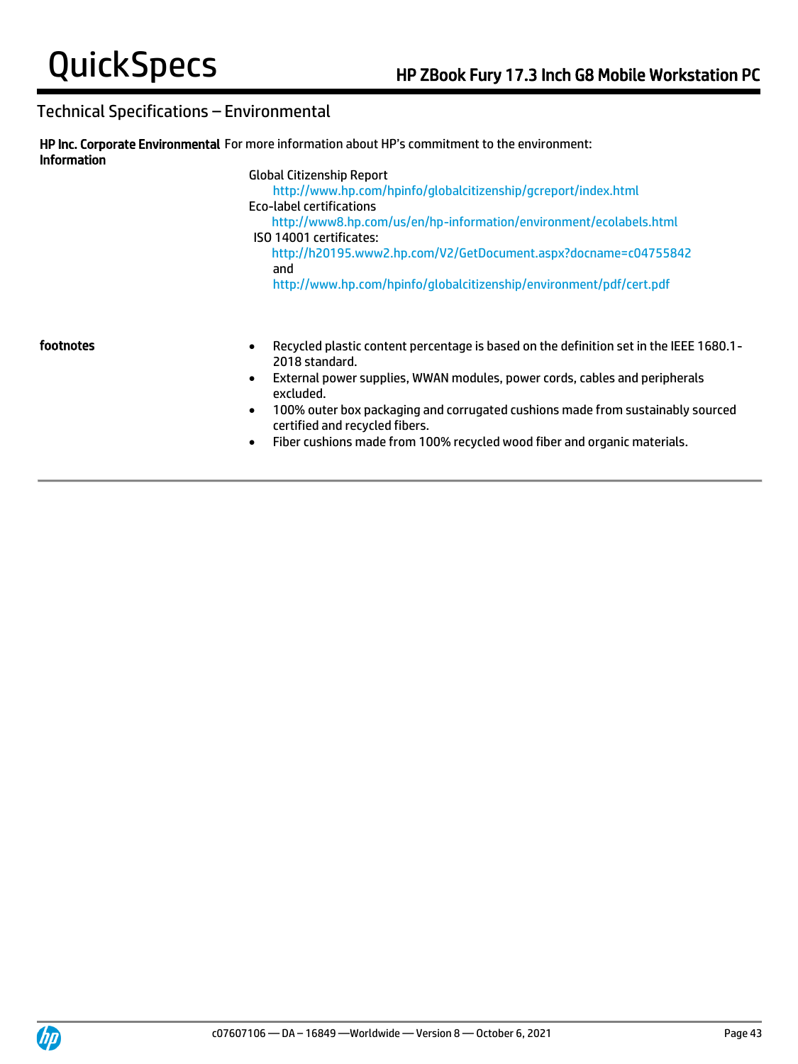## Technical Specifications – Environmental

**HP Inc. Corporate Environmental Information**

For more information about HP's commitment to the environment:

Global Citizenship Report
http://www.hp.com/hpinfo/globalcitizenship/gcreport/index.html

Eco-label certifications
http://www8.hp.com/us/en/hp-information/environment/ecolabels.html

ISO 14001 certificates:
http://h20195.www2.hp.com/V2/GetDocument.aspx?docname=c04755842
and
http://www.hp.com/hpinfo/globalcitizenship/environment/pdf/cert.pdf

**footnotes**

- Recycled plastic content percentage is based on the definition set in the IEEE 1680.1-2018 standard.
- External power supplies, WWAN modules, power cords, cables and peripherals excluded.
- 100% outer box packaging and corrugated cushions made from sustainably sourced certified and recycled fibers.
- Fiber cushions made from 100% recycled wood fiber and organic materials.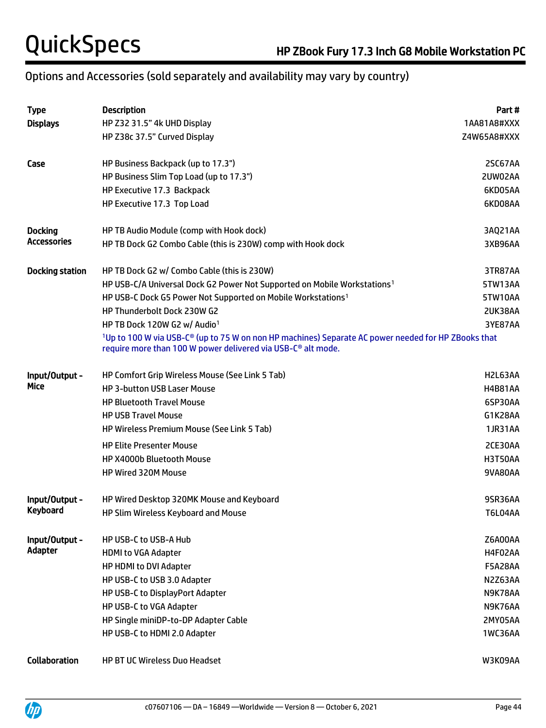## Options and Accessories (sold separately and availability may vary by country)

| Type | Description | Part # |
|---|---|---|
| **Displays** | HP Z32 31.5" 4k UHD Display | 1AA81A8#XXX |
| | HP Z38c 37.5" Curved Display | Z4W65A8#XXX |
| **Case** | HP Business Backpack (up to 17.3") | 2SC67AA |
| | HP Business Slim Top Load (up to 17.3") | 2UW02AA |
| | HP Executive 17.3 Backpack | 6KD05AA |
| | HP Executive 17.3 Top Load | 6KD08AA |
| **Docking Accessories** | HP TB Audio Module (comp with Hook dock) | 3AQ21AA |
| | HP TB Dock G2 Combo Cable (this is 230W) comp with Hook dock | 3XB96AA |
| **Docking station** | HP TB Dock G2 w/ Combo Cable (this is 230W) | 3TR87AA |
| | HP USB-C/A Universal Dock G2 Power Not Supported on Mobile Workstations[1] | 5TW13AA |
| | HP USB-C Dock G5 Power Not Supported on Mobile Workstations[1] | 5TW10AA |
| | HP Thunderbolt Dock 230W G2 | 2UK38AA |
| | HP TB Dock 120W G2 w/ Audio[1] | 3YE87AA |
| | [1]Up to 100 W via USB-C® (up to 75 W on non HP machines) Separate AC power needed for HP ZBooks that require more than 100 W power delivered via USB-C® alt mode. | |
| **Input/Output - Mice** | HP Comfort Grip Wireless Mouse (See Link 5 Tab) | H2L63AA |
| | HP 3-button USB Laser Mouse | H4B81AA |
| | HP Bluetooth Travel Mouse | 6SP30AA |
| | HP USB Travel Mouse | G1K28AA |
| | HP Wireless Premium Mouse (See Link 5 Tab) | 1JR31AA |
| | HP Elite Presenter Mouse | 2CE30AA |
| | HP X4000b Bluetooth Mouse | H3T50AA |
| | HP Wired 320M Mouse | 9VA80AA |
| **Input/Output - Keyboard** | HP Wired Desktop 320MK Mouse and Keyboard | 9SR36AA |
| | HP Slim Wireless Keyboard and Mouse | T6L04AA |
| **Input/Output - Adapter** | HP USB-C to USB-A Hub | Z6A00AA |
| | HDMI to VGA Adapter | H4F02AA |
| | HP HDMI to DVI Adapter | F5A28AA |
| | HP USB-C to USB 3.0 Adapter | N2Z63AA |
| | HP USB-C to DisplayPort Adapter | N9K78AA |
| | HP USB-C to VGA Adapter | N9K76AA |
| | HP Single miniDP-to-DP Adapter Cable | 2MY05AA |
| | HP USB-C to HDMI 2.0 Adapter | 1WC36AA |
| **Collaboration** | HP BT UC Wireless Duo Headset | W3K09AA |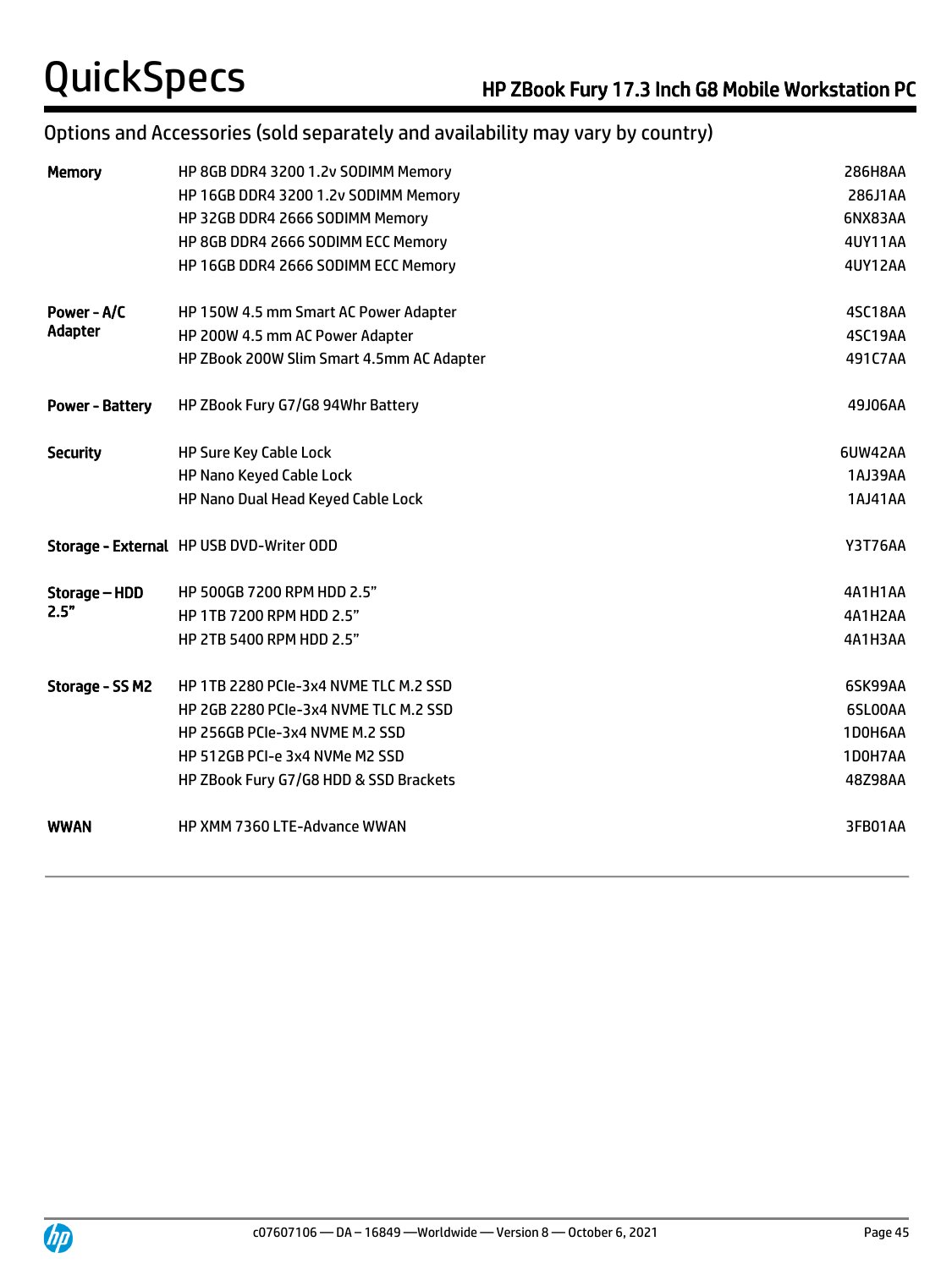## Options and Accessories (sold separately and availability may vary by country)

| | | |
|---|---|---|
| **Memory** | HP 8GB DDR4 3200 1.2v SODIMM Memory | 286H8AA |
| | HP 16GB DDR4 3200 1.2v SODIMM Memory | 286J1AA |
| | HP 32GB DDR4 2666 SODIMM Memory | 6NX83AA |
| | HP 8GB DDR4 2666 SODIMM ECC Memory | 4UY11AA |
| | HP 16GB DDR4 2666 SODIMM ECC Memory | 4UY12AA |
| **Power - A/C Adapter** | HP 150W 4.5 mm Smart AC Power Adapter | 4SC18AA |
| | HP 200W 4.5 mm AC Power Adapter | 4SC19AA |
| | HP ZBook 200W Slim Smart 4.5mm AC Adapter | 491C7AA |
| **Power - Battery** | HP ZBook Fury G7/G8 94Whr Battery | 49J06AA |
| **Security** | HP Sure Key Cable Lock | 6UW42AA |
| | HP Nano Keyed Cable Lock | 1AJ39AA |
| | HP Nano Dual Head Keyed Cable Lock | 1AJ41AA |
| **Storage - External** | HP USB DVD-Writer ODD | Y3T76AA |
| **Storage – HDD 2.5"** | HP 500GB 7200 RPM HDD 2.5" | 4A1H1AA |
| | HP 1TB 7200 RPM HDD 2.5" | 4A1H2AA |
| | HP 2TB 5400 RPM HDD 2.5" | 4A1H3AA |
| **Storage - SS M2** | HP 1TB 2280 PCIe-3x4 NVME TLC M.2 SSD | 6SK99AA |
| | HP 2GB 2280 PCIe-3x4 NVME TLC M.2 SSD | 6SL00AA |
| | HP 256GB PCIe-3x4 NVME M.2 SSD | 1D0H6AA |
| | HP 512GB PCI-e 3x4 NVMe M2 SSD | 1D0H7AA |
| | HP ZBook Fury G7/G8 HDD & SSD Brackets | 48Z98AA |
| **WWAN** | HP XMM 7360 LTE-Advance WWAN | 3FB01AA |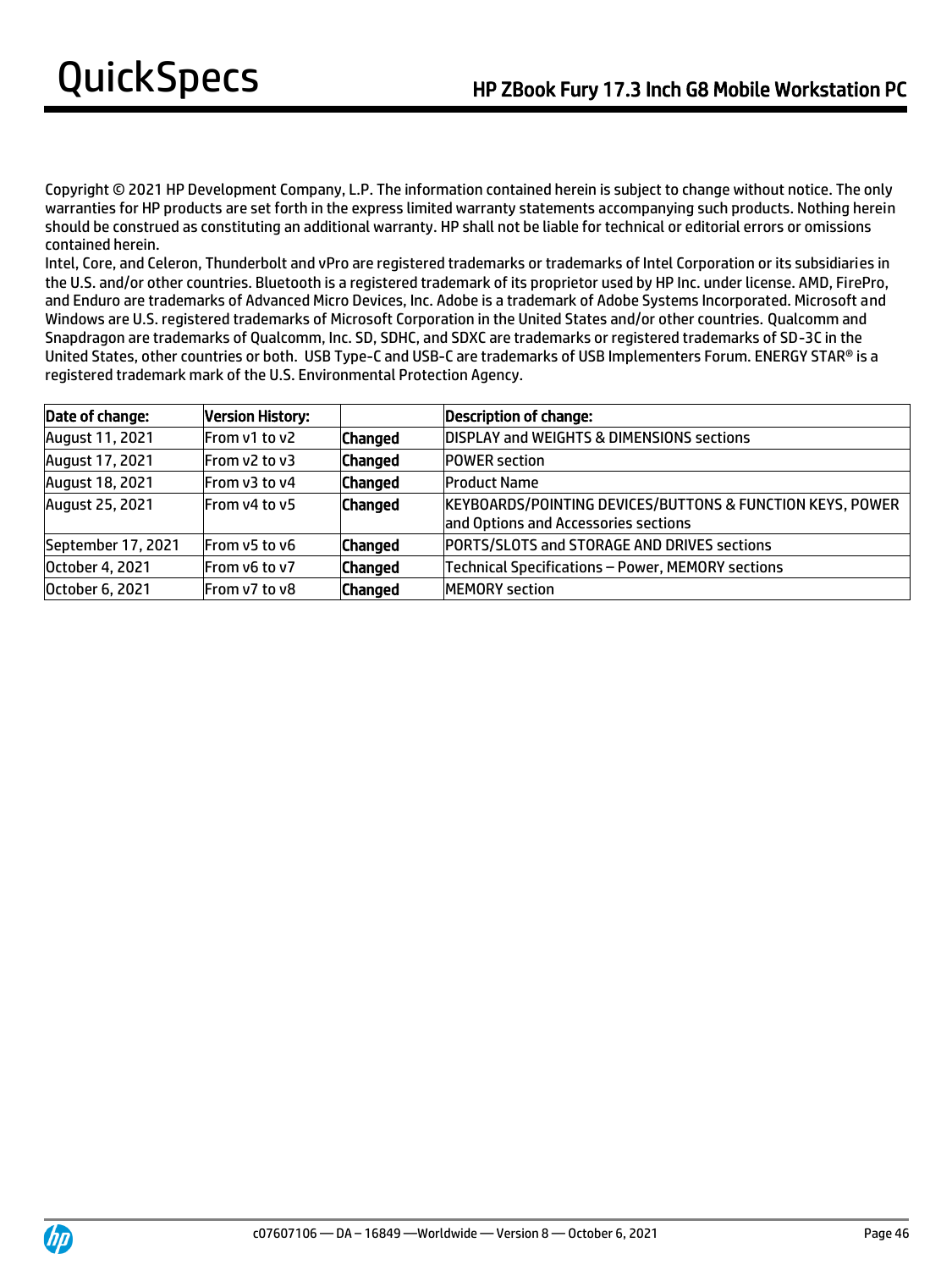Copyright © 2021 HP Development Company, L.P. The information contained herein is subject to change without notice. The only warranties for HP products are set forth in the express limited warranty statements accompanying such products. Nothing herein should be construed as constituting an additional warranty. HP shall not be liable for technical or editorial errors or omissions contained herein.
Intel, Core, and Celeron, Thunderbolt and vPro are registered trademarks or trademarks of Intel Corporation or its subsidiaries in the U.S. and/or other countries. Bluetooth is a registered trademark of its proprietor used by HP Inc. under license. AMD, FirePro, and Enduro are trademarks of Advanced Micro Devices, Inc. Adobe is a trademark of Adobe Systems Incorporated. Microsoft and Windows are U.S. registered trademarks of Microsoft Corporation in the United States and/or other countries. Qualcomm and Snapdragon are trademarks of Qualcomm, Inc. SD, SDHC, and SDXC are trademarks or registered trademarks of SD-3C in the United States, other countries or both. USB Type-C and USB-C are trademarks of USB Implementers Forum. ENERGY STAR® is a registered trademark mark of the U.S. Environmental Protection Agency.

| **Date of change:** | **Version History:** | | **Description of change:** |
|---|---|---|---|
| August 11, 2021 | From v1 to v2 | **Changed** | DISPLAY and WEIGHTS & DIMENSIONS sections |
| August 17, 2021 | From v2 to v3 | **Changed** | POWER section |
| August 18, 2021 | From v3 to v4 | **Changed** | Product Name |
| August 25, 2021 | From v4 to v5 | **Changed** | KEYBOARDS/POINTING DEVICES/BUTTONS & FUNCTION KEYS, POWER and Options and Accessories sections |
| September 17, 2021 | From v5 to v6 | **Changed** | PORTS/SLOTS and STORAGE AND DRIVES sections |
| October 4, 2021 | From v6 to v7 | **Changed** | Technical Specifications – Power, MEMORY sections |
| October 6, 2021 | From v7 to v8 | **Changed** | MEMORY section |